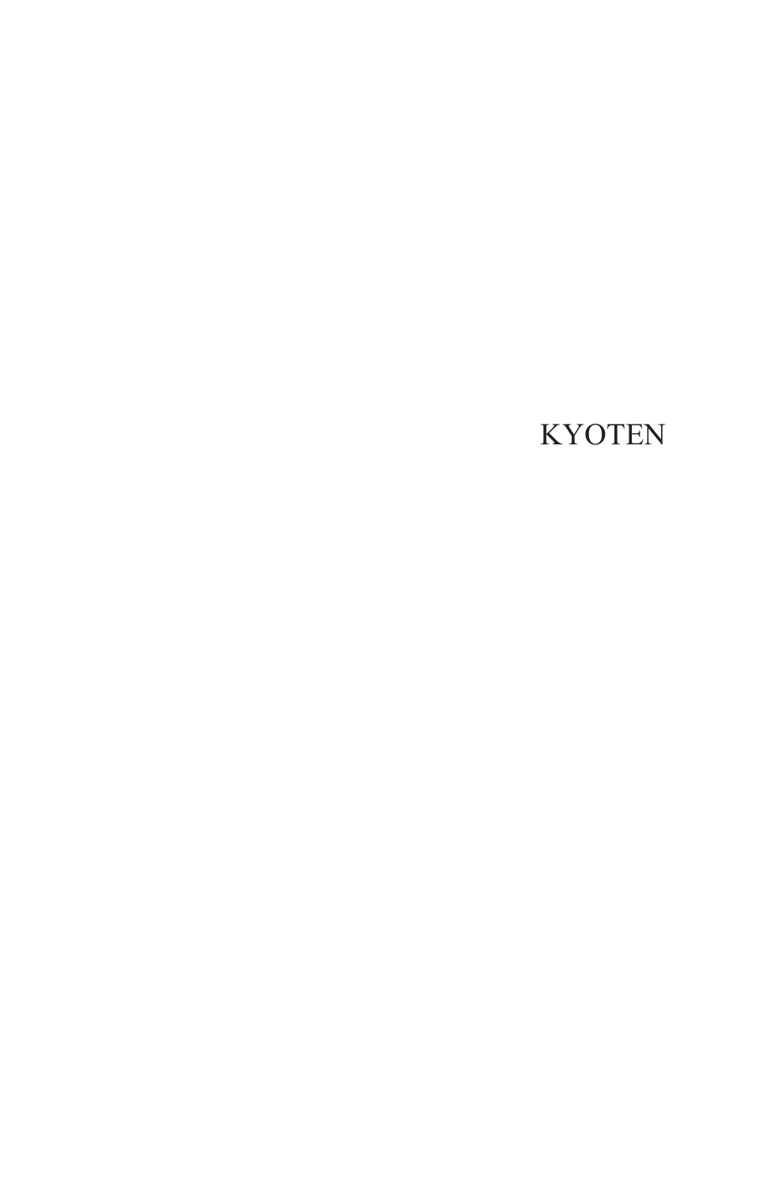KYOTEN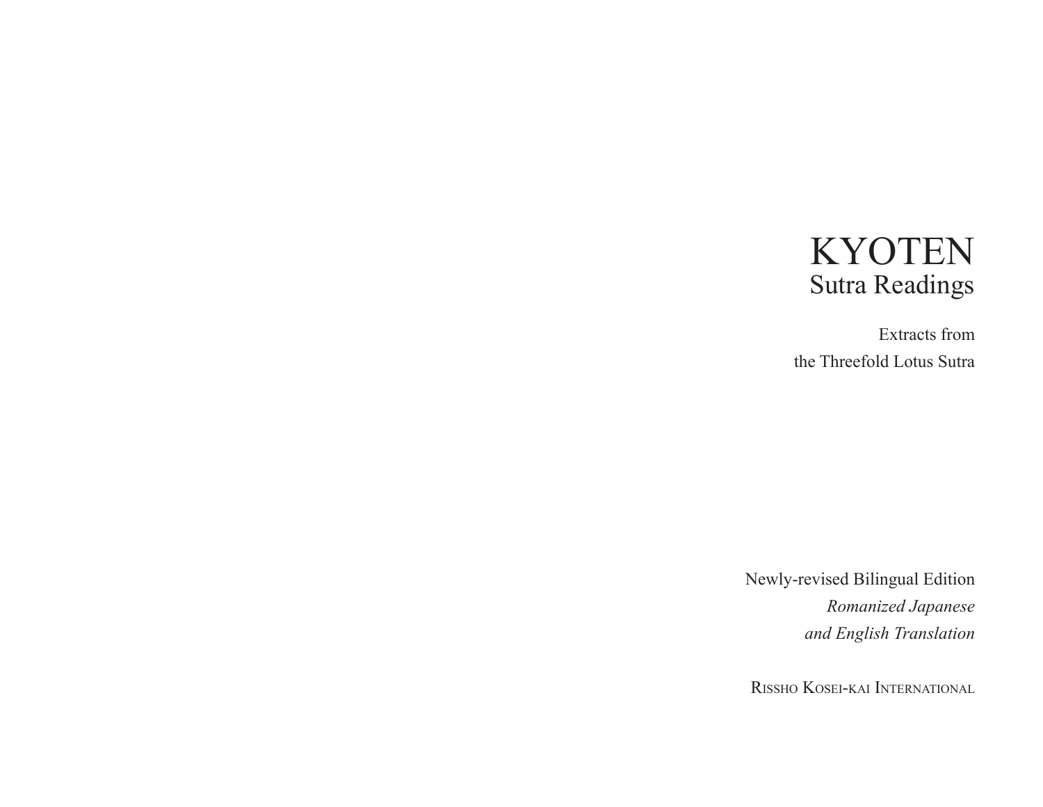# KYOTEN
## Sutra Readings

Extracts from
the Threefold Lotus Sutra

Newly-revised Bilingual Edition
*Romanized Japanese*
*and English Translation*

Rissho Kosei-kai International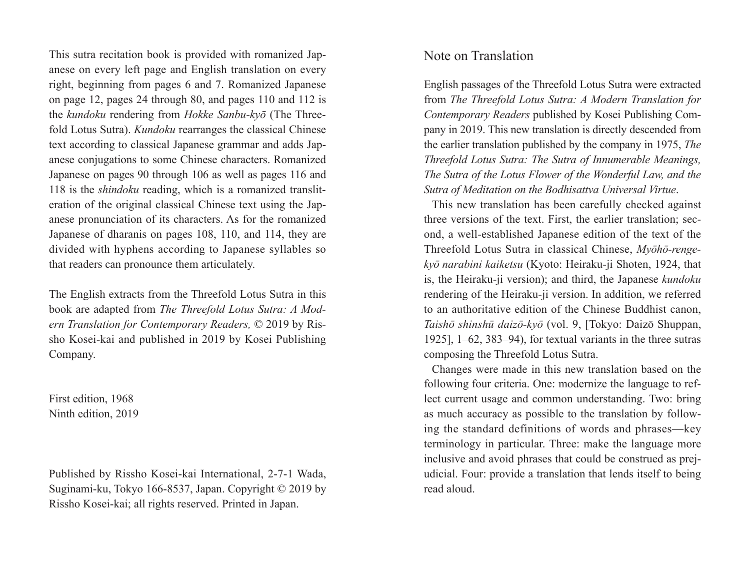This sutra recitation book is provided with romanized Japanese on every left page and English translation on every right, beginning from pages 6 and 7. Romanized Japanese on page 12, pages 24 through 80, and pages 110 and 112 is the *kundoku* rendering from *Hokke Sanbu-kyō* (The Threefold Lotus Sutra). *Kundoku* rearranges the classical Chinese text according to classical Japanese grammar and adds Japanese conjugations to some Chinese characters. Romanized Japanese on pages 90 through 106 as well as pages 116 and 118 is the *shindoku* reading, which is a romanized transliteration of the original classical Chinese text using the Japanese pronunciation of its characters. As for the romanized Japanese of dharanis on pages 108, 110, and 114, they are divided with hyphens according to Japanese syllables so that readers can pronounce them articulately.

The English extracts from the Threefold Lotus Sutra in this book are adapted from *The Threefold Lotus Sutra: A Modern Translation for Contemporary Readers,* © 2019 by Rissho Kosei-kai and published in 2019 by Kosei Publishing Company.

First edition, 1968
Ninth edition, 2019

Published by Rissho Kosei-kai International, 2-7-1 Wada, Suginami-ku, Tokyo 166-8537, Japan. Copyright © 2019 by Rissho Kosei-kai; all rights reserved. Printed in Japan.

## Note on Translation

English passages of the Threefold Lotus Sutra were extracted from *The Threefold Lotus Sutra: A Modern Translation for Contemporary Readers* published by Kosei Publishing Company in 2019. This new translation is directly descended from the earlier translation published by the company in 1975, *The Threefold Lotus Sutra: The Sutra of Innumerable Meanings, The Sutra of the Lotus Flower of the Wonderful Law, and the Sutra of Meditation on the Bodhisattva Universal Virtue*.

This new translation has been carefully checked against three versions of the text. First, the earlier translation; second, a well-established Japanese edition of the text of the Threefold Lotus Sutra in classical Chinese, *Myōhō-renge-kyō narabini kaiketsu* (Kyoto: Heiraku-ji Shoten, 1924, that is, the Heiraku-ji version); and third, the Japanese *kundoku* rendering of the Heiraku-ji version. In addition, we referred to an authoritative edition of the Chinese Buddhist canon, *Taishō shinshū daizō-kyō* (vol. 9, [Tokyo: Daizō Shuppan, 1925], 1–62, 383–94), for textual variants in the three sutras composing the Threefold Lotus Sutra.

Changes were made in this new translation based on the following four criteria. One: modernize the language to reflect current usage and common understanding. Two: bring as much accuracy as possible to the translation by following the standard definitions of words and phrases—key terminology in particular. Three: make the language more inclusive and avoid phrases that could be construed as prejudicial. Four: provide a translation that lends itself to being read aloud.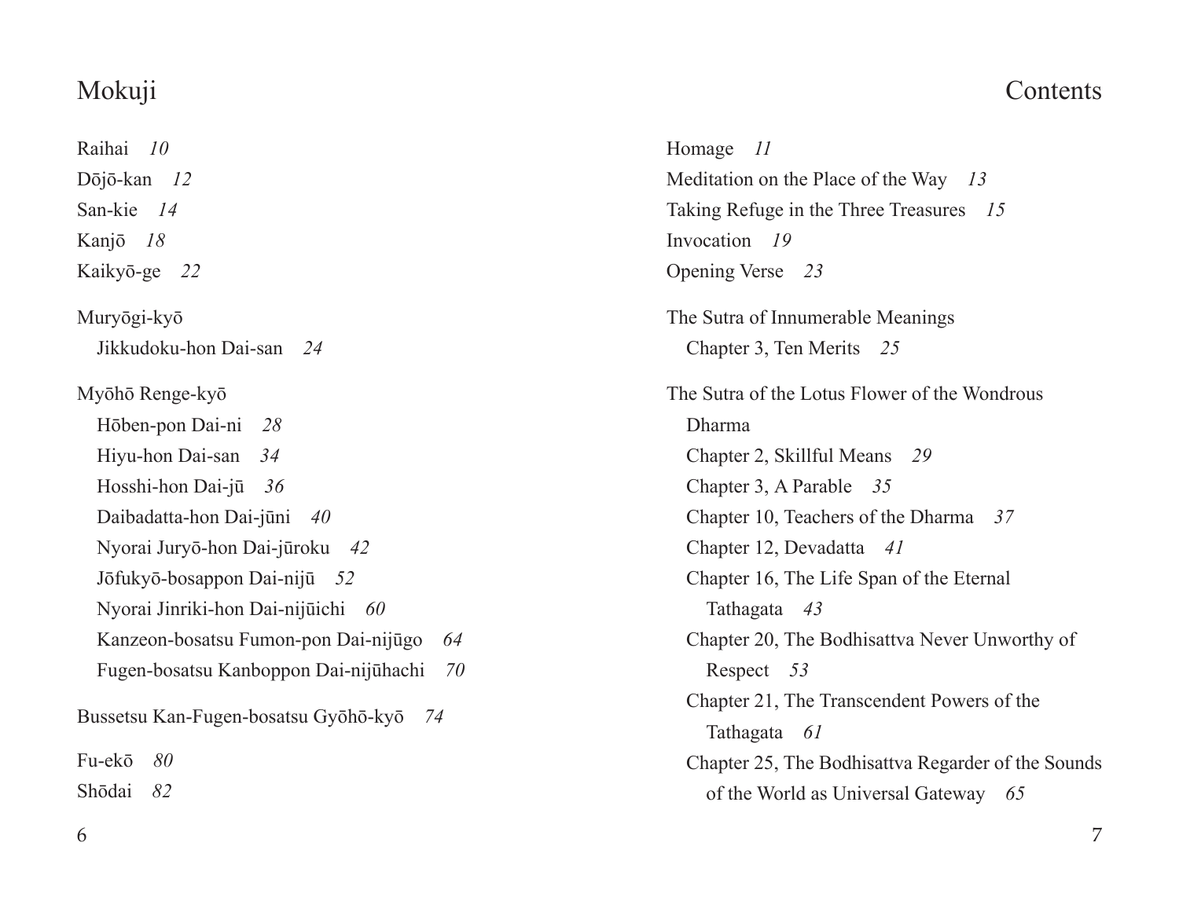# Mokuji

Raihai *10*
Dōjō-kan *12*
San-kie *14*
Kanjō *18*
Kaikyō-ge *22*

Muryōgi-kyō
  Jikkudoku-hon Dai-san *24*

Myōhō Renge-kyō
  Hōben-pon Dai-ni *28*
  Hiyu-hon Dai-san *34*
  Hosshi-hon Dai-jū *36*
  Daibadatta-hon Dai-jūni *40*
  Nyorai Juryō-hon Dai-jūroku *42*
  Jōfukyō-bosappon Dai-nijū *52*
  Nyorai Jinriki-hon Dai-nijūichi *60*
  Kanzeon-bosatsu Fumon-pon Dai-nijūgo *64*
  Fugen-bosatsu Kanboppon Dai-nijūhachi *70*

Bussetsu Kan-Fugen-bosatsu Gyōhō-kyō *74*

Fu-ekō *80*
Shōdai *82*

# Contents

Homage *11*
Meditation on the Place of the Way *13*
Taking Refuge in the Three Treasures *15*
Invocation *19*
Opening Verse *23*

The Sutra of Innumerable Meanings
  Chapter 3, Ten Merits *25*

The Sutra of the Lotus Flower of the Wondrous Dharma
  Chapter 2, Skillful Means *29*
  Chapter 3, A Parable *35*
  Chapter 10, Teachers of the Dharma *37*
  Chapter 12, Devadatta *41*
  Chapter 16, The Life Span of the Eternal Tathagata *43*
  Chapter 20, The Bodhisattva Never Unworthy of Respect *53*
  Chapter 21, The Transcendent Powers of the Tathagata *61*
  Chapter 25, The Bodhisattva Regarder of the Sounds of the World as Universal Gateway *65*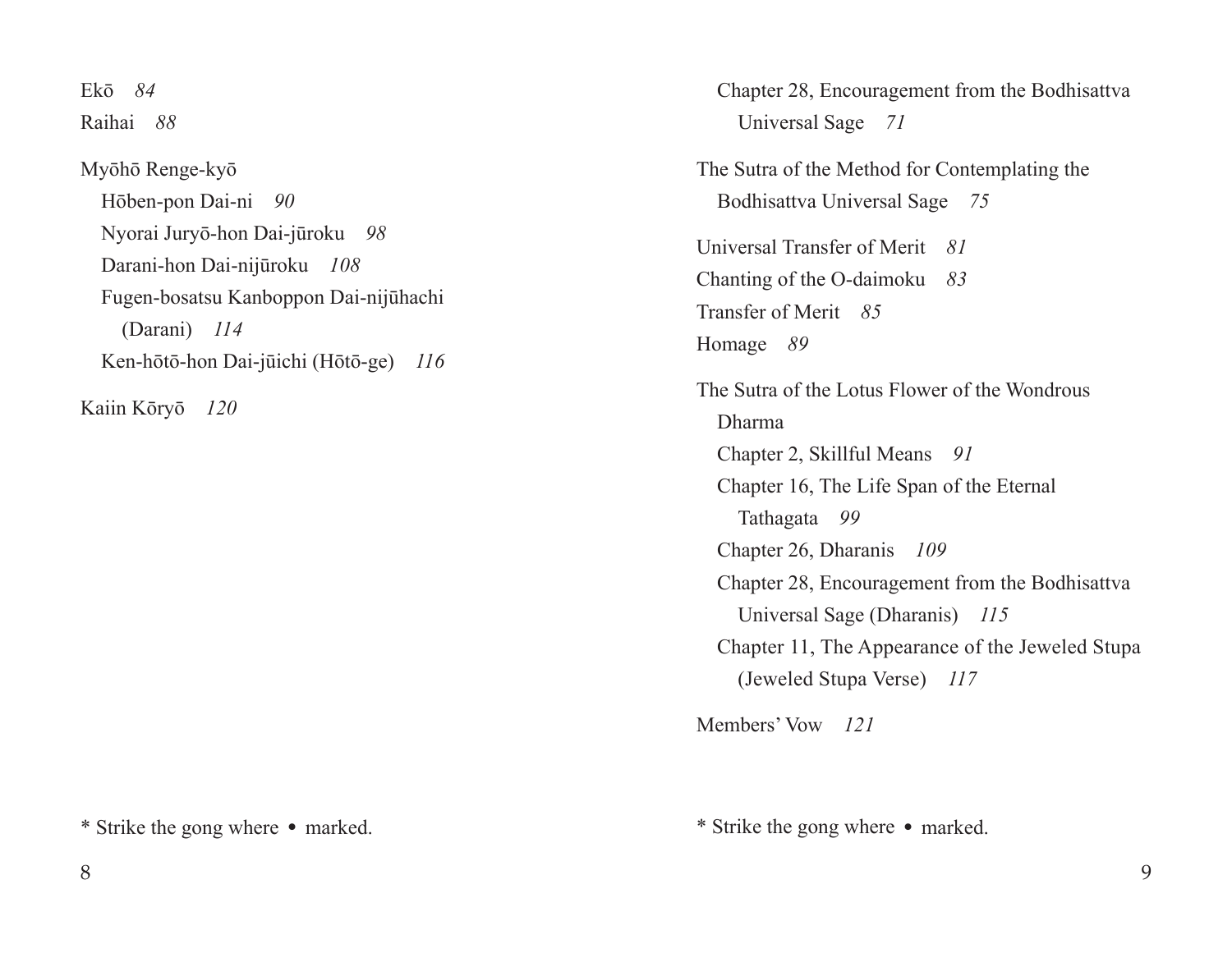Ekō *84*

Raihai *88*

Myōhō Renge-kyō

- Hōben-pon Dai-ni *90*
- Nyorai Juryō-hon Dai-jūroku *98*
- Darani-hon Dai-nijūroku *108*
- Fugen-bosatsu Kanboppon Dai-nijūhachi (Darani) *114*
- Ken-hōtō-hon Dai-jūichi (Hōtō-ge) *116*

Kaiin Kōryō *120*

* Strike the gong where • marked.

- Chapter 28, Encouragement from the Bodhisattva Universal Sage *71*

The Sutra of the Method for Contemplating the Bodhisattva Universal Sage *75*

Universal Transfer of Merit *81*

Chanting of the O-daimoku *83*

Transfer of Merit *85*

Homage *89*

The Sutra of the Lotus Flower of the Wondrous Dharma

- Chapter 2, Skillful Means *91*
- Chapter 16, The Life Span of the Eternal Tathagata *99*
- Chapter 26, Dharanis *109*
- Chapter 28, Encouragement from the Bodhisattva Universal Sage (Dharanis) *115*
- Chapter 11, The Appearance of the Jeweled Stupa (Jeweled Stupa Verse) *117*

Members' Vow *121*

* Strike the gong where • marked.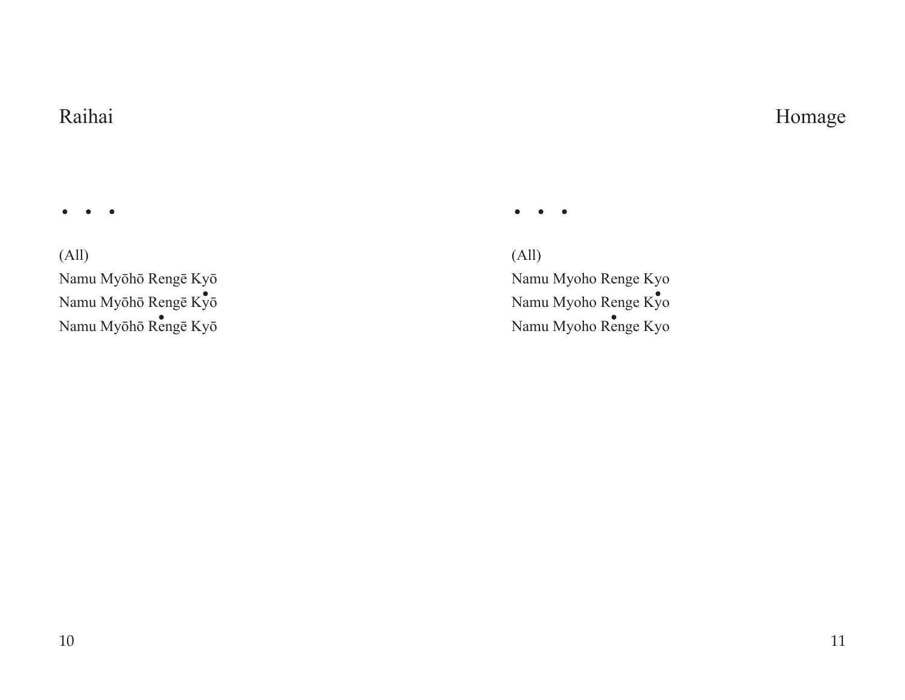## Raihai

• • •

(All)
Namu Myōhō Rengē Kyō
Namu Myōhō Rengē Kyō
Namu Myōhō Rengē Kyō

## Homage

• • •

(All)
Namu Myoho Renge Kyo
Namu Myoho Renge Kyo
Namu Myoho Renge Kyo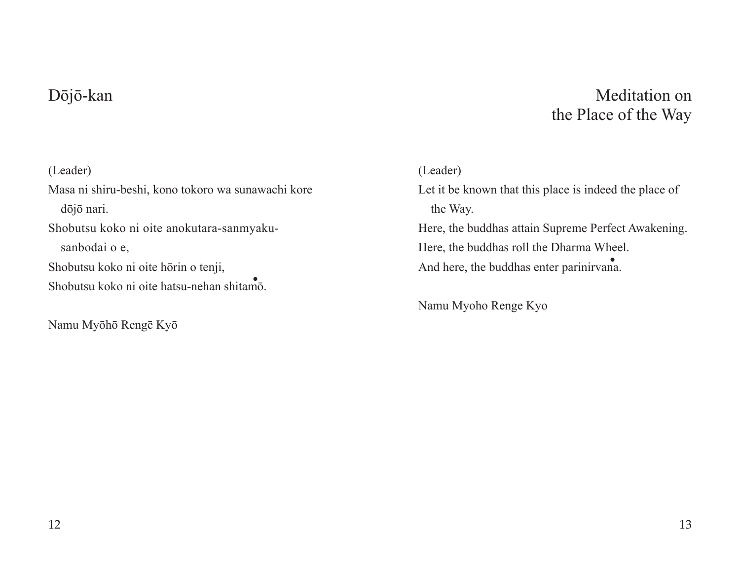## Dōjō-kan

(Leader)

Masa ni shiru-beshi, kono tokoro wa sunawachi kore dōjō nari.
Shobutsu koko ni oite anokutara-sanmyaku-sanbodai o e,
Shobutsu koko ni oite hōrin o tenji,
Shobutsu koko ni oite hatsu-nehan shitamō.

Namu Myōhō Rengē Kyō

## Meditation on the Place of the Way

(Leader)

Let it be known that this place is indeed the place of the Way.
Here, the buddhas attain Supreme Perfect Awakening.
Here, the buddhas roll the Dharma Wheel.
And here, the buddhas enter parinirvana.

Namu Myoho Renge Kyo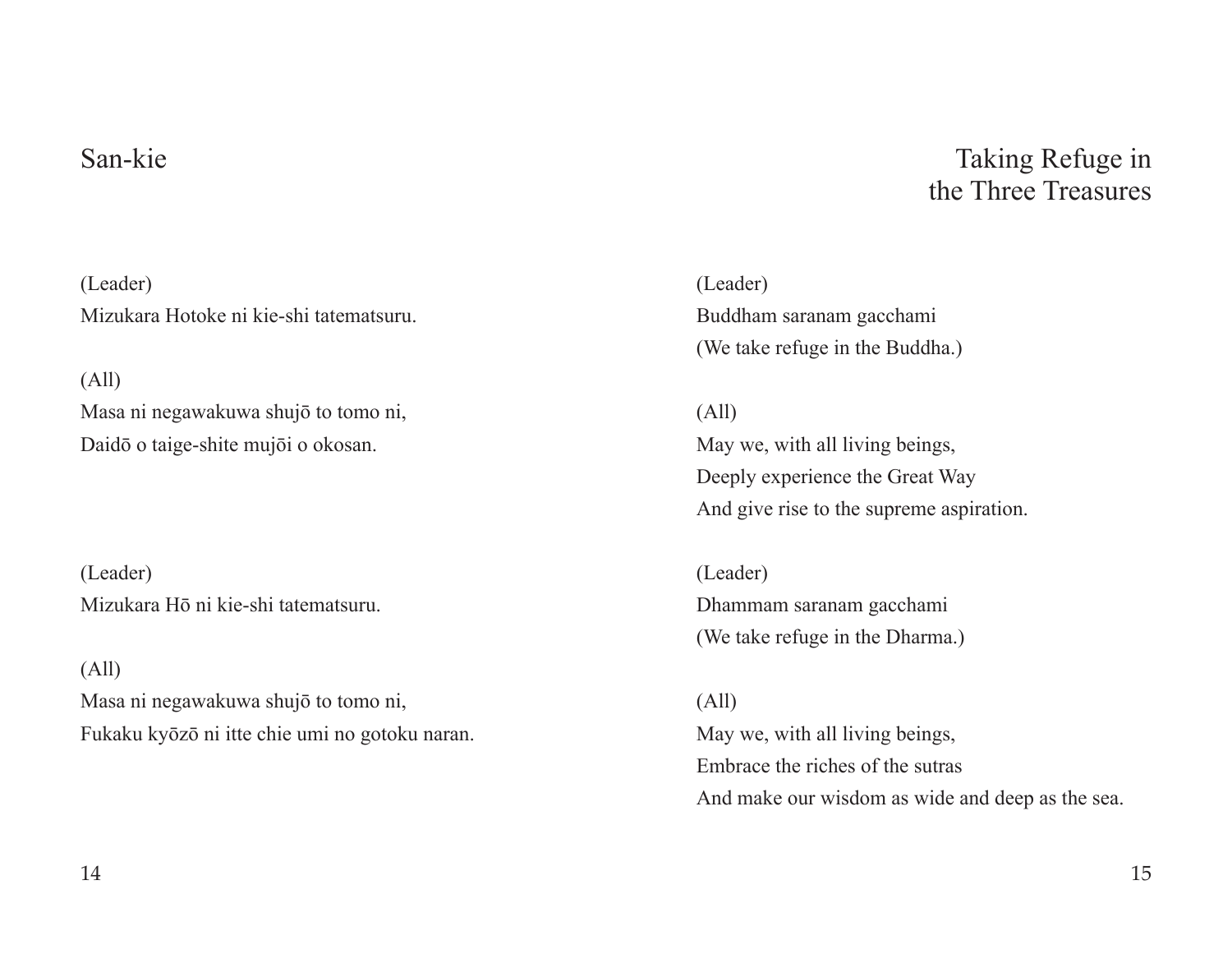## San-kie

(Leader)
Mizukara Hotoke ni kie-shi tatematsuru.

(All)
Masa ni negawakuwa shujō to tomo ni,
Daidō o taige-shite mujōi o okosan.

(Leader)
Mizukara Hō ni kie-shi tatematsuru.

(All)
Masa ni negawakuwa shujō to tomo ni,
Fukaku kyōzō ni itte chie umi no gotoku naran.

## Taking Refuge in the Three Treasures

(Leader)
Buddham saranam gacchami
(We take refuge in the Buddha.)

(All)
May we, with all living beings,
Deeply experience the Great Way
And give rise to the supreme aspiration.

(Leader)
Dhammam saranam gacchami
(We take refuge in the Dharma.)

(All)
May we, with all living beings,
Embrace the riches of the sutras
And make our wisdom as wide and deep as the sea.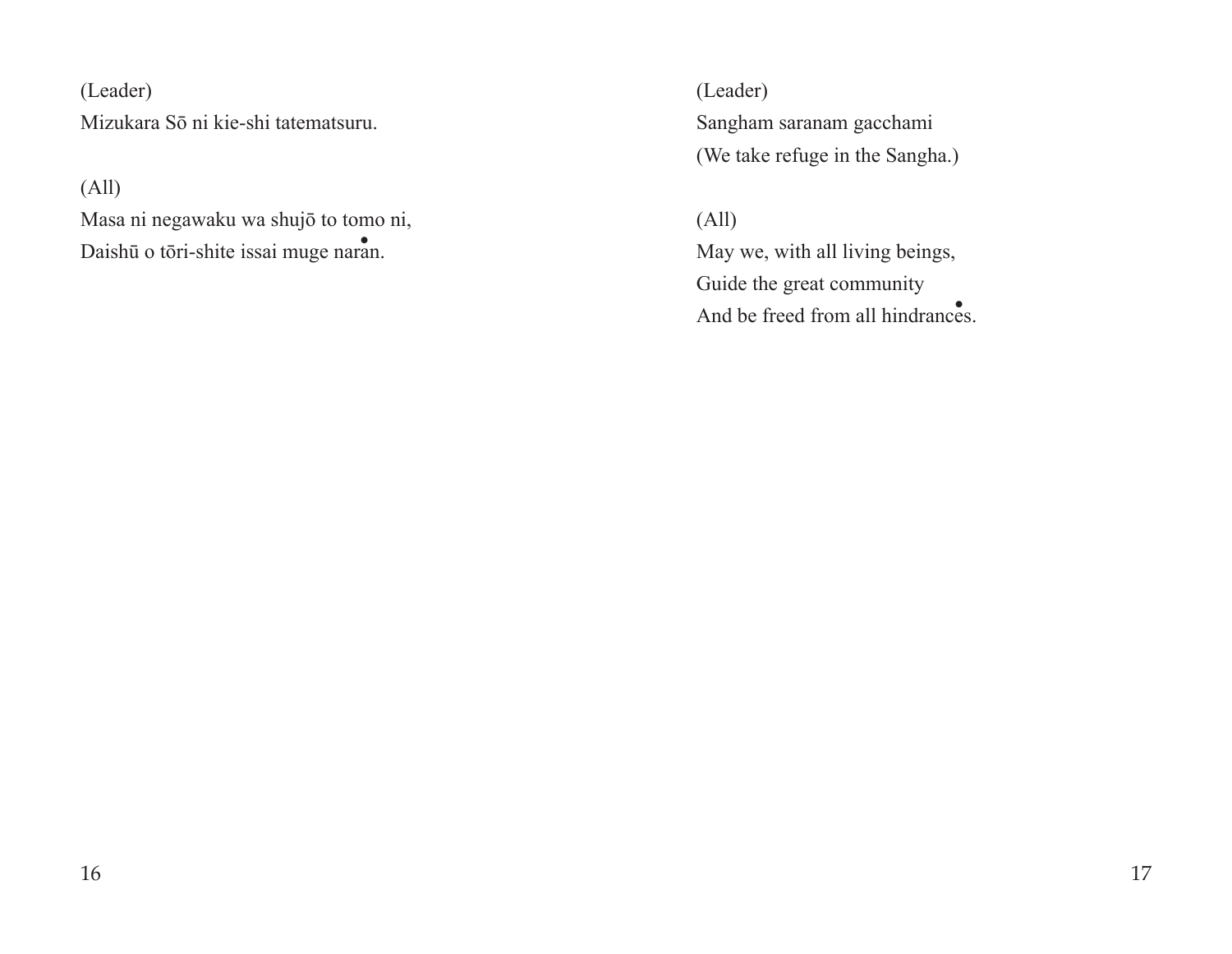(Leader)
Mizukara Sō ni kie-shi tatematsuru.

(All)
Masa ni negawaku wa shujō to tomo ni,
Daishū o tōri-shite issai muge naran.

(Leader)
Sangham saranam gacchami
(We take refuge in the Sangha.)

(All)
May we, with all living beings,
Guide the great community
And be freed from all hindrances.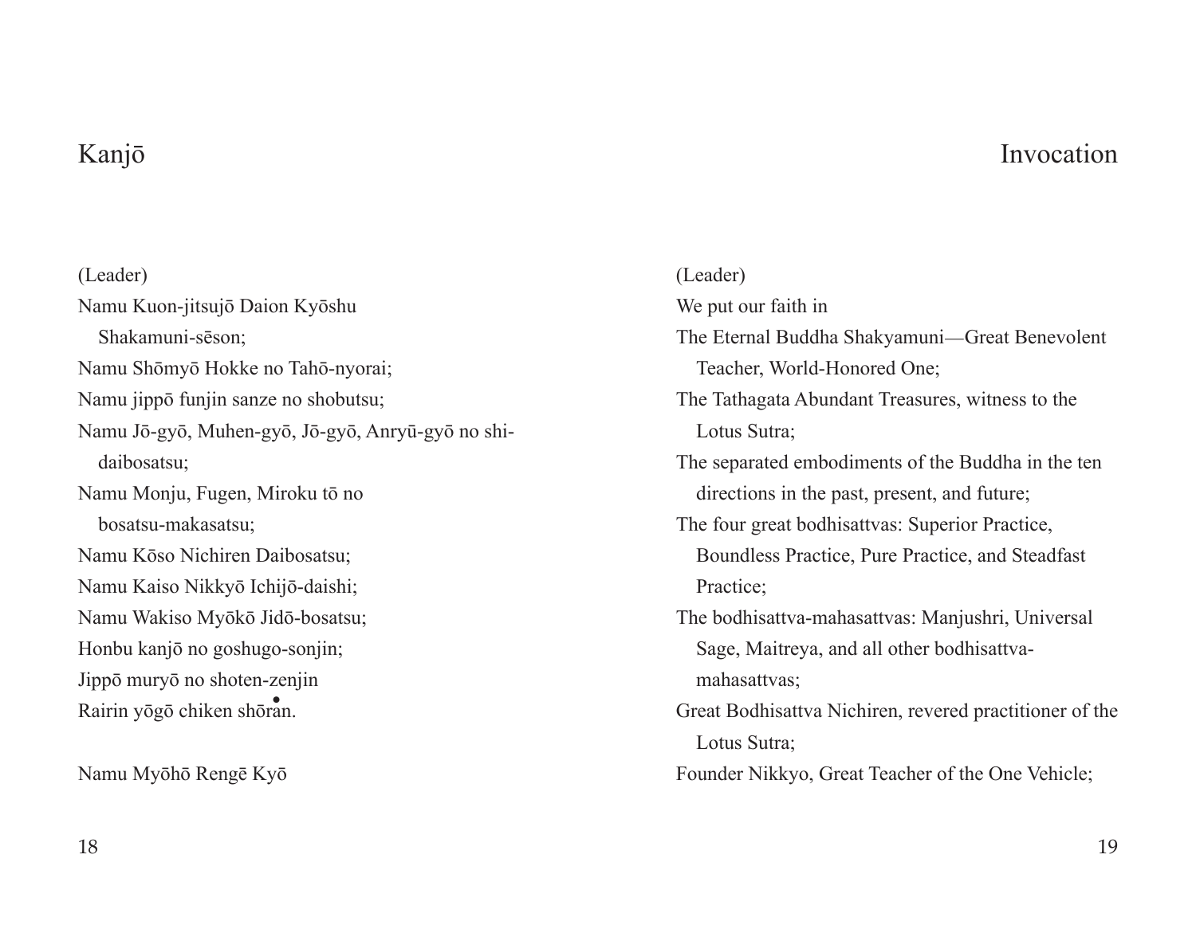## Kanjō

(Leader)
Namu Kuon-jitsujō Daion Kyōshu
Shakamuni-sēson;
Namu Shōmyō Hokke no Tahō-nyorai;
Namu jippō funjin sanze no shobutsu;
Namu Jō-gyō, Muhen-gyō, Jō-gyō, Anryū-gyō no shi-daibosatsu;
Namu Monju, Fugen, Miroku tō no
bosatsu-makasatsu;
Namu Kōso Nichiren Daibosatsu;
Namu Kaiso Nikkyō Ichijō-daishi;
Namu Wakiso Myōkō Jidō-bosatsu;
Honbu kanjō no goshugo-sonjin;
Jippō muryō no shoten-zenjin
Rairin yōgō chiken shōran.

Namu Myōhō Rengē Kyō

## Invocation

(Leader)
We put our faith in
The Eternal Buddha Shakyamuni—Great Benevolent Teacher, World-Honored One;
The Tathagata Abundant Treasures, witness to the Lotus Sutra;
The separated embodiments of the Buddha in the ten directions in the past, present, and future;
The four great bodhisattvas: Superior Practice, Boundless Practice, Pure Practice, and Steadfast Practice;
The bodhisattva-mahasattvas: Manjushri, Universal Sage, Maitreya, and all other bodhisattva-mahasattvas;
Great Bodhisattva Nichiren, revered practitioner of the Lotus Sutra;
Founder Nikkyo, Great Teacher of the One Vehicle;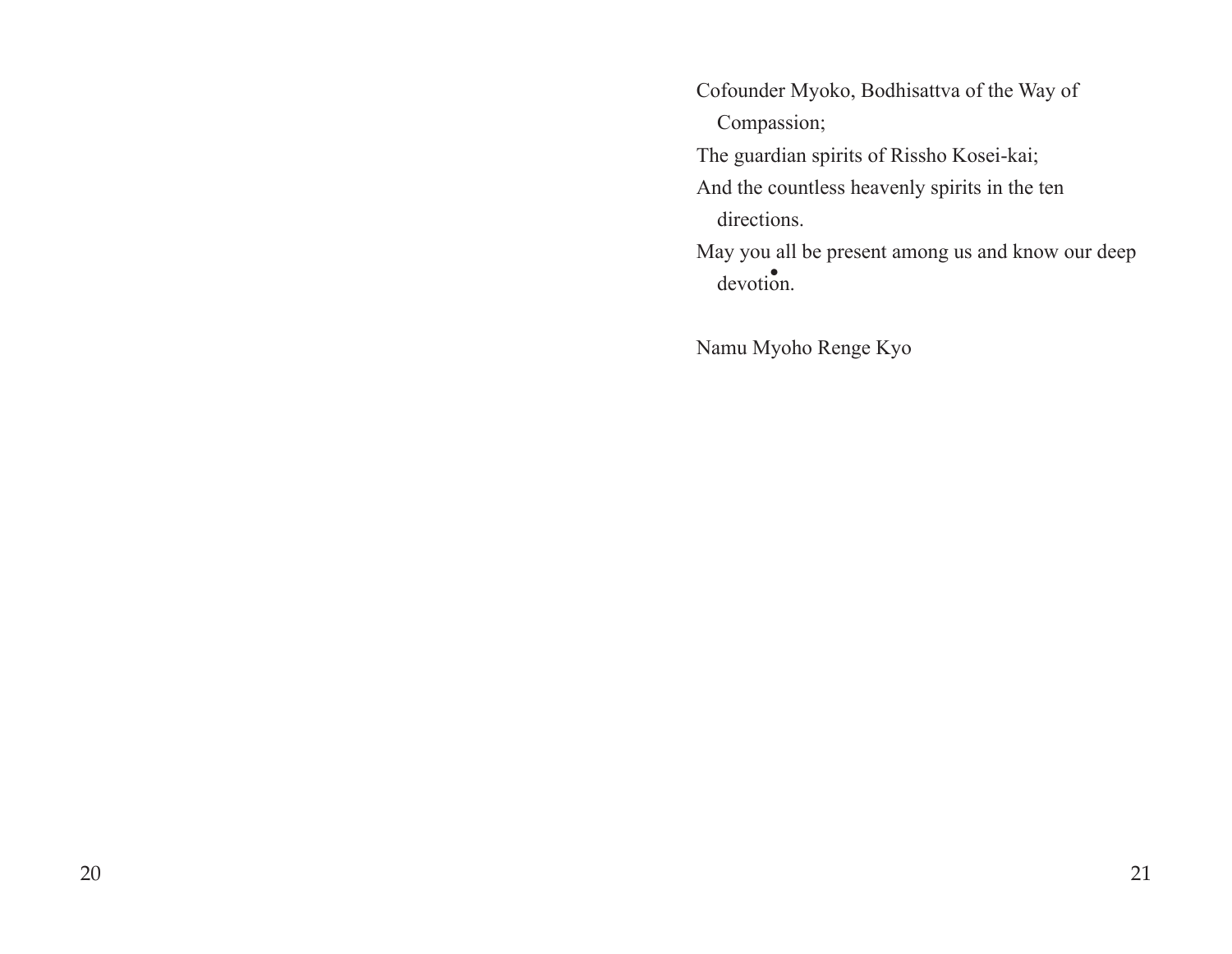Cofounder Myoko, Bodhisattva of the Way of Compassion;

The guardian spirits of Rissho Kosei-kai;

And the countless heavenly spirits in the ten directions.

May you all be present among us and know our deep devotion.

Namu Myoho Renge Kyo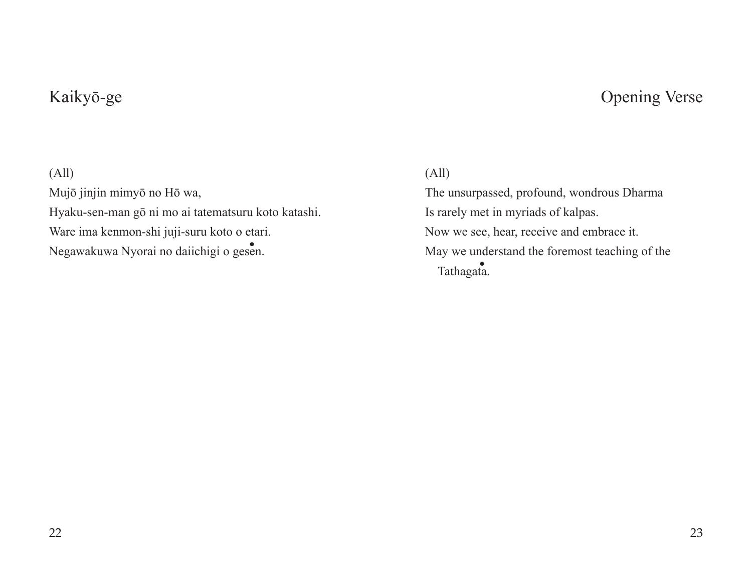## Kaikyō-ge

(All)

Mujō jinjin mimyō no Hō wa,
Hyaku-sen-man gō ni mo ai tatematsuru koto katashi.
Ware ima kenmon-shi juji-suru koto o etari.
Negawakuwa Nyorai no daiichigi o gesen.

## Opening Verse

(All)

The unsurpassed, profound, wondrous Dharma
Is rarely met in myriads of kalpas.
Now we see, hear, receive and embrace it.
May we understand the foremost teaching of the Tathagata.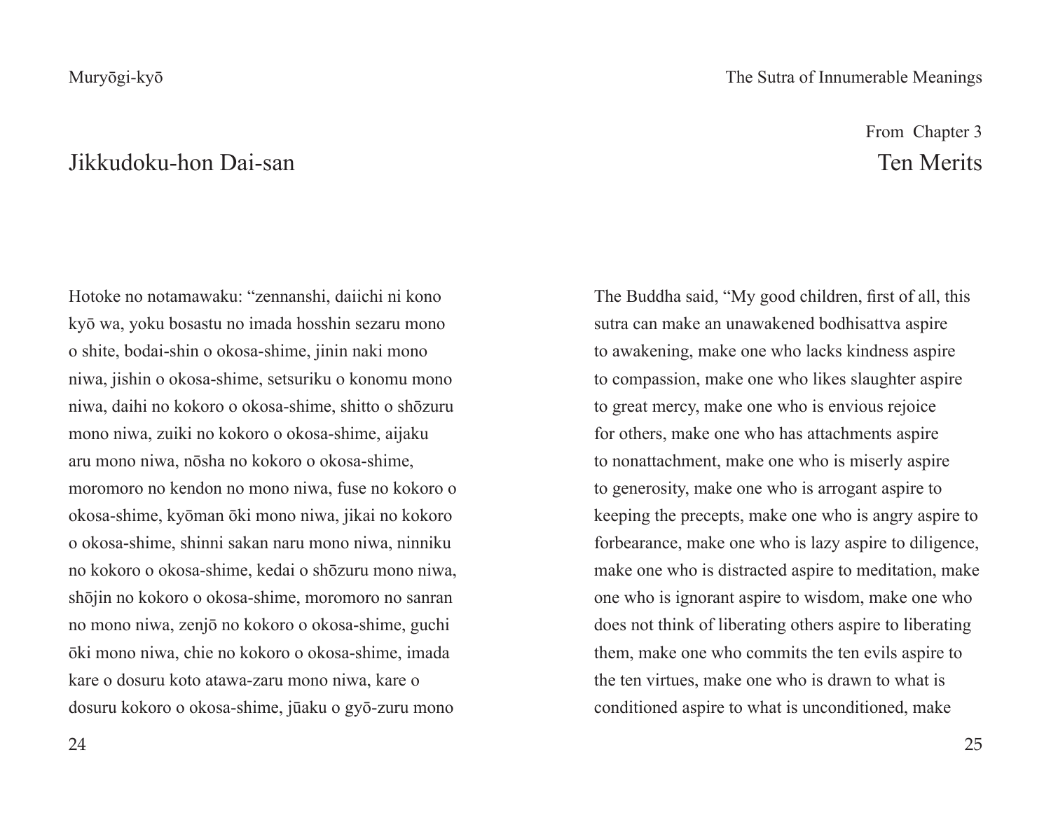## Jikkudoku-hon Dai-san

Hotoke no notamawaku: "zennanshi, daiichi ni kono kyō wa, yoku bosastu no imada hosshin sezaru mono o shite, bodai-shin o okosa-shime, jinin naki mono niwa, jishin o okosa-shime, setsuriku o konomu mono niwa, daihi no kokoro o okosa-shime, shitto o shōzuru mono niwa, zuiki no kokoro o okosa-shime, aijaku aru mono niwa, nōsha no kokoro o okosa-shime, moromoro no kendon no mono niwa, fuse no kokoro o okosa-shime, kyōman ōki mono niwa, jikai no kokoro o okosa-shime, shinni sakan naru mono niwa, ninniku no kokoro o okosa-shime, kedai o shōzuru mono niwa, shōjin no kokoro o okosa-shime, moromoro no sanran no mono niwa, zenjō no kokoro o okosa-shime, guchi ōki mono niwa, chie no kokoro o okosa-shime, imada kare o dosuru koto atawa-zaru mono niwa, kare o dosuru kokoro o okosa-shime, jūaku o gyō-zuru mono

From Chapter 3

## Ten Merits

The Buddha said, "My good children, first of all, this sutra can make an unawakened bodhisattva aspire to awakening, make one who lacks kindness aspire to compassion, make one who likes slaughter aspire to great mercy, make one who is envious rejoice for others, make one who has attachments aspire to nonattachment, make one who is miserly aspire to generosity, make one who is arrogant aspire to keeping the precepts, make one who is angry aspire to forbearance, make one who is lazy aspire to diligence, make one who is distracted aspire to meditation, make one who is ignorant aspire to wisdom, make one who does not think of liberating others aspire to liberating them, make one who commits the ten evils aspire to the ten virtues, make one who is drawn to what is conditioned aspire to what is unconditioned, make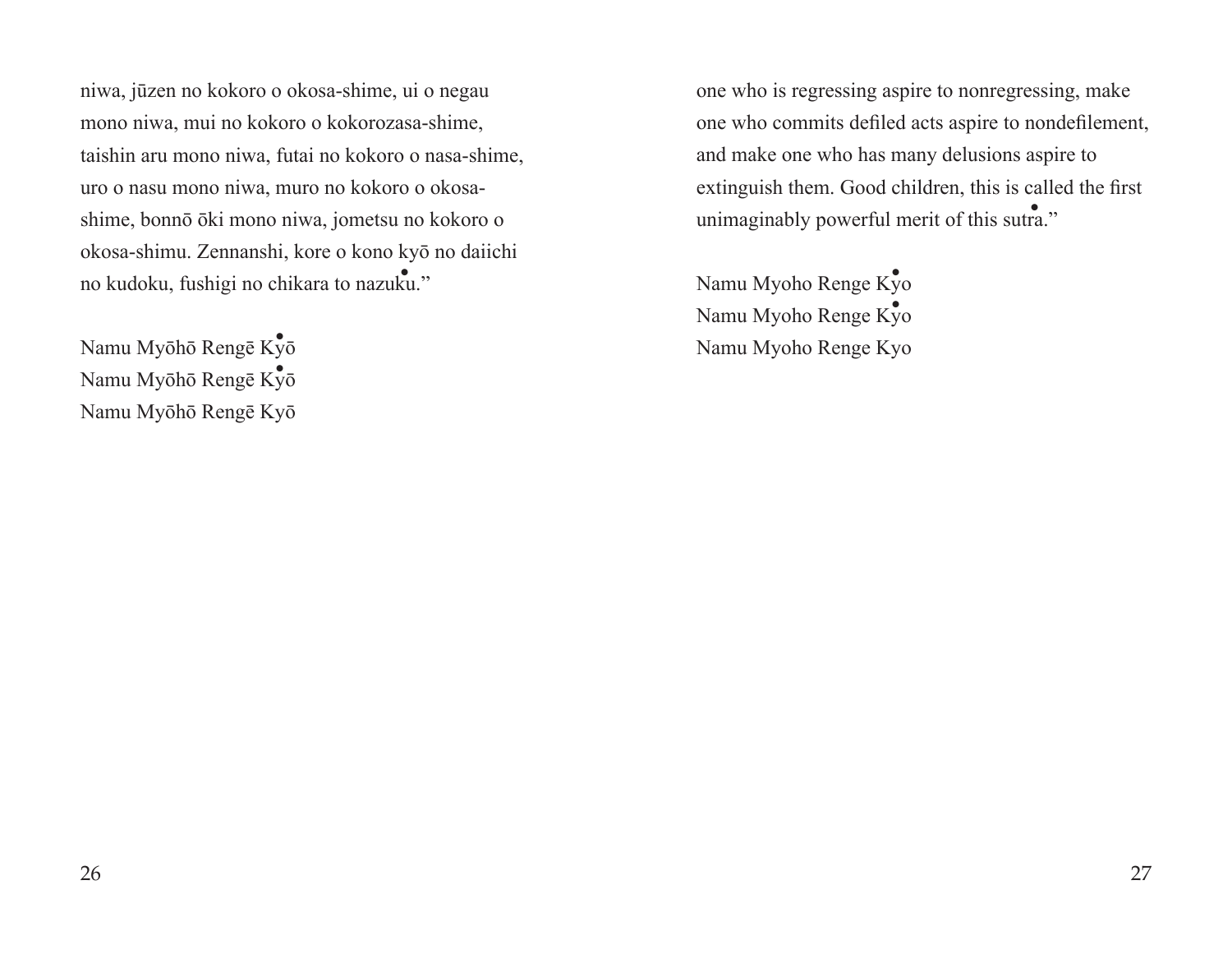niwa, jūzen no kokoro o okosa-shime, ui o negau mono niwa, mui no kokoro o kokorozasa-shime, taishin aru mono niwa, futai no kokoro o nasa-shime, uro o nasu mono niwa, muro no kokoro o okosa-shime, bonnō ōki mono niwa, jometsu no kokoro o okosa-shimu. Zennanshi, kore o kono kyō no daiichi no kudoku, fushigi no chikara to nazuku."

Namu Myōhō Rengē Kyō
Namu Myōhō Rengē Kyō
Namu Myōhō Rengē Kyō

one who is regressing aspire to nonregressing, make one who commits defiled acts aspire to nondefilement, and make one who has many delusions aspire to extinguish them. Good children, this is called the first unimaginably powerful merit of this sutra."

Namu Myoho Renge Kyo
Namu Myoho Renge Kyo
Namu Myoho Renge Kyo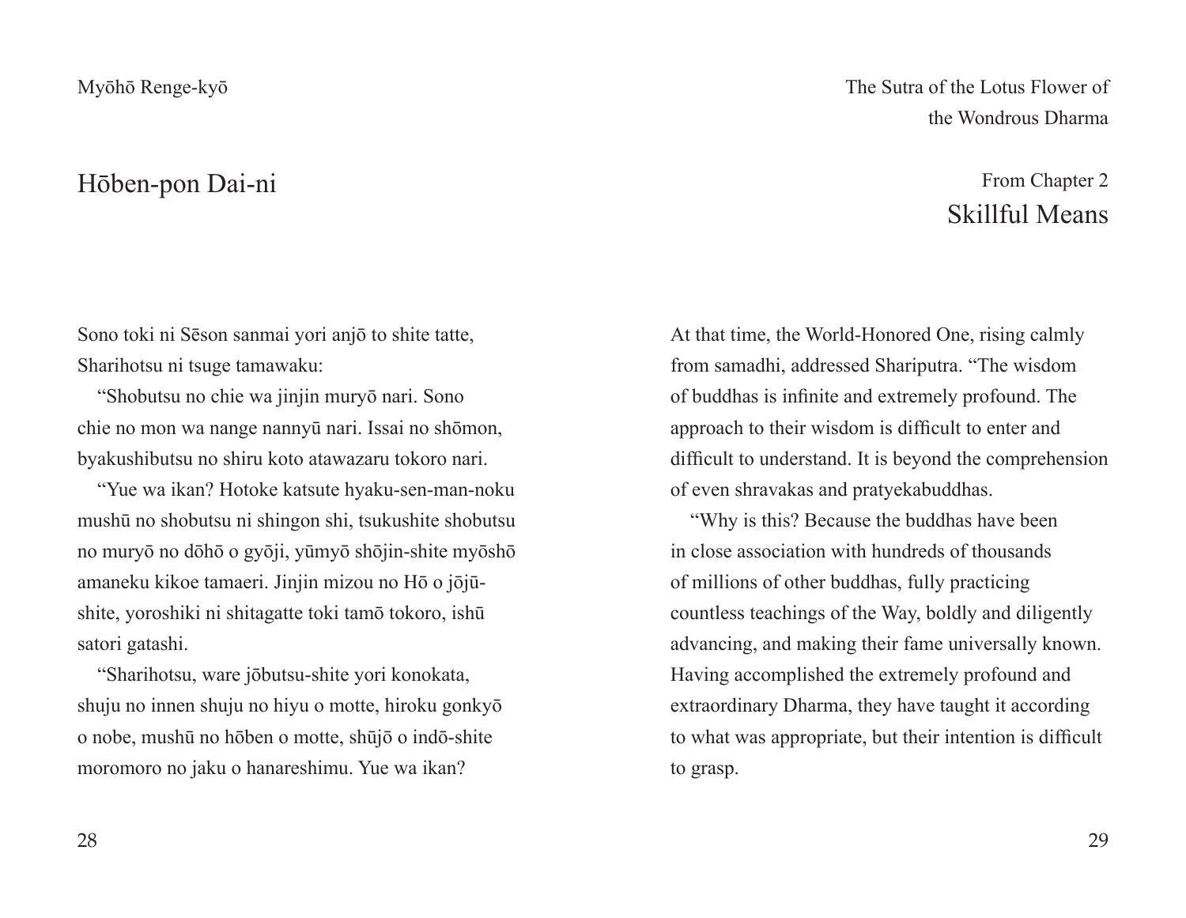Myōhō Renge-kyō

## Hōben-pon Dai-ni

Sono toki ni Sēson sanmai yori anjō to shite tatte, Sharihotsu ni tsuge tamawaku:

"Shobutsu no chie wa jinjin muryō nari. Sono chie no mon wa nange nannyū nari. Issai no shōmon, byakushibutsu no shiru koto atawazaru tokoro nari.

"Yue wa ikan? Hotoke katsute hyaku-sen-man-noku mushū no shobutsu ni shingon shi, tsukushite shobutsu no muryō no dōhō o gyōji, yūmyō shōjin-shite myōshō amaneku kikoe tamaeri. Jinjin mizou no Hō o jōjū-shite, yoroshiki ni shitagatte toki tamō tokoro, ishū satori gatashi.

"Sharihotsu, ware jōbutsu-shite yori konokata, shuju no innen shuju no hiyu o motte, hiroku gonkyō o nobe, mushū no hōben o motte, shūjō o indō-shite moromoro no jaku o hanareshimu. Yue wa ikan?

The Sutra of the Lotus Flower of the Wondrous Dharma

From Chapter 2

## Skillful Means

At that time, the World-Honored One, rising calmly from samadhi, addressed Shariputra. "The wisdom of buddhas is infinite and extremely profound. The approach to their wisdom is difficult to enter and difficult to understand. It is beyond the comprehension of even shravakas and pratyekabuddhas.

"Why is this? Because the buddhas have been in close association with hundreds of thousands of millions of other buddhas, fully practicing countless teachings of the Way, boldly and diligently advancing, and making their fame universally known. Having accomplished the extremely profound and extraordinary Dharma, they have taught it according to what was appropriate, but their intention is difficult to grasp.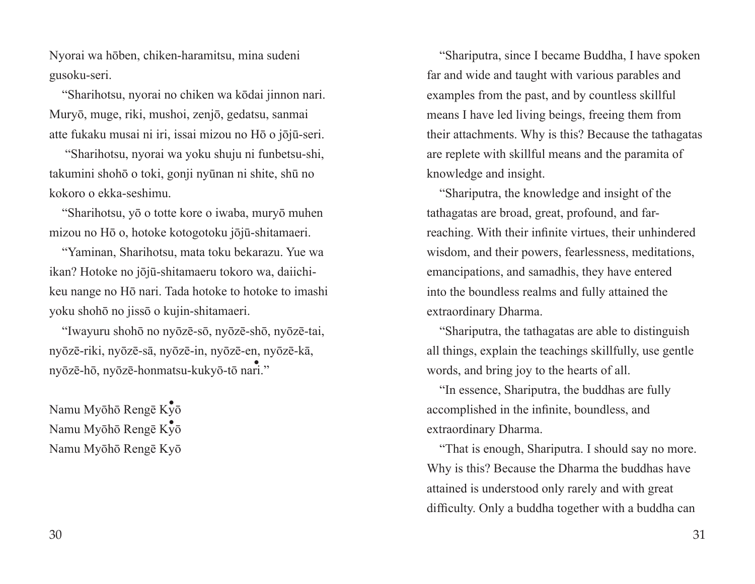Nyorai wa hōben, chiken-haramitsu, mina sudeni gusoku-seri.

"Sharihotsu, nyorai no chiken wa kōdai jinnon nari. Muryō, muge, riki, mushoi, zenjō, gedatsu, sanmai atte fukaku musai ni iri, issai mizou no Hō o jōjū-seri.

"Sharihotsu, nyorai wa yoku shuju ni funbetsu-shi, takumini shohō o toki, gonji nyūnan ni shite, shū no kokoro o ekka-seshimu.

"Sharihotsu, yō o totte kore o iwaba, muryō muhen mizou no Hō o, hotoke kotogotoku jōjū-shitamaeri.

"Yaminan, Sharihotsu, mata toku bekarazu. Yue wa ikan? Hotoke no jōjū-shitamaeru tokoro wa, daiichi-keu nange no Hō nari. Tada hotoke to hotoke to imashi yoku shohō no jissō o kujin-shitamaeri.

"Iwayuru shohō no nyōzē-sō, nyōzē-shō, nyōzē-tai, nyōzē-riki, nyōzē-sā, nyōzē-in, nyōzē-en, nyōzē-kā, nyōzē-hō, nyōzē-honmatsu-kukyō-tō nari."

Namu Myōhō Rengē Kyō
Namu Myōhō Rengē Kyō
Namu Myōhō Rengē Kyō

"Shariputra, since I became Buddha, I have spoken far and wide and taught with various parables and examples from the past, and by countless skillful means I have led living beings, freeing them from their attachments. Why is this? Because the tathagatas are replete with skillful means and the paramita of knowledge and insight.

"Shariputra, the knowledge and insight of the tathagatas are broad, great, profound, and far-reaching. With their infinite virtues, their unhindered wisdom, and their powers, fearlessness, meditations, emancipations, and samadhis, they have entered into the boundless realms and fully attained the extraordinary Dharma.

"Shariputra, the tathagatas are able to distinguish all things, explain the teachings skillfully, use gentle words, and bring joy to the hearts of all.

"In essence, Shariputra, the buddhas are fully accomplished in the infinite, boundless, and extraordinary Dharma.

"That is enough, Shariputra. I should say no more. Why is this? Because the Dharma the buddhas have attained is understood only rarely and with great difficulty. Only a buddha together with a buddha can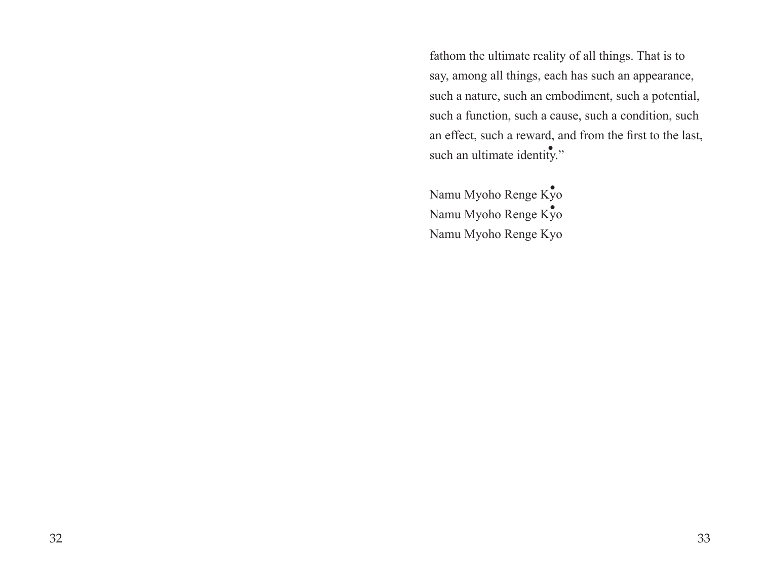fathom the ultimate reality of all things. That is to say, among all things, each has such an appearance, such a nature, such an embodiment, such a potential, such a function, such a cause, such a condition, such an effect, such a reward, and from the first to the last, such an ultimate identity."

Namu Myoho Renge Kyo
Namu Myoho Renge Kyo
Namu Myoho Renge Kyo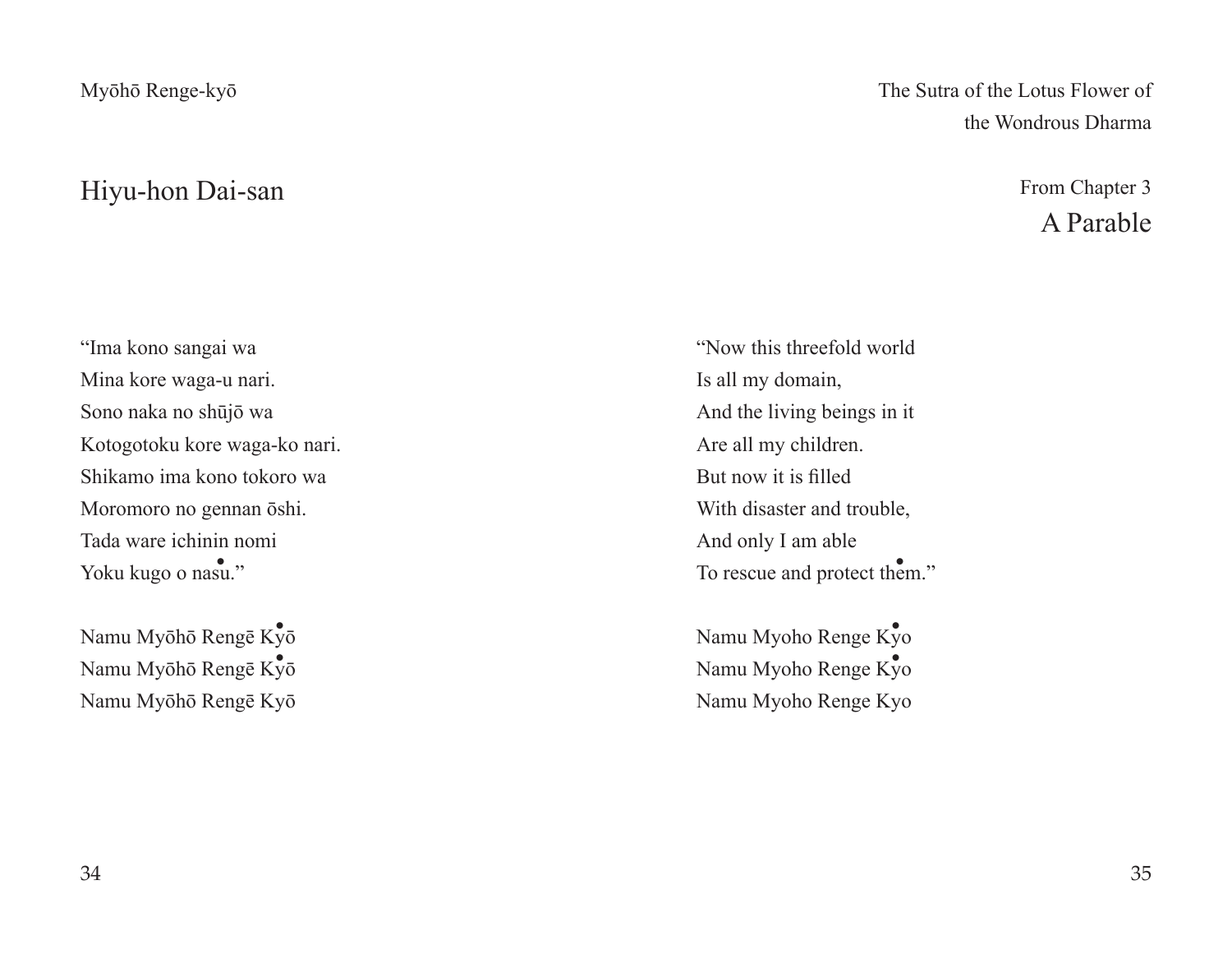Myōhō Renge-kyō

The Sutra of the Lotus Flower of the Wondrous Dharma

## Hiyu-hon Dai-san

## From Chapter 3 A Parable

"Ima kono sangai wa
Mina kore waga-u nari.
Sono naka no shūjō wa
Kotogotoku kore waga-ko nari.
Shikamo ima kono tokoro wa
Moromoro no gennan ōshi.
Tada ware ichinin nomi
Yoku kugo o nasu."

Namu Myōhō Rengē Kyō
Namu Myōhō Rengē Kyō
Namu Myōhō Rengē Kyō

"Now this threefold world
Is all my domain,
And the living beings in it
Are all my children.
But now it is filled
With disaster and trouble,
And only I am able
To rescue and protect them."

Namu Myoho Renge Kyo
Namu Myoho Renge Kyo
Namu Myoho Renge Kyo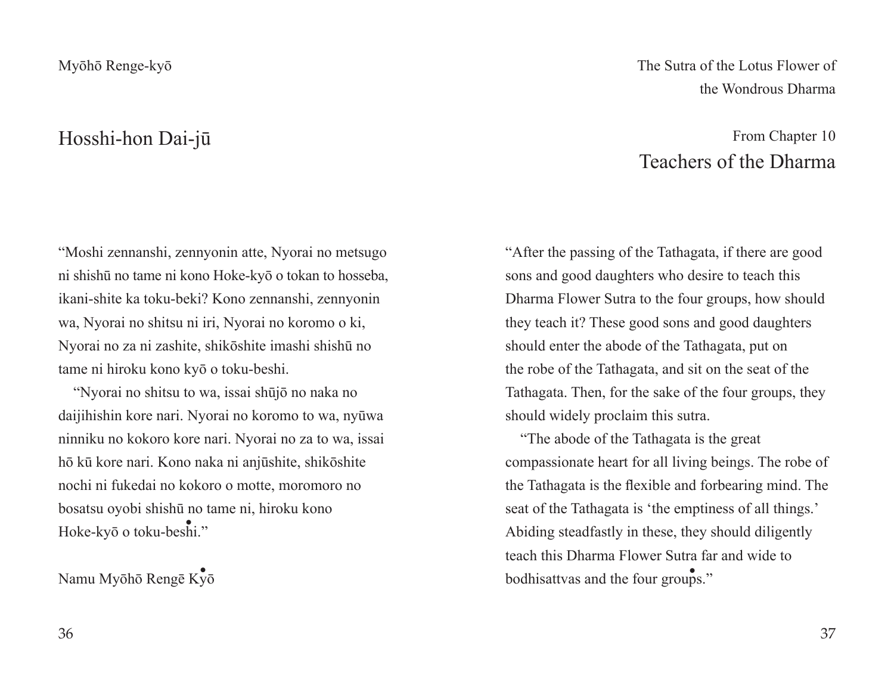Myōhō Renge-kyō

## Hosshi-hon Dai-jū

"Moshi zennanshi, zennyonin atte, Nyorai no metsugo ni shishū no tame ni kono Hoke-kyō o tokan to hosseba, ikani-shite ka toku-beki? Kono zennanshi, zennyonin wa, Nyorai no shitsu ni iri, Nyorai no koromo o ki, Nyorai no za ni zashite, shikōshite imashi shishū no tame ni hiroku kono kyō o toku-beshi.

"Nyorai no shitsu to wa, issai shūjō no naka no daijihishin kore nari. Nyorai no koromo to wa, nyūwa ninniku no kokoro kore nari. Nyorai no za to wa, issai hō kū kore nari. Kono naka ni anjūshite, shikōshite nochi ni fukedai no kokoro o motte, moromoro no bosatsu oyobi shishū no tame ni, hiroku kono Hoke-kyō o toku-beshi."

Namu Myōhō Rengē Kyō

The Sutra of the Lotus Flower of the Wondrous Dharma

From Chapter 10

## Teachers of the Dharma

"After the passing of the Tathagata, if there are good sons and good daughters who desire to teach this Dharma Flower Sutra to the four groups, how should they teach it? These good sons and good daughters should enter the abode of the Tathagata, put on the robe of the Tathagata, and sit on the seat of the Tathagata. Then, for the sake of the four groups, they should widely proclaim this sutra.

"The abode of the Tathagata is the great compassionate heart for all living beings. The robe of the Tathagata is the flexible and forbearing mind. The seat of the Tathagata is 'the emptiness of all things.' Abiding steadfastly in these, they should diligently teach this Dharma Flower Sutra far and wide to bodhisattvas and the four groups."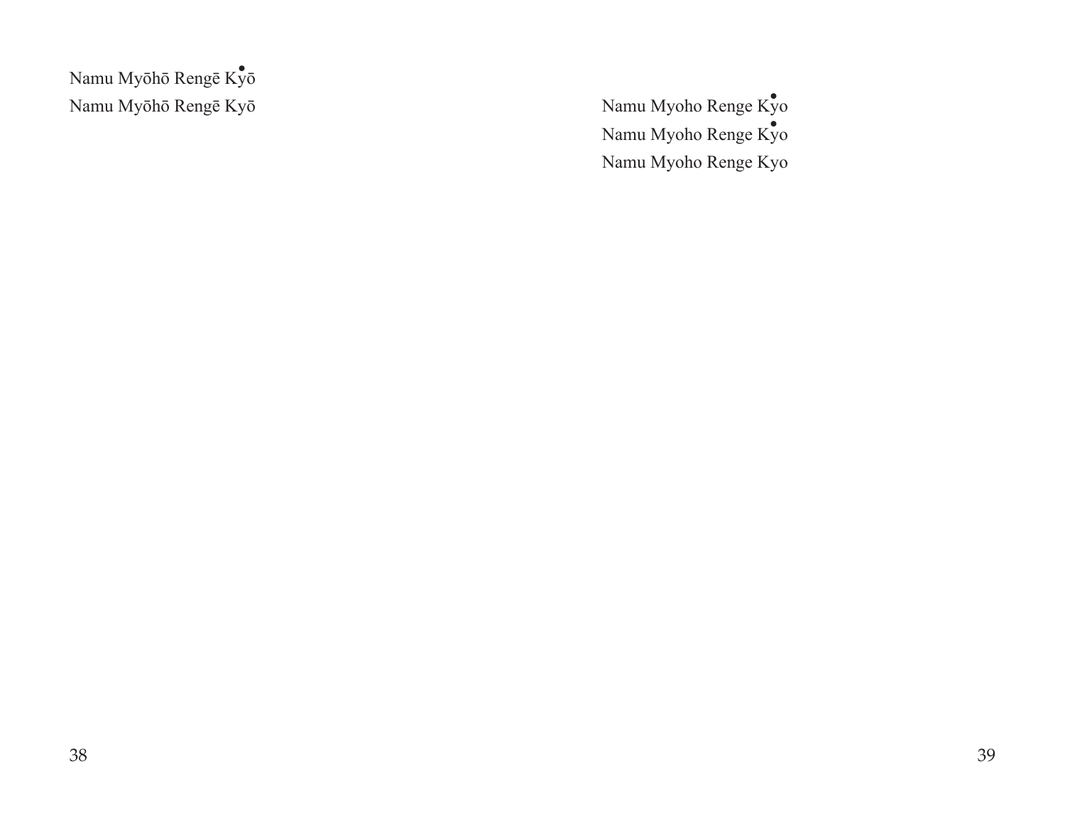Namu Myōhō Rengē Kyō
Namu Myōhō Rengē Kyō

Namu Myoho Renge Kyo
Namu Myoho Renge Kyo
Namu Myoho Renge Kyo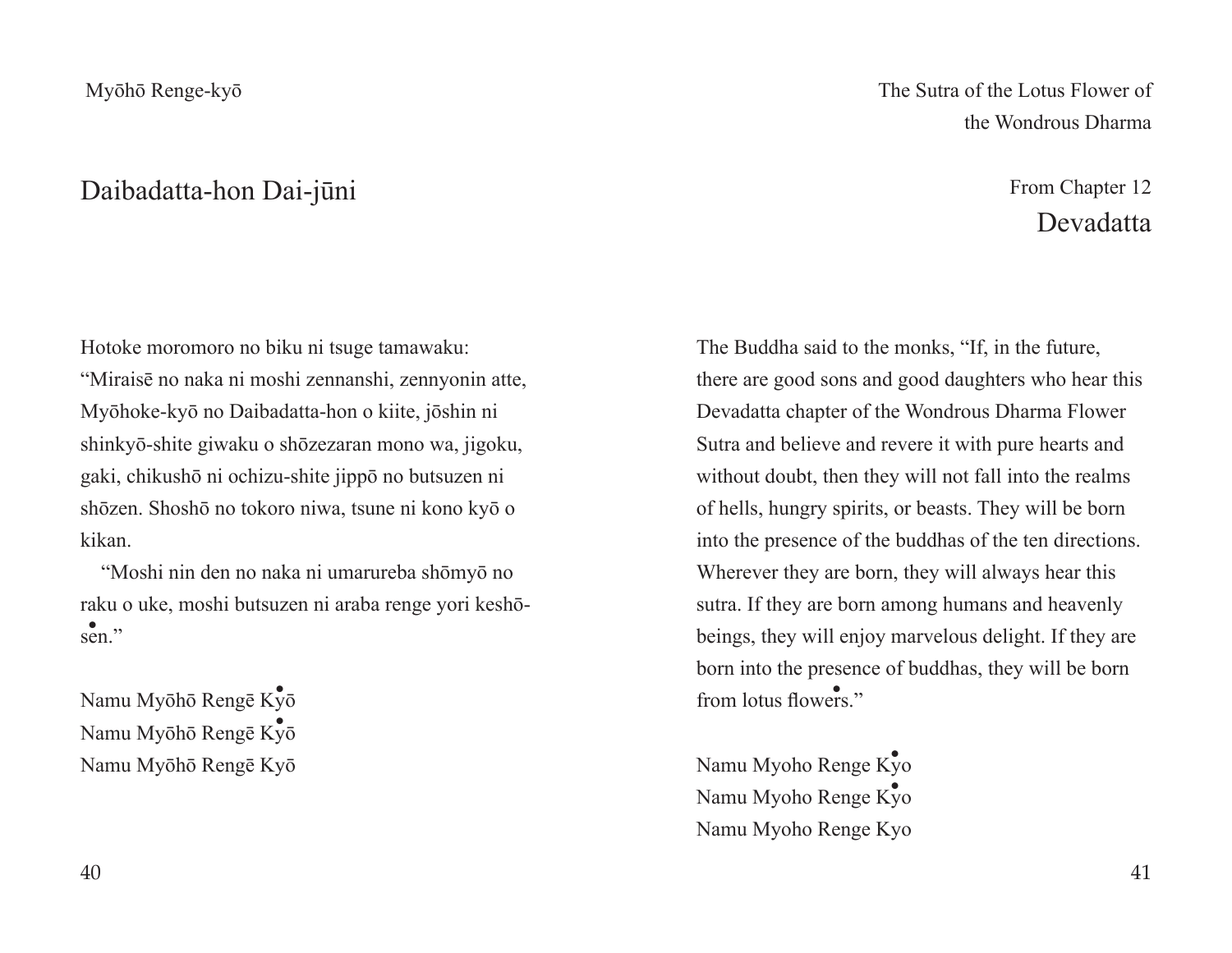## Daibadatta-hon Dai-jūni

Hotoke moromoro no biku ni tsuge tamawaku: "Miraisē no naka ni moshi zennanshi, zennyonin atte, Myōhoke-kyō no Daibadatta-hon o kiite, jōshin ni shinkyō-shite giwaku o shōzezaran mono wa, jigoku, gaki, chikushō ni ochizu-shite jippō no butsuzen ni shōzen. Shoshō no tokoro niwa, tsune ni kono kyō o kikan.

"Moshi nin den no naka ni umarureba shōmyō no raku o uke, moshi butsuzen ni araba renge yori keshō-sen."

Namu Myōhō Rengē Kyō
Namu Myōhō Rengē Kyō
Namu Myōhō Rengē Kyō

From Chapter 12

## Devadatta

The Buddha said to the monks, "If, in the future, there are good sons and good daughters who hear this Devadatta chapter of the Wondrous Dharma Flower Sutra and believe and revere it with pure hearts and without doubt, then they will not fall into the realms of hells, hungry spirits, or beasts. They will be born into the presence of the buddhas of the ten directions. Wherever they are born, they will always hear this sutra. If they are born among humans and heavenly beings, they will enjoy marvelous delight. If they are born into the presence of buddhas, they will be born from lotus flowers."

Namu Myoho Renge Kyo
Namu Myoho Renge Kyo
Namu Myoho Renge Kyo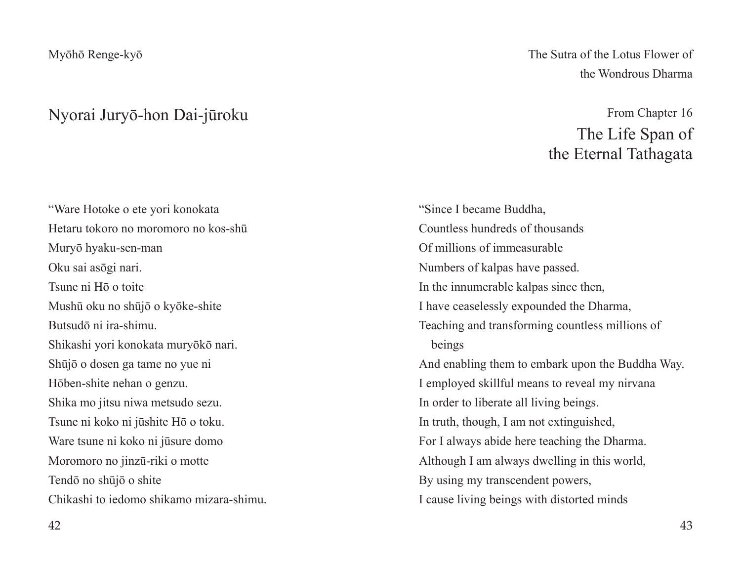## Nyorai Juryō-hon Dai-jūroku

"Ware Hotoke o ete yori konokata
Hetaru tokoro no moromoro no kos-shū
Muryō hyaku-sen-man
Oku sai asōgi nari.
Tsune ni Hō o toite
Mushū oku no shūjō o kyōke-shite
Butsudō ni ira-shimu.
Shikashi yori konokata muryōkō nari.
Shūjō o dosen ga tame no yue ni
Hōben-shite nehan o genzu.
Shika mo jitsu niwa metsudo sezu.
Tsune ni koko ni jūshite Hō o toku.
Ware tsune ni koko ni jūsure domo
Moromoro no jinzū-riki o motte
Tendō no shūjō o shite
Chikashi to iedomo shikamo mizara-shimu.

From Chapter 16

## The Life Span of the Eternal Tathagata

"Since I became Buddha,
Countless hundreds of thousands
Of millions of immeasurable
Numbers of kalpas have passed.
In the innumerable kalpas since then,
I have ceaselessly expounded the Dharma,
Teaching and transforming countless millions of beings
And enabling them to embark upon the Buddha Way.
I employed skillful means to reveal my nirvana
In order to liberate all living beings.
In truth, though, I am not extinguished,
For I always abide here teaching the Dharma.
Although I am always dwelling in this world,
By using my transcendent powers,
I cause living beings with distorted minds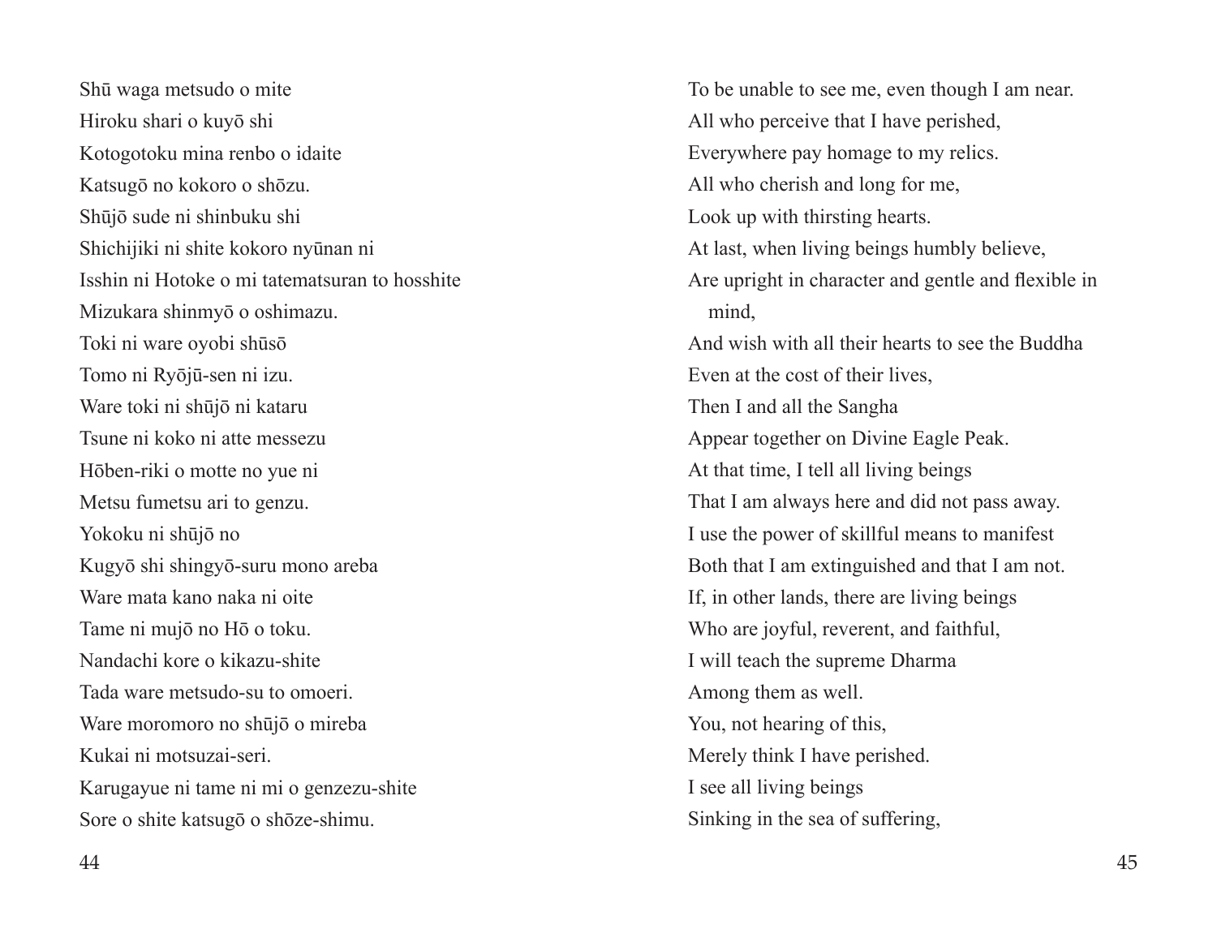Shū waga metsudo o mite
Hiroku shari o kuyō shi
Kotogotoku mina renbo o idaite
Katsugō no kokoro o shōzu.
Shūjō sude ni shinbuku shi
Shichijiki ni shite kokoro nyūnan ni
Isshin ni Hotoke o mi tatematsuran to hosshite
Mizukara shinmyō o oshimazu.
Toki ni ware oyobi shūsō
Tomo ni Ryōjū-sen ni izu.
Ware toki ni shūjō ni kataru
Tsune ni koko ni atte messezu
Hōben-riki o motte no yue ni
Metsu fumetsu ari to genzu.
Yokoku ni shūjō no
Kugyō shi shingyō-suru mono areba
Ware mata kano naka ni oite
Tame ni mujō no Hō o toku.
Nandachi kore o kikazu-shite
Tada ware metsudo-su to omoeri.
Ware moromoro no shūjō o mireba
Kukai ni motsuzai-seri.
Karugayue ni tame ni mi o genzezu-shite
Sore o shite katsugō o shōze-shimu.

To be unable to see me, even though I am near.
All who perceive that I have perished,
Everywhere pay homage to my relics.
All who cherish and long for me,
Look up with thirsting hearts.
At last, when living beings humbly believe,
Are upright in character and gentle and flexible in mind,
And wish with all their hearts to see the Buddha
Even at the cost of their lives,
Then I and all the Sangha
Appear together on Divine Eagle Peak.
At that time, I tell all living beings
That I am always here and did not pass away.
I use the power of skillful means to manifest
Both that I am extinguished and that I am not.
If, in other lands, there are living beings
Who are joyful, reverent, and faithful,
I will teach the supreme Dharma
Among them as well.
You, not hearing of this,
Merely think I have perished.
I see all living beings
Sinking in the sea of suffering,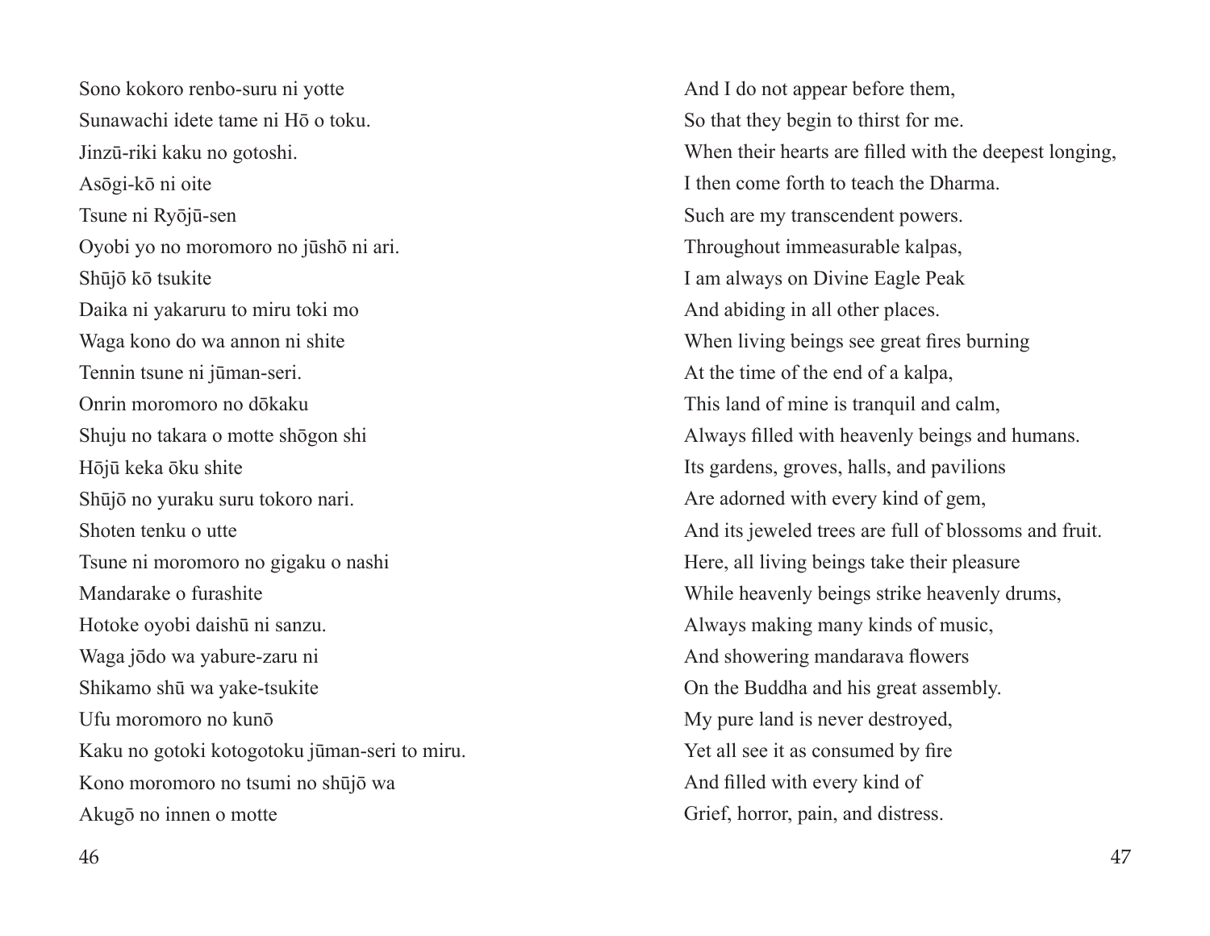Sono kokoro renbo-suru ni yotte
Sunawachi idete tame ni Hō o toku.
Jinzū-riki kaku no gotoshi.
Asōgi-kō ni oite
Tsune ni Ryōjū-sen
Oyobi yo no moromoro no jūshō ni ari.
Shūjō kō tsukite
Daika ni yakaruru to miru toki mo
Waga kono do wa annon ni shite
Tennin tsune ni jūman-seri.
Onrin moromoro no dōkaku
Shuju no takara o motte shōgon shi
Hōjū keka ōku shite
Shūjō no yuraku suru tokoro nari.
Shoten tenku o utte
Tsune ni moromoro no gigaku o nashi
Mandarake o furashite
Hotoke oyobi daishū ni sanzu.
Waga jōdo wa yabure-zaru ni
Shikamo shū wa yake-tsukite
Ufu moromoro no kunō
Kaku no gotoki kotogotoku jūman-seri to miru.
Kono moromoro no tsumi no shūjō wa
Akugō no innen o motte

And I do not appear before them,
So that they begin to thirst for me.
When their hearts are filled with the deepest longing,
I then come forth to teach the Dharma.
Such are my transcendent powers.
Throughout immeasurable kalpas,
I am always on Divine Eagle Peak
And abiding in all other places.
When living beings see great fires burning
At the time of the end of a kalpa,
This land of mine is tranquil and calm,
Always filled with heavenly beings and humans.
Its gardens, groves, halls, and pavilions
Are adorned with every kind of gem,
And its jeweled trees are full of blossoms and fruit.
Here, all living beings take their pleasure
While heavenly beings strike heavenly drums,
Always making many kinds of music,
And showering mandarava flowers
On the Buddha and his great assembly.
My pure land is never destroyed,
Yet all see it as consumed by fire
And filled with every kind of
Grief, horror, pain, and distress.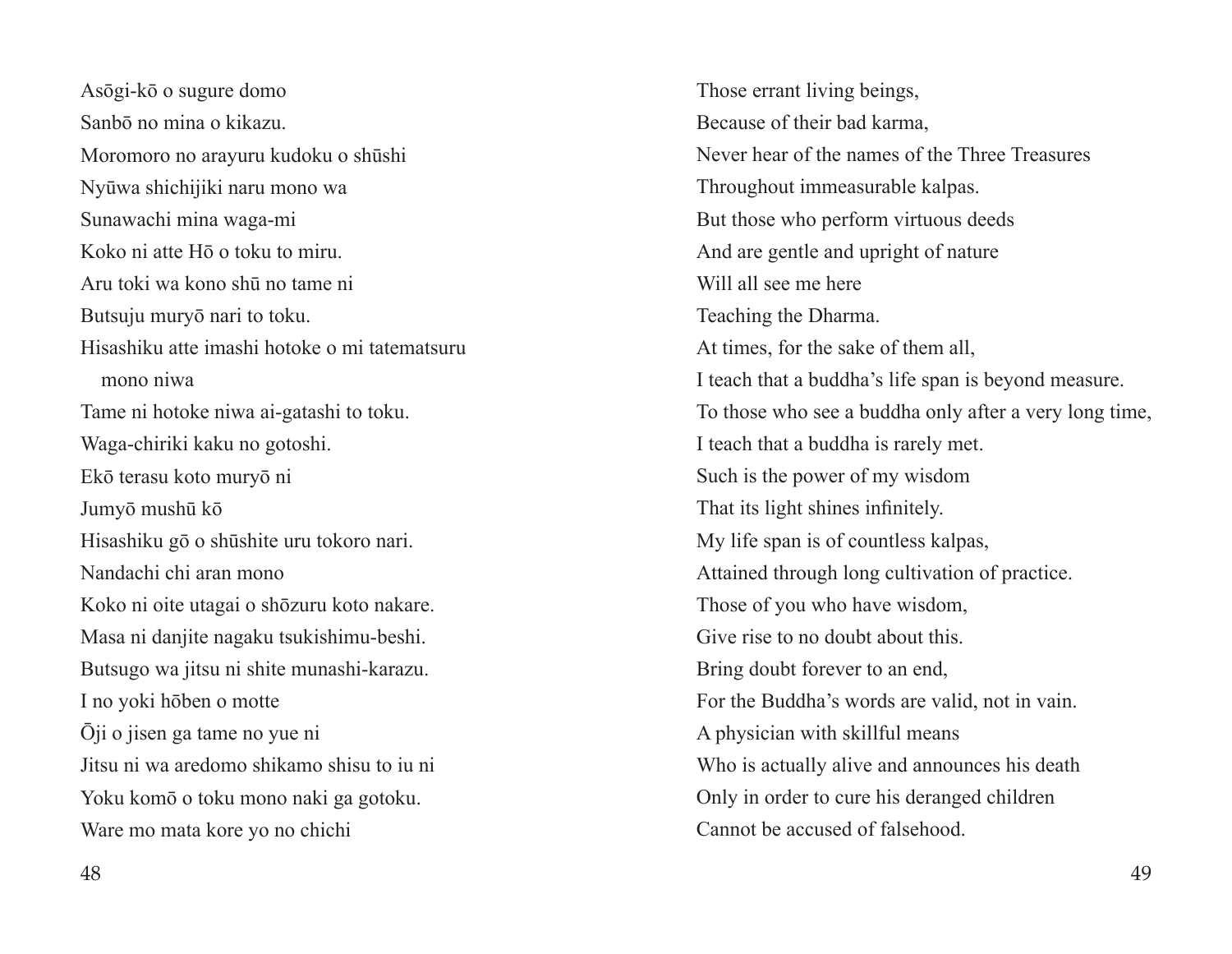Asōgi-kō o sugure domo
Sanbō no mina o kikazu.
Moromoro no arayuru kudoku o shūshi
Nyūwa shichijiki naru mono wa
Sunawachi mina waga-mi
Koko ni atte Hō o toku to miru.
Aru toki wa kono shū no tame ni
Butsuju muryō nari to toku.
Hisashiku atte imashi hotoke o mi tatematsuru mono niwa
Tame ni hotoke niwa ai-gatashi to toku.
Waga-chiriki kaku no gotoshi.
Ekō terasu koto muryō ni
Jumyō mushū kō
Hisashiku gō o shūshite uru tokoro nari.
Nandachi chi aran mono
Koko ni oite utagai o shōzuru koto nakare.
Masa ni danjite nagaku tsukishimu-beshi.
Butsugo wa jitsu ni shite munashi-karazu.
I no yoki hōben o motte
Ōji o jisen ga tame no yue ni
Jitsu ni wa aredomo shikamo shisu to iu ni
Yoku komō o toku mono naki ga gotoku.
Ware mo mata kore yo no chichi

Those errant living beings,
Because of their bad karma,
Never hear of the names of the Three Treasures
Throughout immeasurable kalpas.
But those who perform virtuous deeds
And are gentle and upright of nature
Will all see me here
Teaching the Dharma.
At times, for the sake of them all,
I teach that a buddha's life span is beyond measure.
To those who see a buddha only after a very long time,
I teach that a buddha is rarely met.
Such is the power of my wisdom
That its light shines infinitely.
My life span is of countless kalpas,
Attained through long cultivation of practice.
Those of you who have wisdom,
Give rise to no doubt about this.
Bring doubt forever to an end,
For the Buddha's words are valid, not in vain.
A physician with skillful means
Who is actually alive and announces his death
Only in order to cure his deranged children
Cannot be accused of falsehood.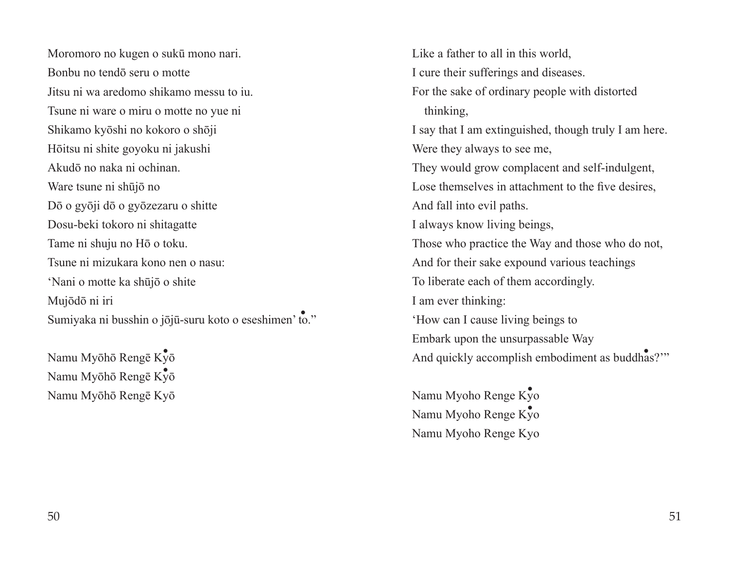Moromoro no kugen o sukū mono nari.
Bonbu no tendō seru o motte
Jitsu ni wa aredomo shikamo messu to iu.
Tsune ni ware o miru o motte no yue ni
Shikamo kyōshi no kokoro o shōji
Hōitsu ni shite goyoku ni jakushi
Akudō no naka ni ochinan.
Ware tsune ni shūjō no
Dō o gyōji dō o gyōzezaru o shitte
Dosu-beki tokoro ni shitagatte
Tame ni shuju no Hō o toku.
Tsune ni mizukara kono nen o nasu:
'Nani o motte ka shūjō o shite
Mujōdō ni iri
Sumiyaka ni busshin o jōjū-suru koto o eseshimen' to."

Namu Myōhō Rengē Kyō
Namu Myōhō Rengē Kyō
Namu Myōhō Rengē Kyō

Like a father to all in this world,
I cure their sufferings and diseases.
For the sake of ordinary people with distorted
thinking,
I say that I am extinguished, though truly I am here.
Were they always to see me,
They would grow complacent and self-indulgent,
Lose themselves in attachment to the five desires,
And fall into evil paths.
I always know living beings,
Those who practice the Way and those who do not,
And for their sake expound various teachings
To liberate each of them accordingly.
I am ever thinking:
'How can I cause living beings to
Embark upon the unsurpassable Way
And quickly accomplish embodiment as buddhas?'"

Namu Myoho Renge Kyo
Namu Myoho Renge Kyo
Namu Myoho Renge Kyo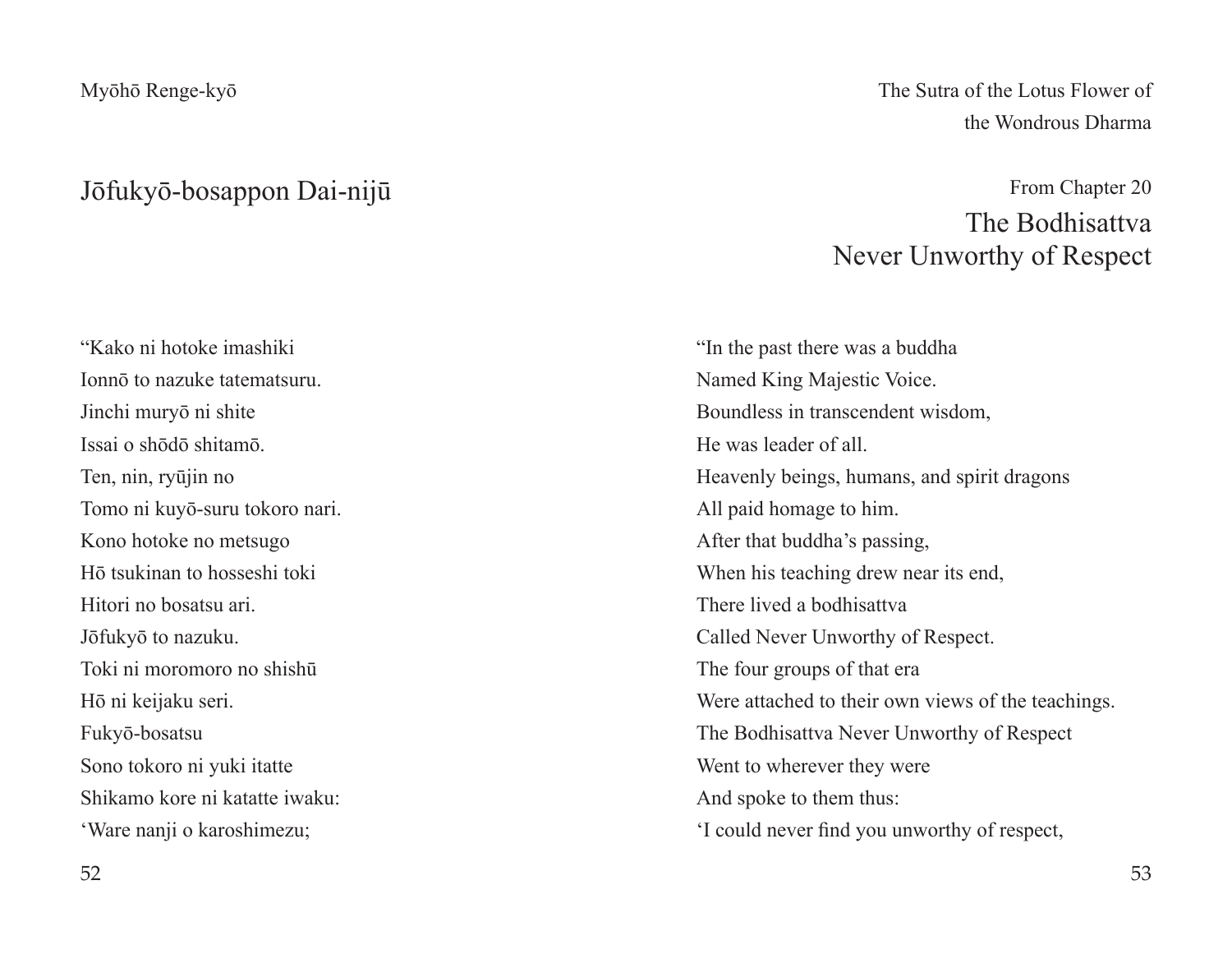Myōhō Renge-kyō

## Jōfukyō-bosappon Dai-nijū

"Kako ni hotoke imashiki
Ionnō to nazuke tatematsuru.
Jinchi muryō ni shite
Issai o shōdō shitamō.
Ten, nin, ryūjin no
Tomo ni kuyō-suru tokoro nari.
Kono hotoke no metsugo
Hō tsukinan to hosseshi toki
Hitori no bosatsu ari.
Jōfukyō to nazuku.
Toki ni moromoro no shishū
Hō ni keijaku seri.
Fukyō-bosatsu
Sono tokoro ni yuki itatte
Shikamo kore ni katatte iwaku:
'Ware nanji o karoshimezu;

The Sutra of the Lotus Flower of the Wondrous Dharma

From Chapter 20

## The Bodhisattva Never Unworthy of Respect

"In the past there was a buddha
Named King Majestic Voice.
Boundless in transcendent wisdom,
He was leader of all.
Heavenly beings, humans, and spirit dragons
All paid homage to him.
After that buddha's passing,
When his teaching drew near its end,
There lived a bodhisattva
Called Never Unworthy of Respect.
The four groups of that era
Were attached to their own views of the teachings.
The Bodhisattva Never Unworthy of Respect
Went to wherever they were
And spoke to them thus:
'I could never find you unworthy of respect,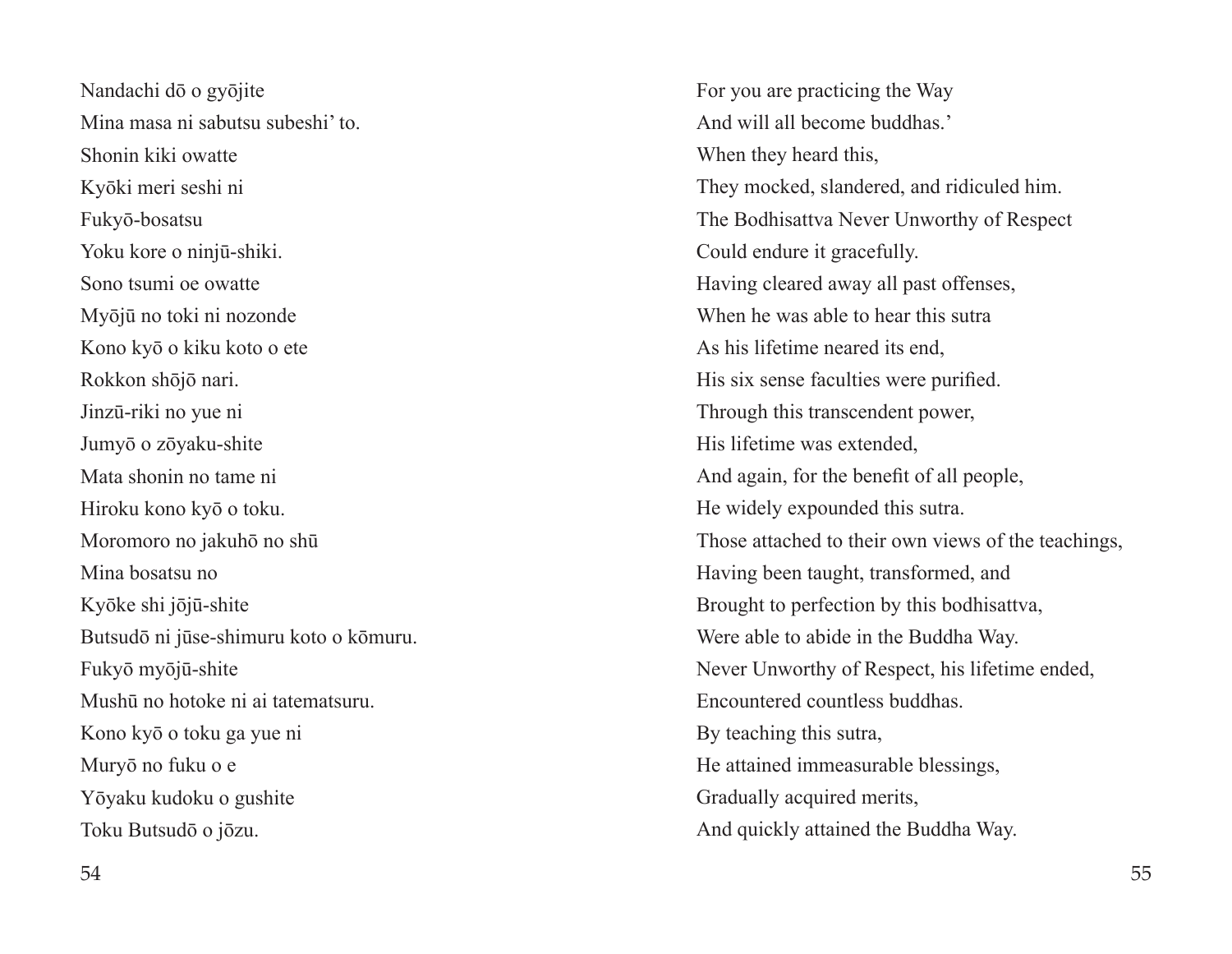Nandachi dō o gyōjite
Mina masa ni sabutsu subeshi' to.
Shonin kiki owatte
Kyōki meri seshi ni
Fukyō-bosatsu
Yoku kore o ninjū-shiki.
Sono tsumi oe owatte
Myōjū no toki ni nozonde
Kono kyō o kiku koto o ete
Rokkon shōjō nari.
Jinzū-riki no yue ni
Jumyō o zōyaku-shite
Mata shonin no tame ni
Hiroku kono kyō o toku.
Moromoro no jakuhō no shū
Mina bosatsu no
Kyōke shi jōjū-shite
Butsudō ni jūse-shimuru koto o kōmuru.
Fukyō myōjū-shite
Mushū no hotoke ni ai tatematsuru.
Kono kyō o toku ga yue ni
Muryō no fuku o e
Yōyaku kudoku o gushite
Toku Butsudō o jōzu.

For you are practicing the Way
And will all become buddhas.'
When they heard this,
They mocked, slandered, and ridiculed him.
The Bodhisattva Never Unworthy of Respect
Could endure it gracefully.
Having cleared away all past offenses,
When he was able to hear this sutra
As his lifetime neared its end,
His six sense faculties were purified.
Through this transcendent power,
His lifetime was extended,
And again, for the benefit of all people,
He widely expounded this sutra.
Those attached to their own views of the teachings,
Having been taught, transformed, and
Brought to perfection by this bodhisattva,
Were able to abide in the Buddha Way.
Never Unworthy of Respect, his lifetime ended,
Encountered countless buddhas.
By teaching this sutra,
He attained immeasurable blessings,
Gradually acquired merits,
And quickly attained the Buddha Way.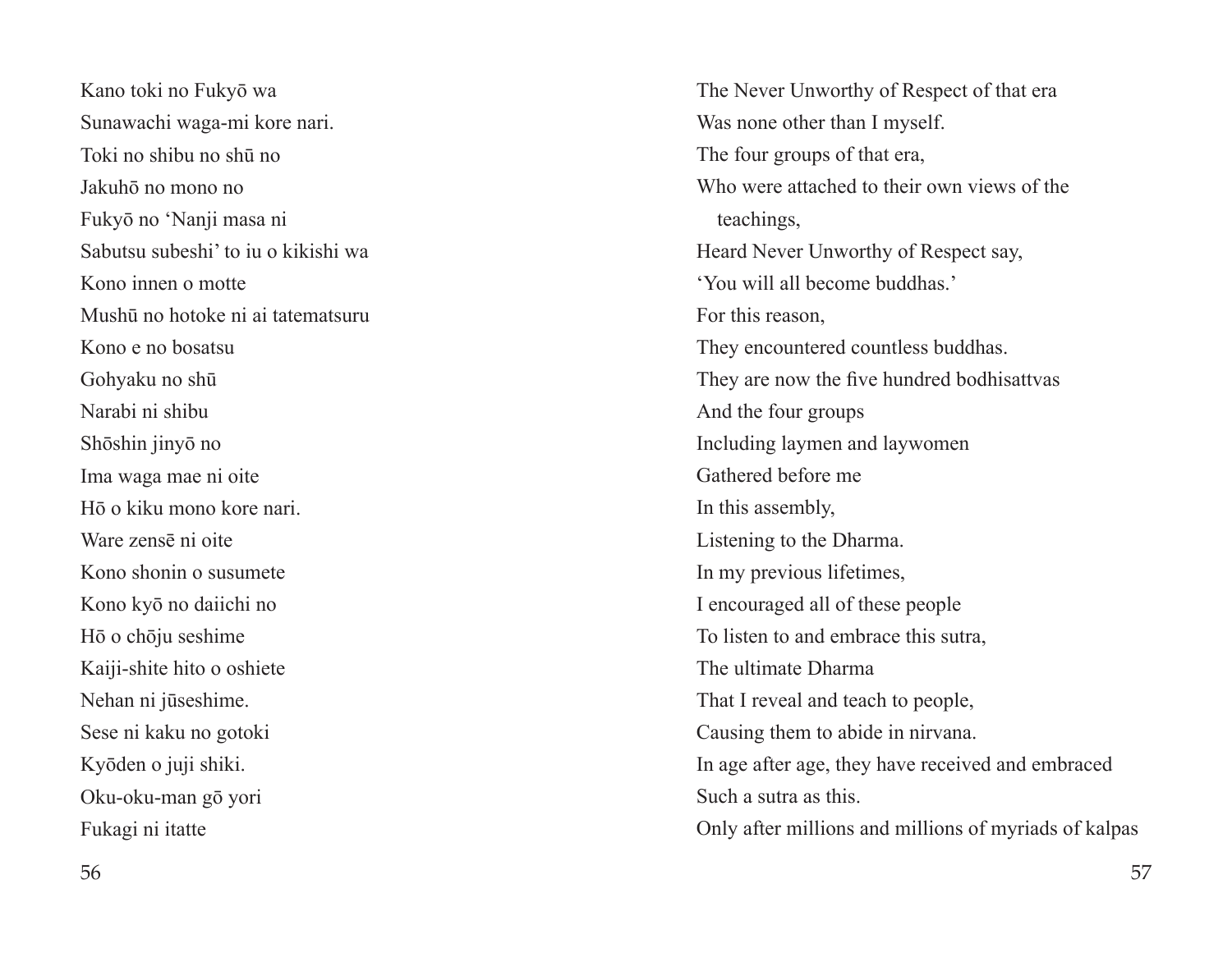Kano toki no Fukyō wa
Sunawachi waga-mi kore nari.
Toki no shibu no shū no
Jakuhō no mono no
Fukyō no 'Nanji masa ni
Sabutsu subeshi' to iu o kikishi wa
Kono innen o motte
Mushū no hotoke ni ai tatematsuru
Kono e no bosatsu
Gohyaku no shū
Narabi ni shibu
Shōshin jinyō no
Ima waga mae ni oite
Hō o kiku mono kore nari.
Ware zensē ni oite
Kono shonin o susumete
Kono kyō no daiichi no
Hō o chōju seshime
Kaiji-shite hito o oshiete
Nehan ni jūseshime.
Sese ni kaku no gotoki
Kyōden o juji shiki.
Oku-oku-man gō yori
Fukagi ni itatte

The Never Unworthy of Respect of that era
Was none other than I myself.
The four groups of that era,
Who were attached to their own views of the teachings,
Heard Never Unworthy of Respect say,
'You will all become buddhas.'
For this reason,
They encountered countless buddhas.
They are now the five hundred bodhisattvas
And the four groups
Including laymen and laywomen
Gathered before me
In this assembly,
Listening to the Dharma.
In my previous lifetimes,
I encouraged all of these people
To listen to and embrace this sutra,
The ultimate Dharma
That I reveal and teach to people,
Causing them to abide in nirvana.
In age after age, they have received and embraced
Such a sutra as this.
Only after millions and millions of myriads of kalpas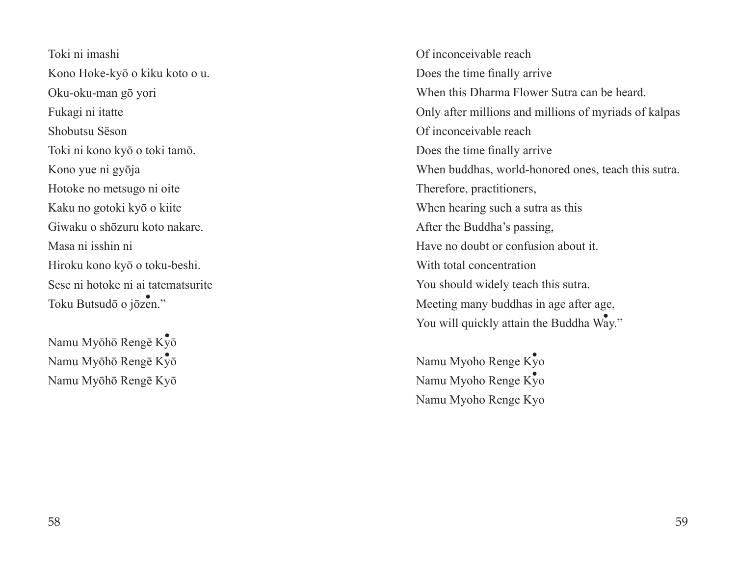Toki ni imashi
Kono Hoke-kyō o kiku koto o u.
Oku-oku-man gō yori
Fukagi ni itatte
Shobutsu Sēson
Toki ni kono kyō o toki tamō.
Kono yue ni gyōja
Hotoke no metsugo ni oite
Kaku no gotoki kyō o kiite
Giwaku o shōzuru koto nakare.
Masa ni isshin ni
Hiroku kono kyō o toku-beshi.
Sese ni hotoke ni ai tatematsurite
Toku Butsudō o jōzen."

Namu Myōhō Rengē Kyō
Namu Myōhō Rengē Kyō
Namu Myōhō Rengē Kyō

Of inconceivable reach
Does the time finally arrive
When this Dharma Flower Sutra can be heard.
Only after millions and millions of myriads of kalpas
Of inconceivable reach
Does the time finally arrive
When buddhas, world-honored ones, teach this sutra.
Therefore, practitioners,
When hearing such a sutra as this
After the Buddha's passing,
Have no doubt or confusion about it.
With total concentration
You should widely teach this sutra.
Meeting many buddhas in age after age,
You will quickly attain the Buddha Way."

Namu Myoho Renge Kyo
Namu Myoho Renge Kyo
Namu Myoho Renge Kyo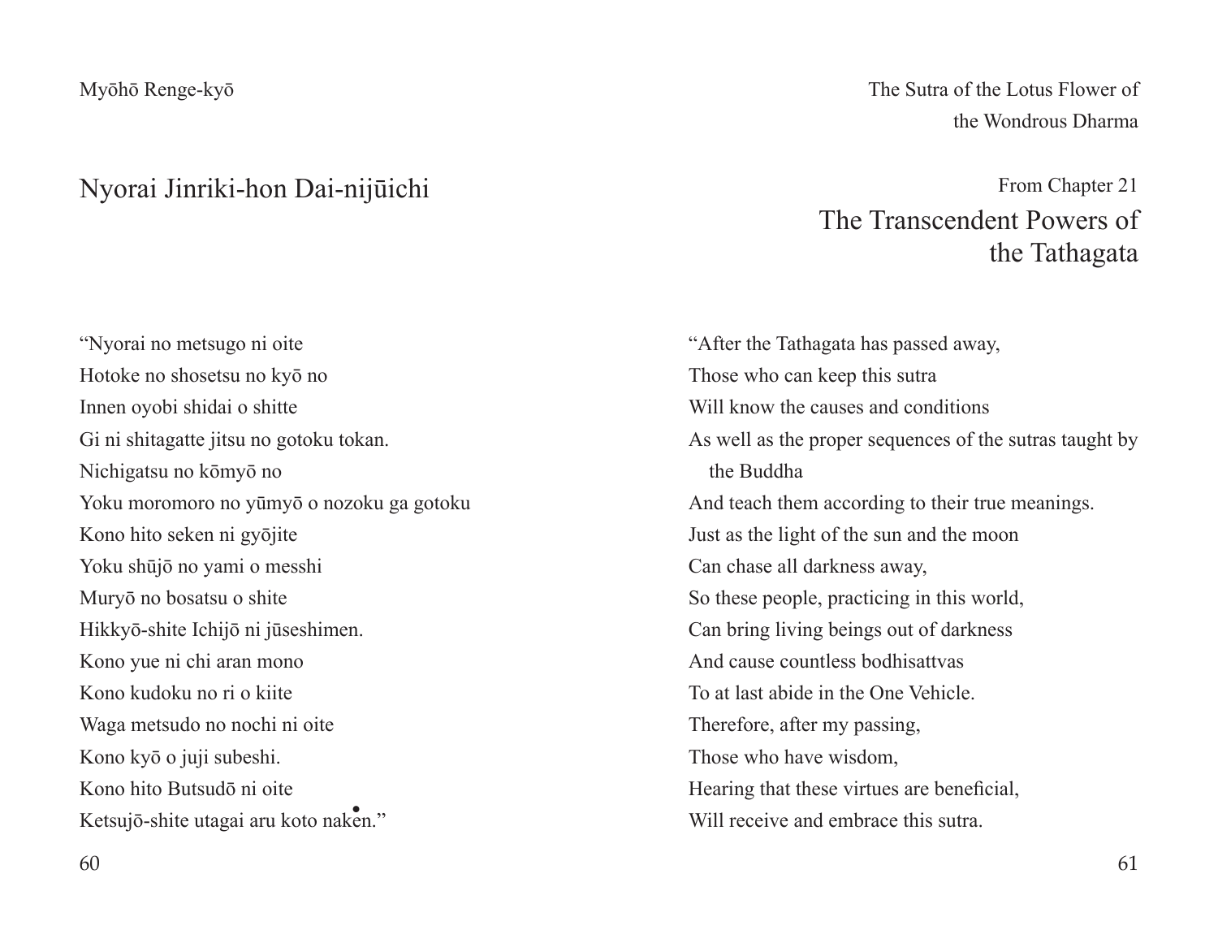Myōhō Renge-kyō

## Nyorai Jinriki-hon Dai-nijūichi

"Nyorai no metsugo ni oite
Hotoke no shosetsu no kyō no
Innen oyobi shidai o shitte
Gi ni shitagatte jitsu no gotoku tokan.
Nichigatsu no kōmyō no
Yoku moromoro no yūmyō o nozoku ga gotoku
Kono hito seken ni gyōjite
Yoku shūjō no yami o messhi
Muryō no bosatsu o shite
Hikkyō-shite Ichijō ni jūseshimen.
Kono yue ni chi aran mono
Kono kudoku no ri o kiite
Waga metsudo no nochi ni oite
Kono kyō o juji subeshi.
Kono hito Butsudō ni oite
Ketsujō-shite utagai aru koto naken."

The Sutra of the Lotus Flower of the Wondrous Dharma

From Chapter 21

## The Transcendent Powers of the Tathagata

"After the Tathagata has passed away,
Those who can keep this sutra
Will know the causes and conditions
As well as the proper sequences of the sutras taught by the Buddha
And teach them according to their true meanings.
Just as the light of the sun and the moon
Can chase all darkness away,
So these people, practicing in this world,
Can bring living beings out of darkness
And cause countless bodhisattvas
To at last abide in the One Vehicle.
Therefore, after my passing,
Those who have wisdom,
Hearing that these virtues are beneficial,
Will receive and embrace this sutra.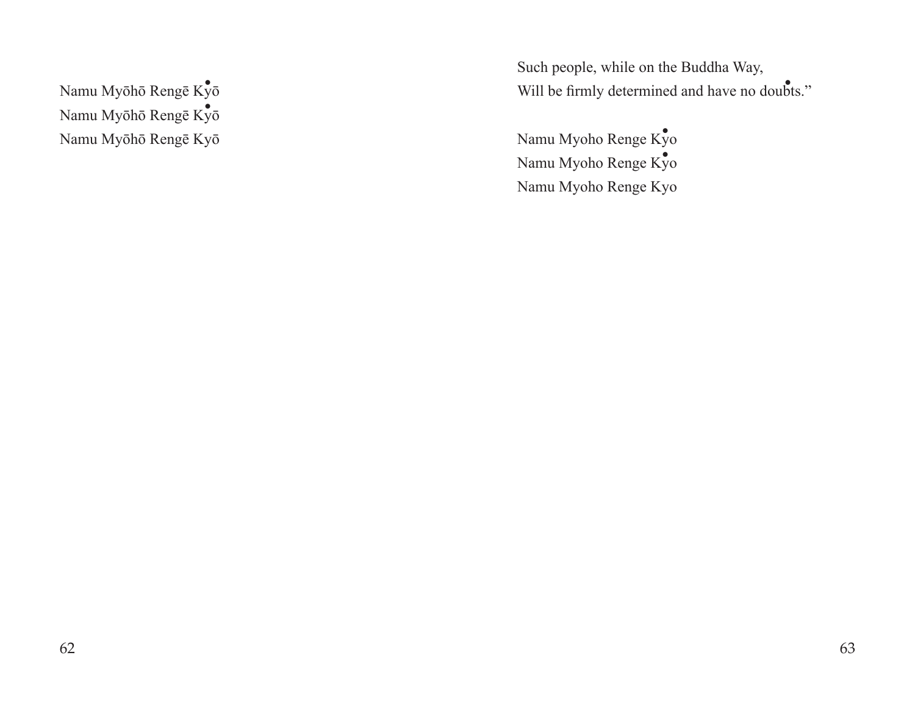Namu Myōhō Rengē Kyō
Namu Myōhō Rengē Kyō
Namu Myōhō Rengē Kyō

Such people, while on the Buddha Way,
Will be firmly determined and have no doubts."

Namu Myoho Renge Kyo
Namu Myoho Renge Kyo
Namu Myoho Renge Kyo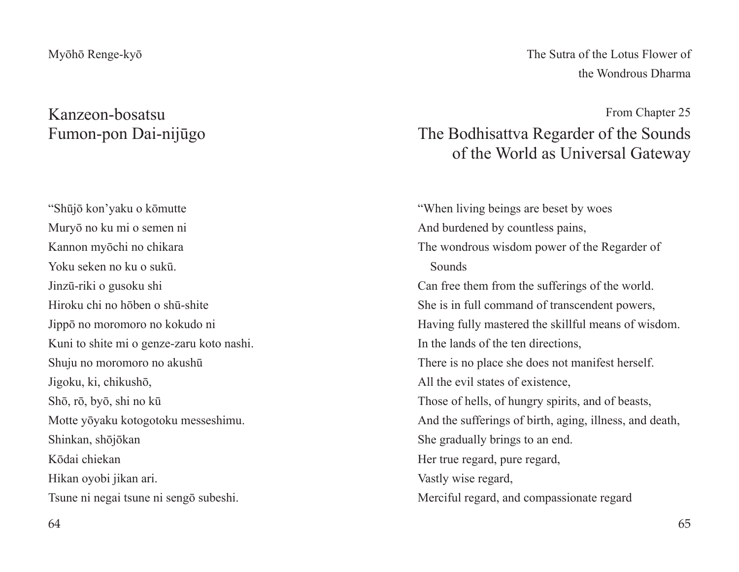## Kanzeon-bosatsu Fumon-pon Dai-nijūgo

“Shūjō kon’yaku o kōmutte
Muryō no ku mi o semen ni
Kannon myōchi no chikara
Yoku seken no ku o sukū.
Jinzū-riki o gusoku shi
Hiroku chi no hōben o shū-shite
Jippō no moromoro no kokudo ni
Kuni to shite mi o genze-zaru koto nashi.
Shuju no moromoro no akushū
Jigoku, ki, chikushō,
Shō, rō, byō, shi no kū
Motte yōyaku kotogotoku messeshimu.
Shinkan, shōjōkan
Kōdai chiekan
Hikan oyobi jikan ari.
Tsune ni negai tsune ni sengō subeshi.

From Chapter 25

## The Bodhisattva Regarder of the Sounds of the World as Universal Gateway

“When living beings are beset by woes
And burdened by countless pains,
The wondrous wisdom power of the Regarder of Sounds
Can free them from the sufferings of the world.
She is in full command of transcendent powers,
Having fully mastered the skillful means of wisdom.
In the lands of the ten directions,
There is no place she does not manifest herself.
All the evil states of existence,
Those of hells, of hungry spirits, and of beasts,
And the sufferings of birth, aging, illness, and death,
She gradually brings to an end.
Her true regard, pure regard,
Vastly wise regard,
Merciful regard, and compassionate regard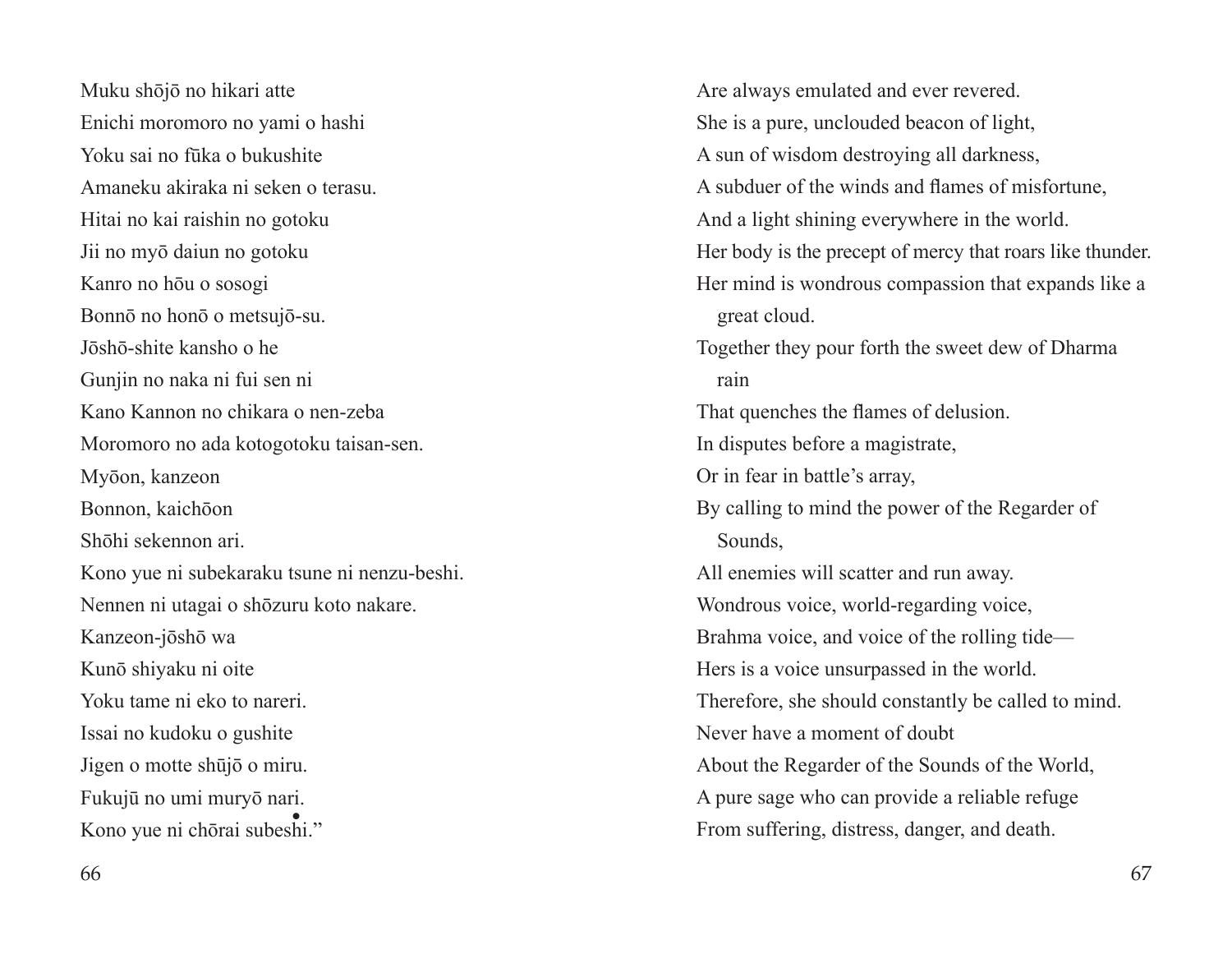Muku shōjō no hikari atte
Enichi moromoro no yami o hashi
Yoku sai no fūka o bukushite
Amaneku akiraka ni seken o terasu.
Hitai no kai raishin no gotoku
Jii no myō daiun no gotoku
Kanro no hōu o sosogi
Bonnō no honō o metsujō-su.
Jōshō-shite kansho o he
Gunjin no naka ni fui sen ni
Kano Kannon no chikara o nen-zeba
Moromoro no ada kotogotoku taisan-sen.
Myōon, kanzeon
Bonnon, kaichōon
Shōhi sekennon ari.
Kono yue ni subekaraku tsune ni nenzu-beshi.
Nennen ni utagai o shōzuru koto nakare.
Kanzeon-jōshō wa
Kunō shiyaku ni oite
Yoku tame ni eko to nareri.
Issai no kudoku o gushite
Jigen o motte shūjō o miru.
Fukujū no umi muryō nari.
Kono yue ni chōrai subeshi."

Are always emulated and ever revered.
She is a pure, unclouded beacon of light,
A sun of wisdom destroying all darkness,
A subduer of the winds and flames of misfortune,
And a light shining everywhere in the world.
Her body is the precept of mercy that roars like thunder.
Her mind is wondrous compassion that expands like a great cloud.
Together they pour forth the sweet dew of Dharma rain
That quenches the flames of delusion.
In disputes before a magistrate,
Or in fear in battle's array,
By calling to mind the power of the Regarder of Sounds,
All enemies will scatter and run away.
Wondrous voice, world-regarding voice,
Brahma voice, and voice of the rolling tide—
Hers is a voice unsurpassed in the world.
Therefore, she should constantly be called to mind.
Never have a moment of doubt
About the Regarder of the Sounds of the World,
A pure sage who can provide a reliable refuge
From suffering, distress, danger, and death.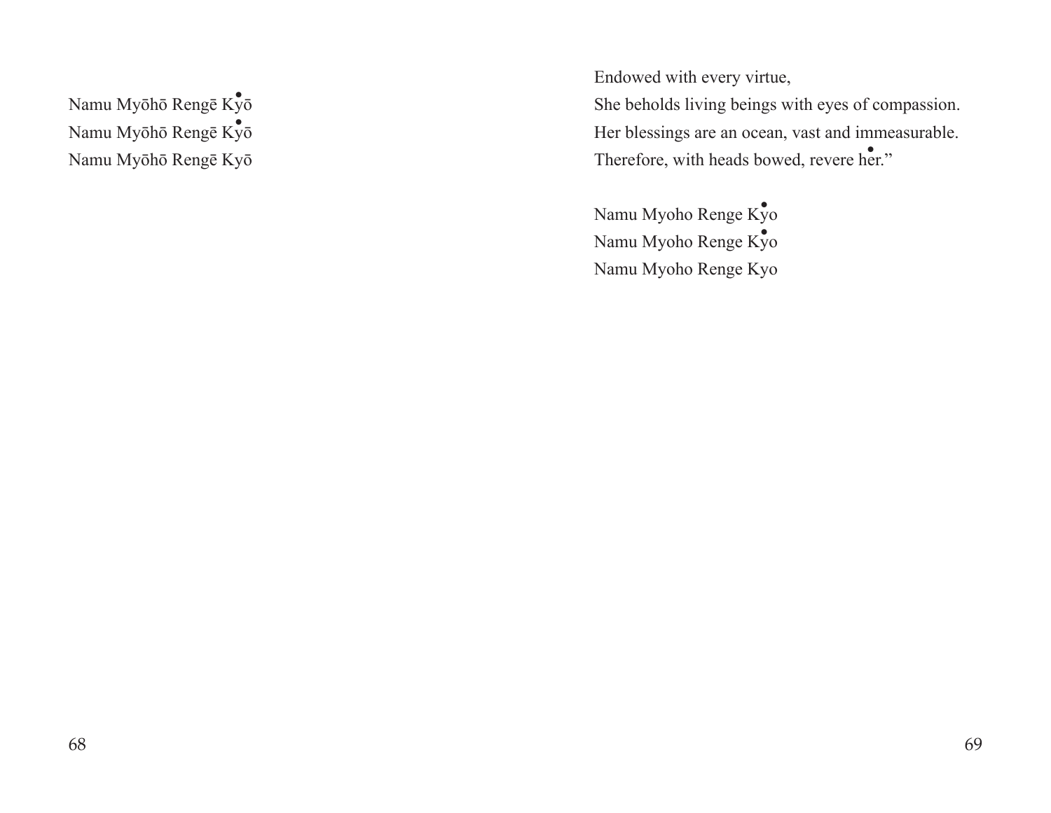Namu Myōhō Rengē Kyō
Namu Myōhō Rengē Kyō
Namu Myōhō Rengē Kyō

Endowed with every virtue,
She beholds living beings with eyes of compassion.
Her blessings are an ocean, vast and immeasurable.
Therefore, with heads bowed, revere her."

Namu Myoho Renge Kyo
Namu Myoho Renge Kyo
Namu Myoho Renge Kyo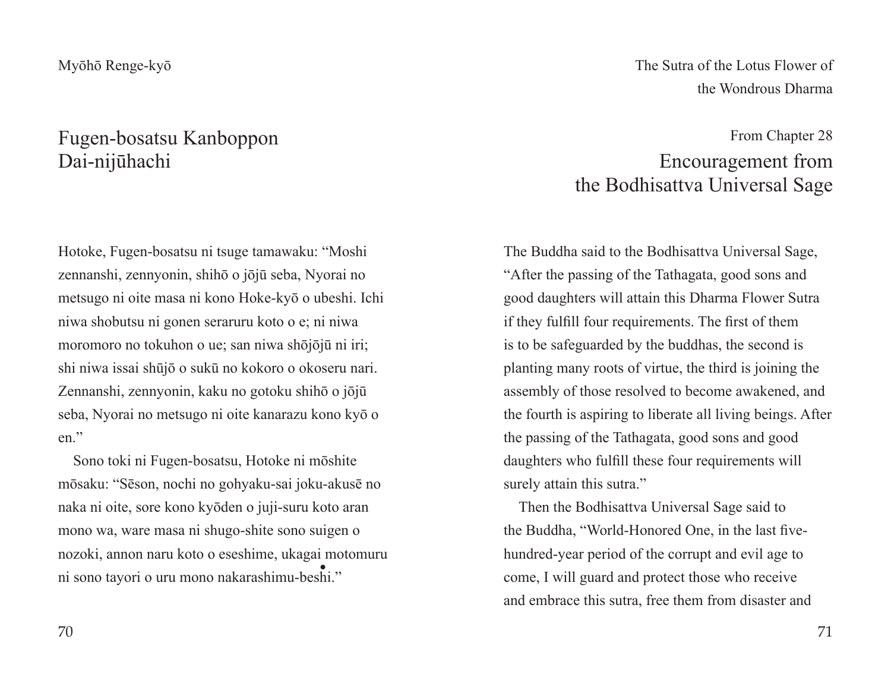## Fugen-bosatsu Kanboppon Dai-nijūhachi

Hotoke, Fugen-bosatsu ni tsuge tamawaku: "Moshi zennanshi, zennyonin, shihō o jōjū seba, Nyorai no metsugo ni oite masa ni kono Hoke-kyō o ubeshi. Ichi niwa shobutsu ni gonen seraruru koto o e; ni niwa moromoro no tokuhon o ue; san niwa shōjōjū ni iri; shi niwa issai shūjō o sukū no kokoro o okoseru nari. Zennanshi, zennyonin, kaku no gotoku shihō o jōjū seba, Nyorai no metsugo ni oite kanarazu kono kyō o en."

Sono toki ni Fugen-bosatsu, Hotoke ni mōshite mōsaku: "Sēson, nochi no gohyaku-sai joku-akusē no naka ni oite, sore kono kyōden o juji-suru koto aran mono wa, ware masa ni shugo-shite sono suigen o nozoki, annon naru koto o eseshime, ukagai motomuru ni sono tayori o uru mono nakarashimu-beshi."

From Chapter 28

## Encouragement from the Bodhisattva Universal Sage

The Buddha said to the Bodhisattva Universal Sage, "After the passing of the Tathagata, good sons and good daughters will attain this Dharma Flower Sutra if they fulfill four requirements. The first of them is to be safeguarded by the buddhas, the second is planting many roots of virtue, the third is joining the assembly of those resolved to become awakened, and the fourth is aspiring to liberate all living beings. After the passing of the Tathagata, good sons and good daughters who fulfill these four requirements will surely attain this sutra."

Then the Bodhisattva Universal Sage said to the Buddha, "World-Honored One, in the last five-hundred-year period of the corrupt and evil age to come, I will guard and protect those who receive and embrace this sutra, free them from disaster and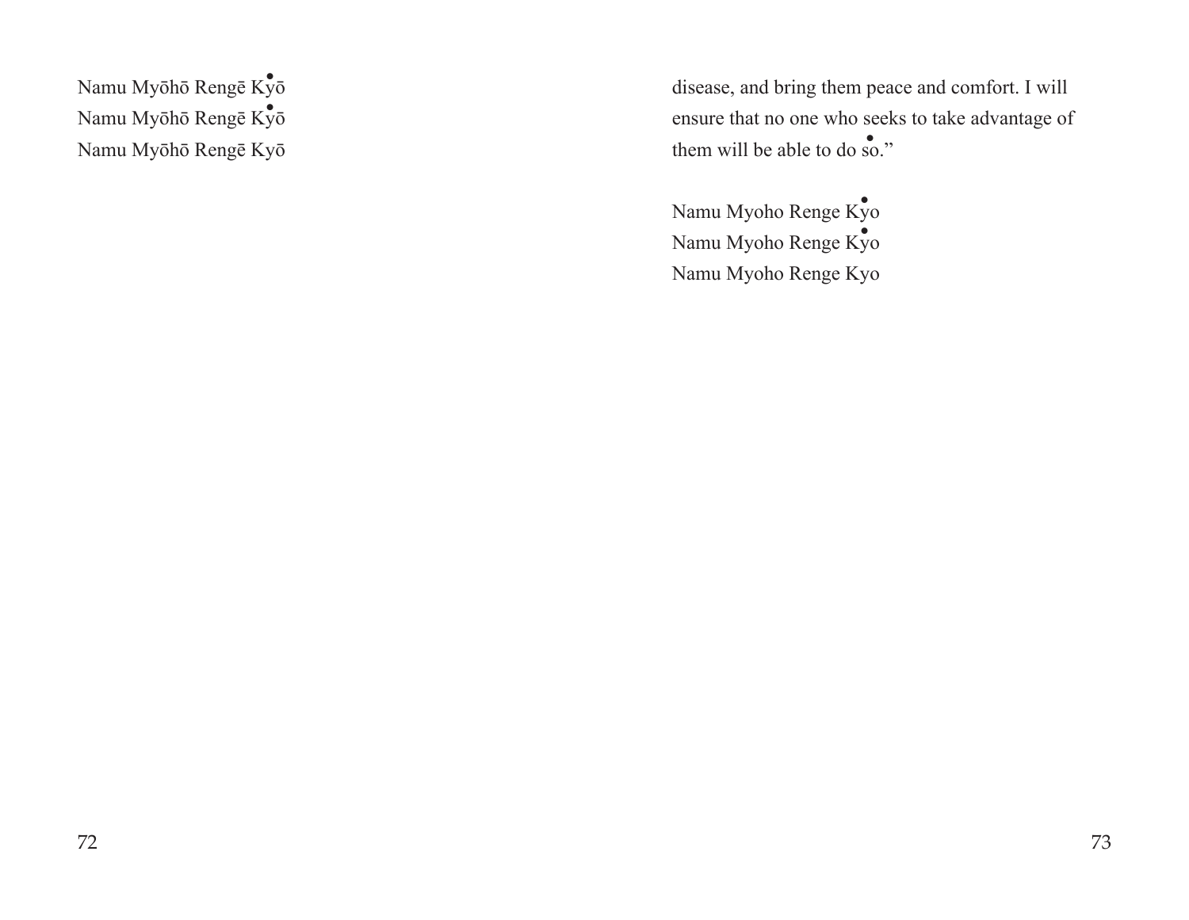Namu Myōhō Rengē Kyō
Namu Myōhō Rengē Kyō
Namu Myōhō Rengē Kyō

disease, and bring them peace and comfort. I will ensure that no one who seeks to take advantage of them will be able to do so.”

Namu Myoho Renge Kyo
Namu Myoho Renge Kyo
Namu Myoho Renge Kyo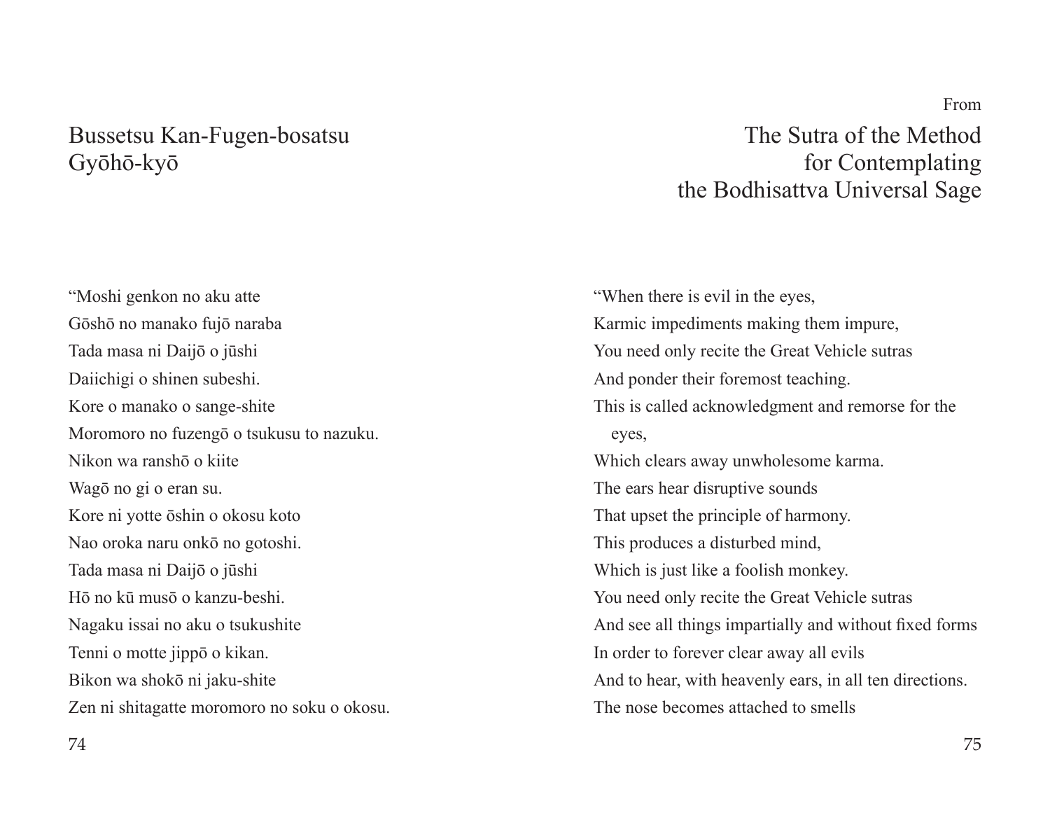## Bussetsu Kan-Fugen-bosatsu Gyōhō-kyō

"Moshi genkon no aku atte
Gōshō no manako fujō naraba
Tada masa ni Daijō o jūshi
Daiichigi o shinen subeshi.
Kore o manako o sange-shite
Moromoro no fuzengō o tsukusu to nazuku.
Nikon wa ranshō o kiite
Wagō no gi o eran su.
Kore ni yotte ōshin o okosu koto
Nao oroka naru onkō no gotoshi.
Tada masa ni Daijō o jūshi
Hō no kū musō o kanzu-beshi.
Nagaku issai no aku o tsukushite
Tenni o motte jippō o kikan.
Bikon wa shokō ni jaku-shite
Zen ni shitagatte moromoro no soku o okosu.

From

## The Sutra of the Method for Contemplating the Bodhisattva Universal Sage

"When there is evil in the eyes,
Karmic impediments making them impure,
You need only recite the Great Vehicle sutras
And ponder their foremost teaching.
This is called acknowledgment and remorse for the eyes,
Which clears away unwholesome karma.
The ears hear disruptive sounds
That upset the principle of harmony.
This produces a disturbed mind,
Which is just like a foolish monkey.
You need only recite the Great Vehicle sutras
And see all things impartially and without fixed forms
In order to forever clear away all evils
And to hear, with heavenly ears, in all ten directions.
The nose becomes attached to smells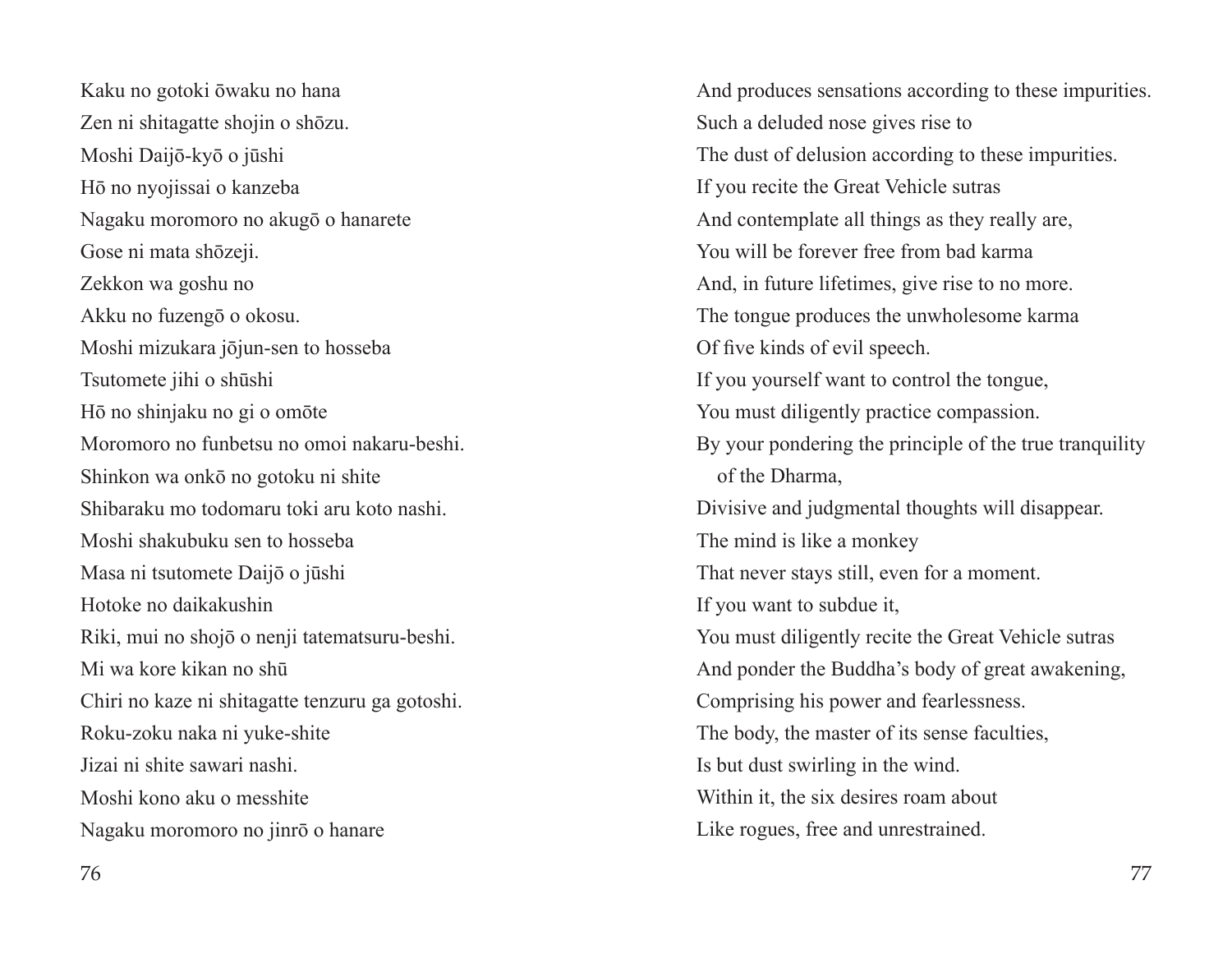Kaku no gotoki ōwaku no hana
Zen ni shitagatte shojin o shōzu.
Moshi Daijō-kyō o jūshi
Hō no nyojissai o kanzeba
Nagaku moromoro no akugō o hanarete
Gose ni mata shōzeji.
Zekkon wa goshu no
Akku no fuzengō o okosu.
Moshi mizukara jōjun-sen to hosseba
Tsutomete jihi o shūshi
Hō no shinjaku no gi o omōte
Moromoro no funbetsu no omoi nakaru-beshi.
Shinkon wa onkō no gotoku ni shite
Shibaraku mo todomaru toki aru koto nashi.
Moshi shakubuku sen to hosseba
Masa ni tsutomete Daijō o jūshi
Hotoke no daikakushin
Riki, mui no shojō o nenji tatematsuru-beshi.
Mi wa kore kikan no shū
Chiri no kaze ni shitagatte tenzuru ga gotoshi.
Roku-zoku naka ni yuke-shite
Jizai ni shite sawari nashi.
Moshi kono aku o messhite
Nagaku moromoro no jinrō o hanare

And produces sensations according to these impurities.
Such a deluded nose gives rise to
The dust of delusion according to these impurities.
If you recite the Great Vehicle sutras
And contemplate all things as they really are,
You will be forever free from bad karma
And, in future lifetimes, give rise to no more.
The tongue produces the unwholesome karma
Of five kinds of evil speech.
If you yourself want to control the tongue,
You must diligently practice compassion.
By your pondering the principle of the true tranquility of the Dharma,
Divisive and judgmental thoughts will disappear.
The mind is like a monkey
That never stays still, even for a moment.
If you want to subdue it,
You must diligently recite the Great Vehicle sutras
And ponder the Buddha's body of great awakening,
Comprising his power and fearlessness.
The body, the master of its sense faculties,
Is but dust swirling in the wind.
Within it, the six desires roam about
Like rogues, free and unrestrained.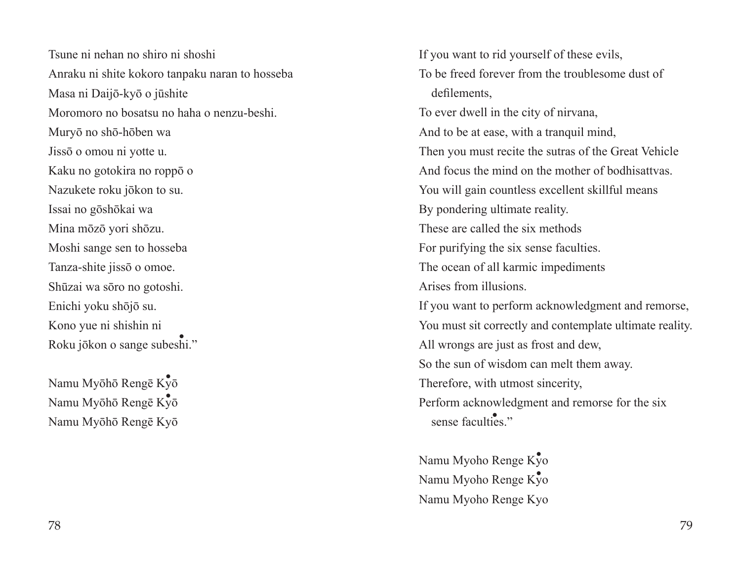Tsune ni nehan no shiro ni shoshi
Anraku ni shite kokoro tanpaku naran to hosseba
Masa ni Daijō-kyō o jūshite
Moromoro no bosatsu no haha o nenzu-beshi.
Muryō no shō-hōben wa
Jissō o omou ni yotte u.
Kaku no gotokira no roppō o
Nazukete roku jōkon to su.
Issai no gōshōkai wa
Mina mōzō yori shōzu.
Moshi sange sen to hosseba
Tanza-shite jissō o omoe.
Shūzai wa sōro no gotoshi.
Enichi yoku shōjō su.
Kono yue ni shishin ni
Roku jōkon o sange subeshi."

Namu Myōhō Rengē Kyō
Namu Myōhō Rengē Kyō
Namu Myōhō Rengē Kyō

If you want to rid yourself of these evils,
To be freed forever from the troublesome dust of defilements,
To ever dwell in the city of nirvana,
And to be at ease, with a tranquil mind,
Then you must recite the sutras of the Great Vehicle
And focus the mind on the mother of bodhisattvas.
You will gain countless excellent skillful means
By pondering ultimate reality.
These are called the six methods
For purifying the six sense faculties.
The ocean of all karmic impediments
Arises from illusions.
If you want to perform acknowledgment and remorse,
You must sit correctly and contemplate ultimate reality.
All wrongs are just as frost and dew,
So the sun of wisdom can melt them away.
Therefore, with utmost sincerity,
Perform acknowledgment and remorse for the six sense faculties."

Namu Myoho Renge Kyo
Namu Myoho Renge Kyo
Namu Myoho Renge Kyo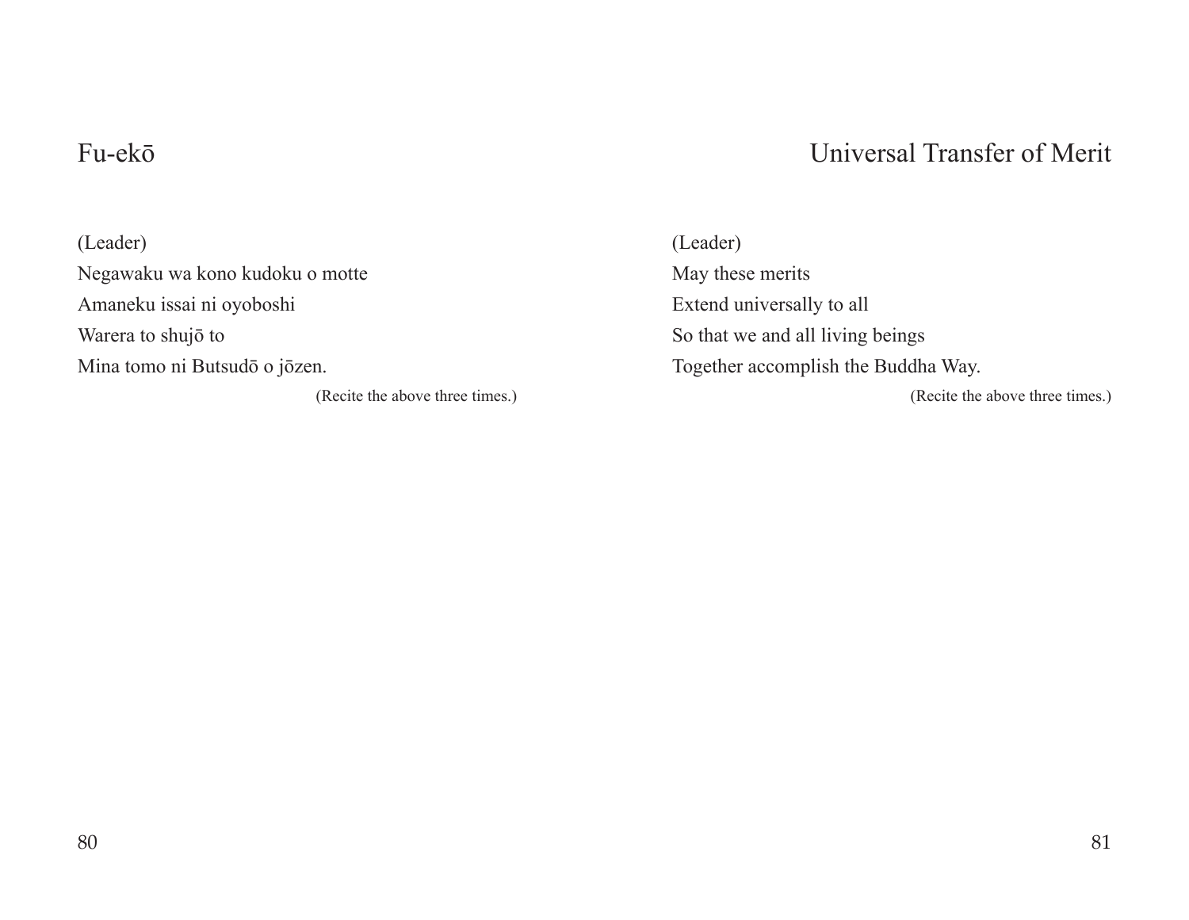## Fu-ekō

(Leader)
Negawaku wa kono kudoku o motte
Amaneku issai ni oyoboshi
Warera to shujō to
Mina tomo ni Butsudō o jōzen.

(Recite the above three times.)

## Universal Transfer of Merit

(Leader)
May these merits
Extend universally to all
So that we and all living beings
Together accomplish the Buddha Way.

(Recite the above three times.)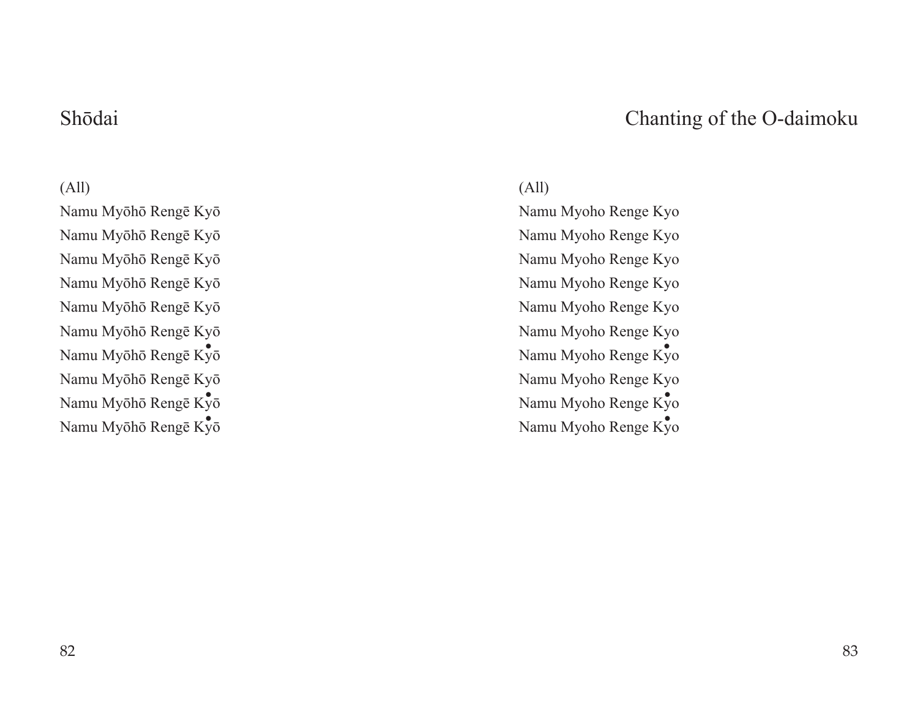## Shōdai

(All)

Namu Myōhō Rengē Kyō
Namu Myōhō Rengē Kyō
Namu Myōhō Rengē Kyō
Namu Myōhō Rengē Kyō
Namu Myōhō Rengē Kyō
Namu Myōhō Rengē Kyō
Namu Myōhō Rengē Kyō
Namu Myōhō Rengē Kyō
Namu Myōhō Rengē Kyō
Namu Myōhō Rengē Kyō

## Chanting of the O-daimoku

(All)

Namu Myoho Renge Kyo
Namu Myoho Renge Kyo
Namu Myoho Renge Kyo
Namu Myoho Renge Kyo
Namu Myoho Renge Kyo
Namu Myoho Renge Kyo
Namu Myoho Renge Kyo
Namu Myoho Renge Kyo
Namu Myoho Renge Kyo
Namu Myoho Renge Kyo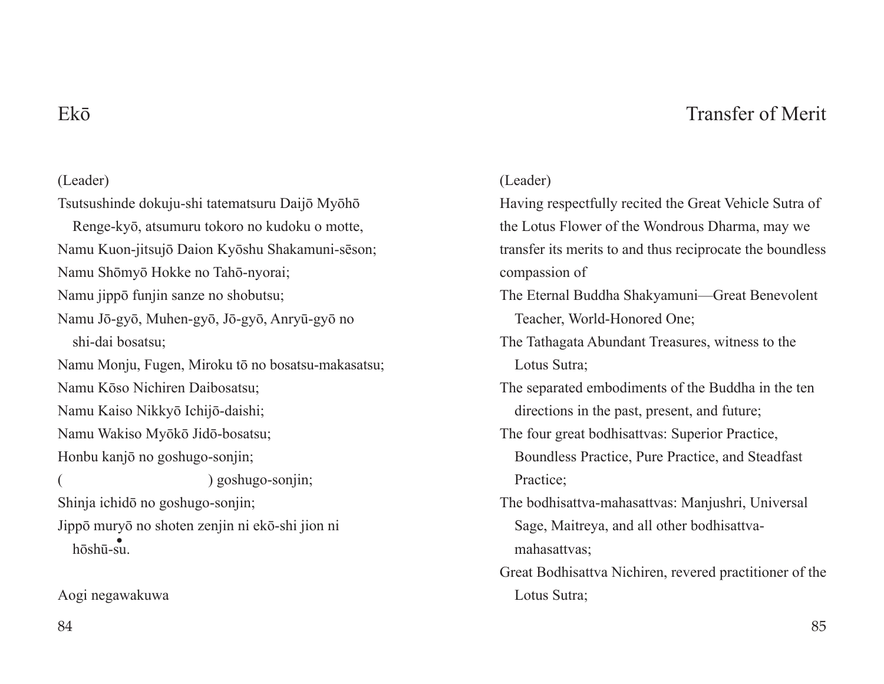## Ekō

(Leader)

Tsutsushinde dokuju-shi tatematsuru Daijō Myōhō Renge-kyō, atsumuru tokoro no kudoku o motte,
Namu Kuon-jitsujō Daion Kyōshu Shakamuni-sēson;
Namu Shōmyō Hokke no Tahō-nyorai;
Namu jippō funjin sanze no shobutsu;
Namu Jō-gyō, Muhen-gyō, Jō-gyō, Anryū-gyō no shi-dai bosatsu;
Namu Monju, Fugen, Miroku tō no bosatsu-makasatsu;
Namu Kōso Nichiren Daibosatsu;
Namu Kaiso Nikkyō Ichijō-daishi;
Namu Wakiso Myōkō Jidō-bosatsu;
Honbu kanjō no goshugo-sonjin;
(                                        ) goshugo-sonjin;
Shinja ichidō no goshugo-sonjin;
Jippō muryō no shoten zenjin ni ekō-shi jion ni hōshū-su.

Aogi negawakuwa

## Transfer of Merit

(Leader)

Having respectfully recited the Great Vehicle Sutra of the Lotus Flower of the Wondrous Dharma, may we transfer its merits to and thus reciprocate the boundless compassion of
The Eternal Buddha Shakyamuni—Great Benevolent Teacher, World-Honored One;
The Tathagata Abundant Treasures, witness to the Lotus Sutra;
The separated embodiments of the Buddha in the ten directions in the past, present, and future;
The four great bodhisattvas: Superior Practice, Boundless Practice, Pure Practice, and Steadfast Practice;
The bodhisattva-mahasattvas: Manjushri, Universal Sage, Maitreya, and all other bodhisattva-mahasattvas;
Great Bodhisattva Nichiren, revered practitioner of the Lotus Sutra;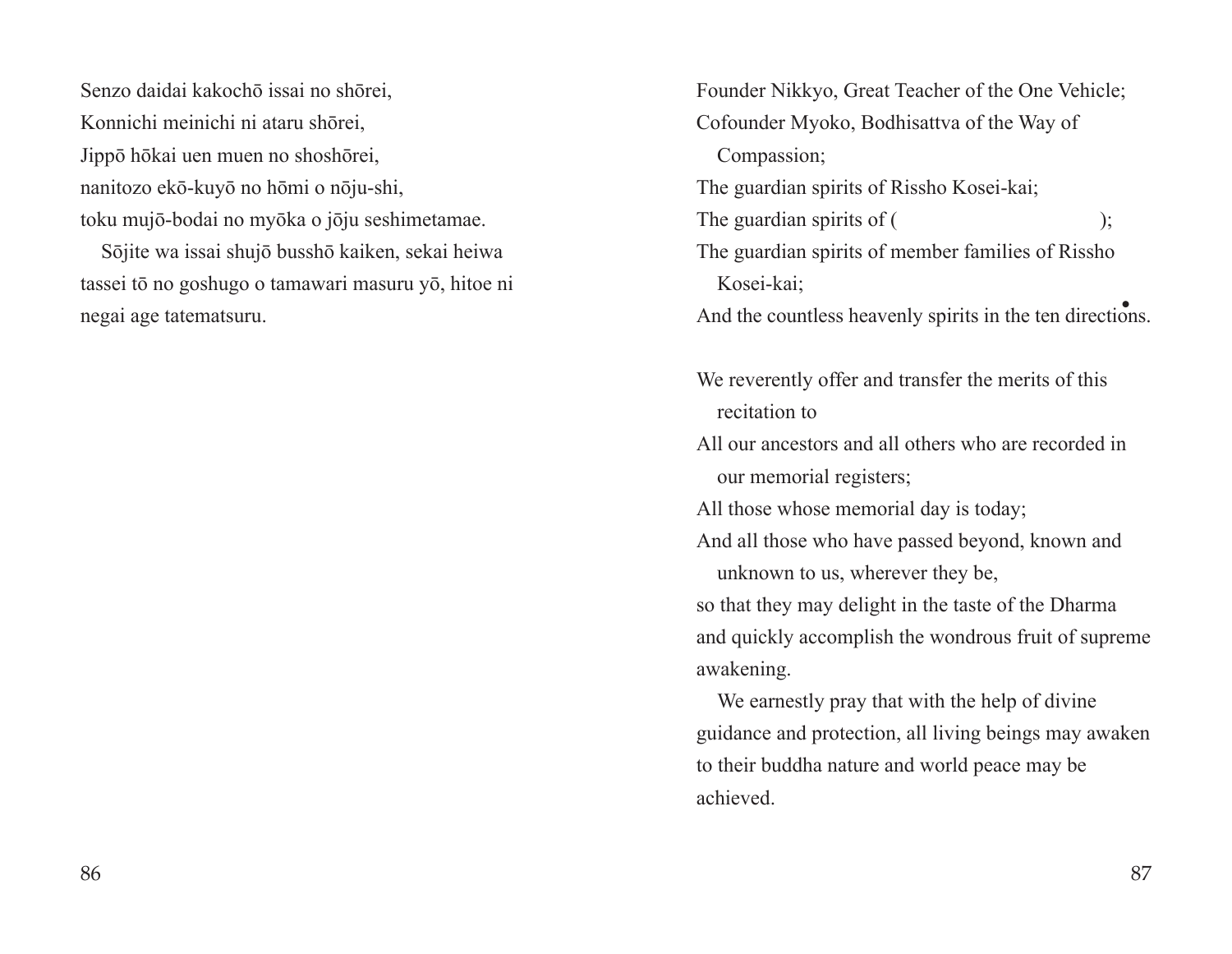Senzo daidai kakochō issai no shōrei,
Konnichi meinichi ni ataru shōrei,
Jippō hōkai uen muen no shoshōrei,
nanitozo ekō-kuyō no hōmi o nōju-shi,
toku mujō-bodai no myōka o jōju seshimetamae.

Sōjite wa issai shujō busshō kaiken, sekai heiwa tassei tō no goshugo o tamawari masuru yō, hitoe ni negai age tatematsuru.

Founder Nikkyo, Great Teacher of the One Vehicle;
Cofounder Myoko, Bodhisattva of the Way of Compassion;
The guardian spirits of Rissho Kosei-kai;
The guardian spirits of ( );
The guardian spirits of member families of Rissho Kosei-kai;
And the countless heavenly spirits in the ten directions.

We reverently offer and transfer the merits of this recitation to
All our ancestors and all others who are recorded in our memorial registers;
All those whose memorial day is today;
And all those who have passed beyond, known and unknown to us, wherever they be,
so that they may delight in the taste of the Dharma and quickly accomplish the wondrous fruit of supreme awakening.

We earnestly pray that with the help of divine guidance and protection, all living beings may awaken to their buddha nature and world peace may be achieved.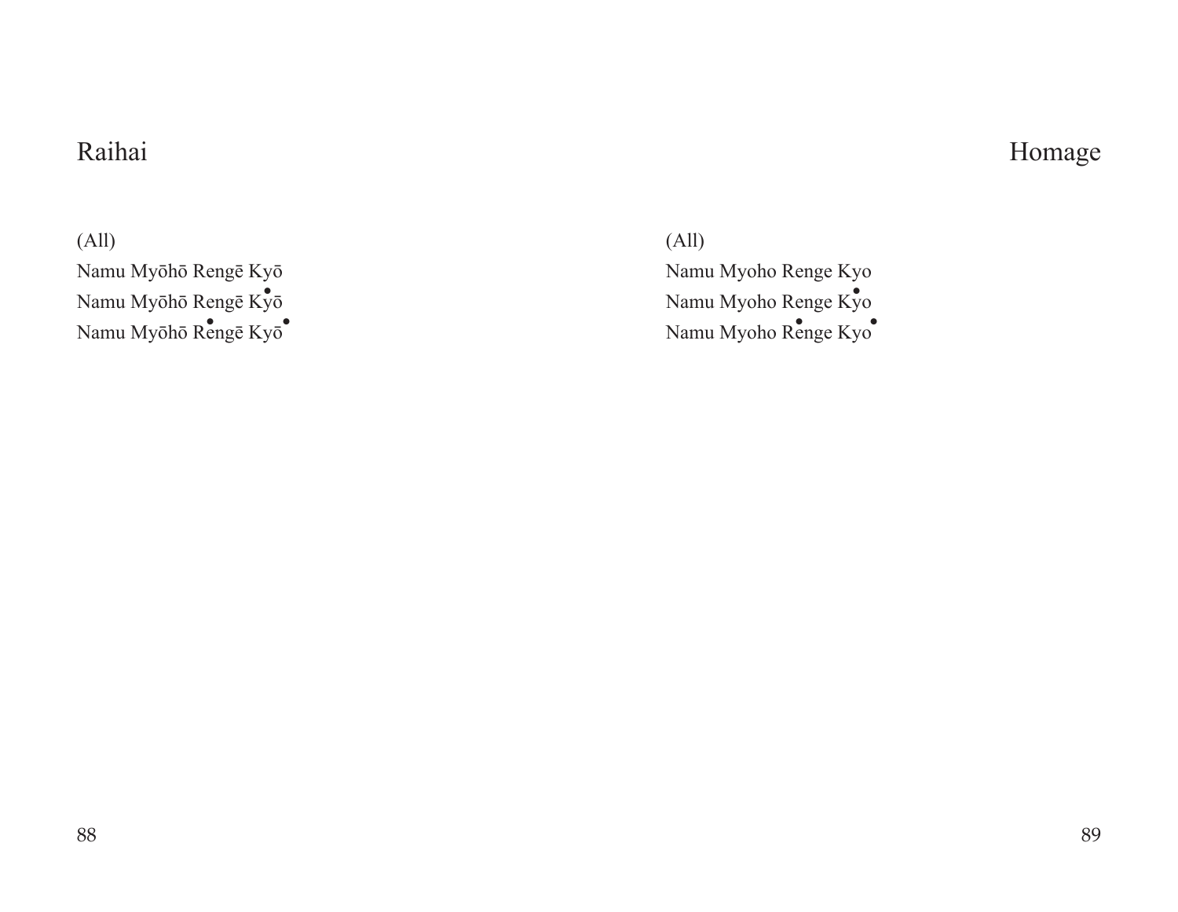## Raihai

(All)

Namu Myōhō Rengē Kyō

Namu Myōhō Rengē Kyō

Namu Myōhō Rengē Kyō

## Homage

(All)

Namu Myoho Renge Kyo

Namu Myoho Renge Kyo

Namu Myoho Renge Kyo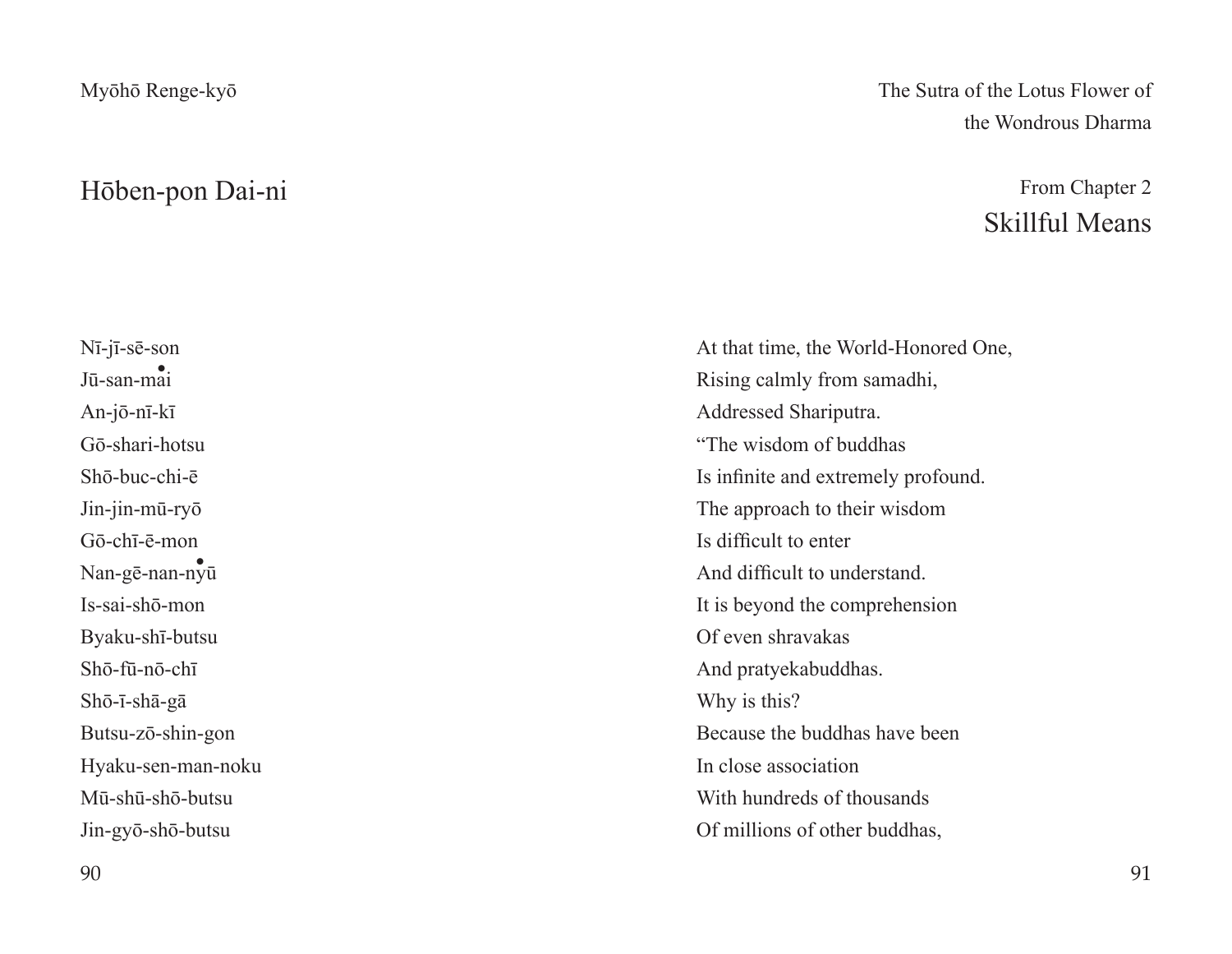Myōhō Renge-kyō

The Sutra of the Lotus Flower of the Wondrous Dharma

## Hōben-pon Dai-ni

From Chapter 2
## Skillful Means

Nī-jī-sē-son
Jū-san-mai
An-jō-nī-kī
Gō-shari-hotsu
Shō-buc-chi-ē
Jin-jin-mū-ryō
Gō-chī-ē-mon
Nan-gē-nan-nyū
Is-sai-shō-mon
Byaku-shī-butsu
Shō-fū-nō-chī
Shō-ī-shā-gā
Butsu-zō-shin-gon
Hyaku-sen-man-noku
Mū-shū-shō-butsu
Jin-gyō-shō-butsu

At that time, the World-Honored One,
Rising calmly from samadhi,
Addressed Shariputra.
"The wisdom of buddhas
Is infinite and extremely profound.
The approach to their wisdom
Is difficult to enter
And difficult to understand.
It is beyond the comprehension
Of even shravakas
And pratyekabuddhas.
Why is this?
Because the buddhas have been
In close association
With hundreds of thousands
Of millions of other buddhas,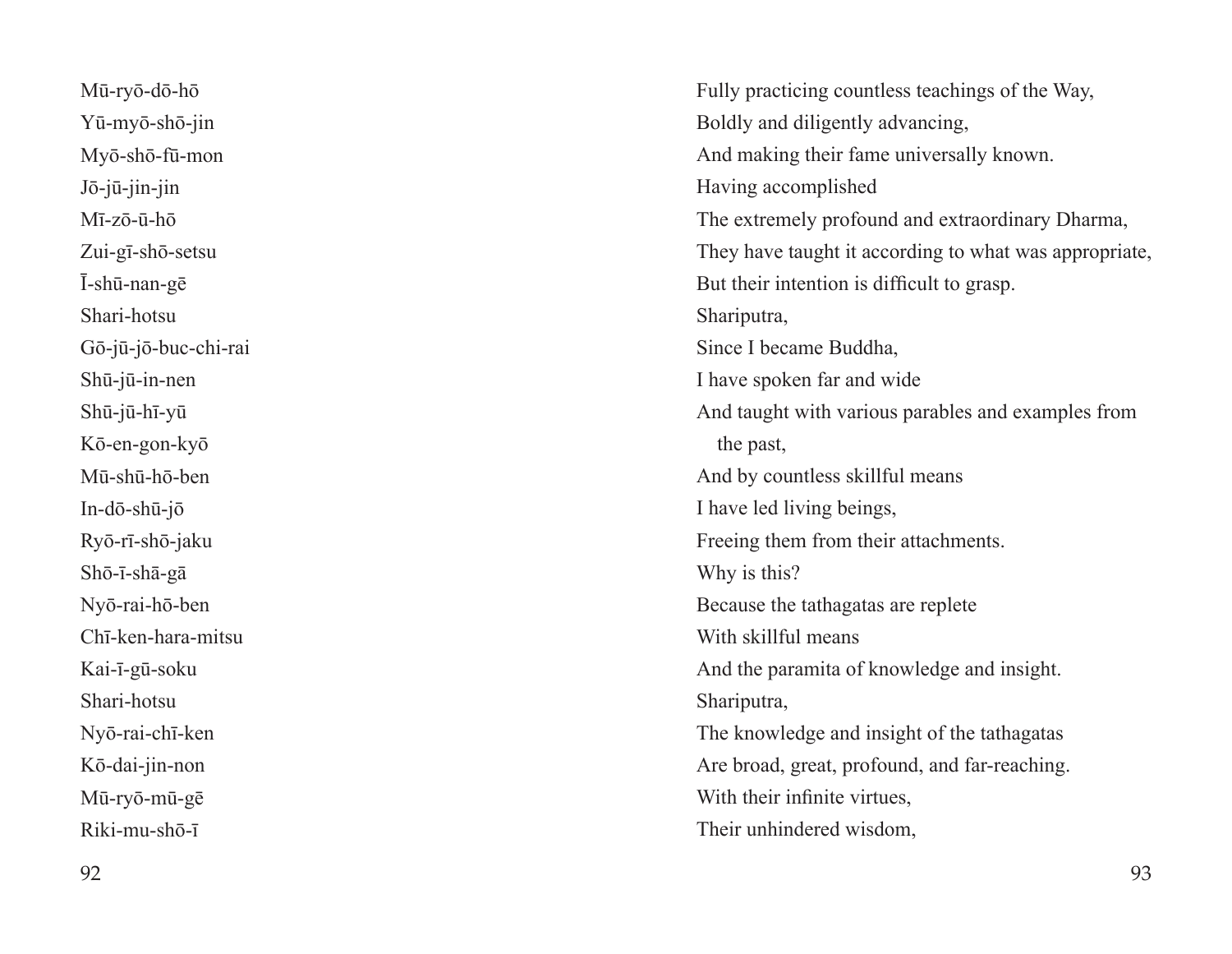Mū-ryō-dō-hō
Yū-myō-shō-jin
Myō-shō-fū-mon
Jō-jū-jin-jin
Mī-zō-ū-hō
Zui-gī-shō-setsu
Ī-shū-nan-gē
Shari-hotsu
Gō-jū-jō-buc-chi-rai
Shū-jū-in-nen
Shū-jū-hī-yū
Kō-en-gon-kyō
Mū-shū-hō-ben
In-dō-shū-jō
Ryō-rī-shō-jaku
Shō-ī-shā-gā
Nyō-rai-hō-ben
Chī-ken-hara-mitsu
Kai-ī-gū-soku
Shari-hotsu
Nyō-rai-chī-ken
Kō-dai-jin-non
Mū-ryō-mū-gē
Riki-mu-shō-ī

Fully practicing countless teachings of the Way,
Boldly and diligently advancing,
And making their fame universally known.
Having accomplished
The extremely profound and extraordinary Dharma,
They have taught it according to what was appropriate,
But their intention is difficult to grasp.
Shariputra,
Since I became Buddha,
I have spoken far and wide
And taught with various parables and examples from the past,
And by countless skillful means
I have led living beings,
Freeing them from their attachments.
Why is this?
Because the tathagatas are replete
With skillful means
And the paramita of knowledge and insight.
Shariputra,
The knowledge and insight of the tathagatas
Are broad, great, profound, and far-reaching.
With their infinite virtues,
Their unhindered wisdom,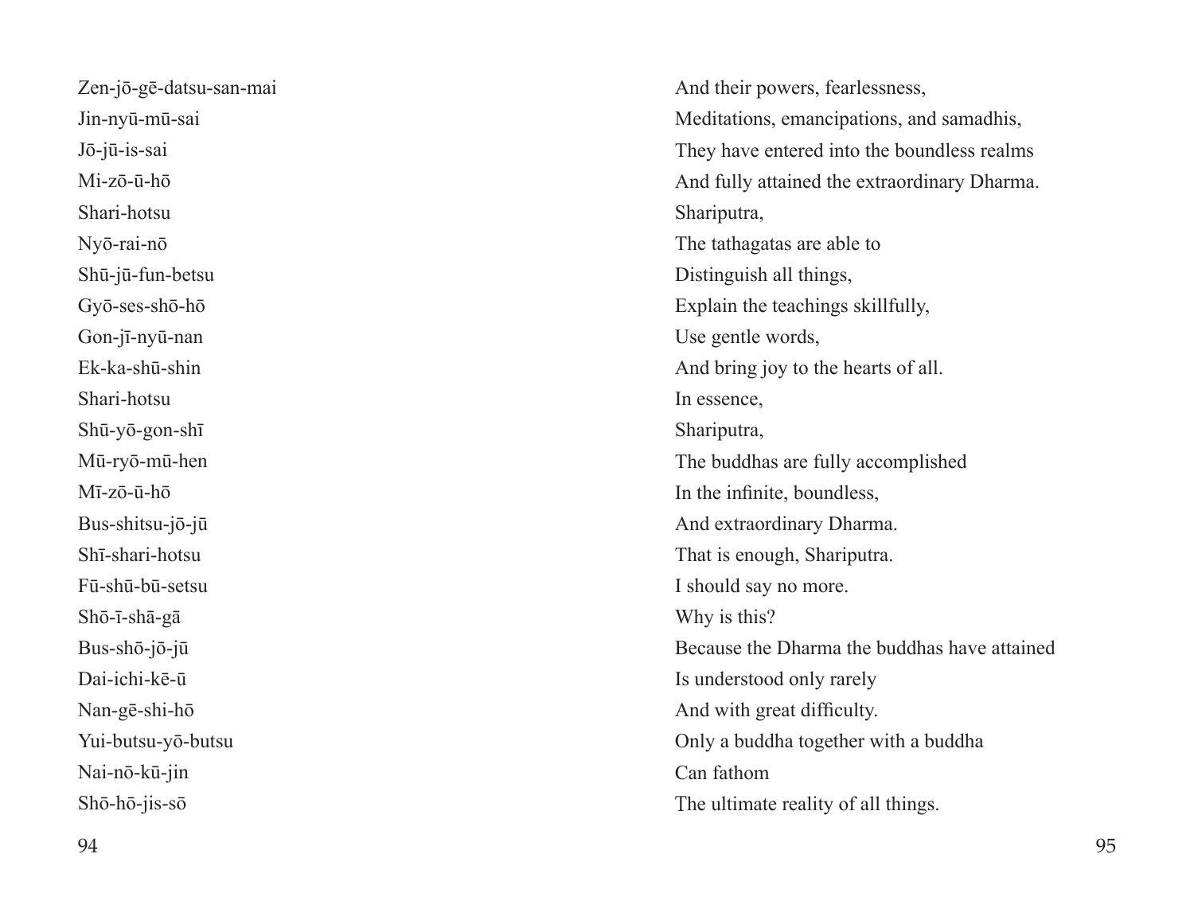Zen-jō-gē-datsu-san-mai
Jin-nyū-mū-sai
Jō-jū-is-sai
Mi-zō-ū-hō
Shari-hotsu
Nyō-rai-nō
Shū-jū-fun-betsu
Gyō-ses-shō-hō
Gon-jī-nyū-nan
Ek-ka-shū-shin
Shari-hotsu
Shū-yō-gon-shī
Mū-ryō-mū-hen
Mī-zō-ū-hō
Bus-shitsu-jō-jū
Shī-shari-hotsu
Fū-shū-bū-setsu
Shō-ī-shā-gā
Bus-shō-jō-jū
Dai-ichi-kē-ū
Nan-gē-shi-hō
Yui-butsu-yō-butsu
Nai-nō-kū-jin
Shō-hō-jis-sō

And their powers, fearlessness,
Meditations, emancipations, and samadhis,
They have entered into the boundless realms
And fully attained the extraordinary Dharma.
Shariputra,
The tathagatas are able to
Distinguish all things,
Explain the teachings skillfully,
Use gentle words,
And bring joy to the hearts of all.
In essence,
Shariputra,
The buddhas are fully accomplished
In the infinite, boundless,
And extraordinary Dharma.
That is enough, Shariputra.
I should say no more.
Why is this?
Because the Dharma the buddhas have attained
Is understood only rarely
And with great difficulty.
Only a buddha together with a buddha
Can fathom
The ultimate reality of all things.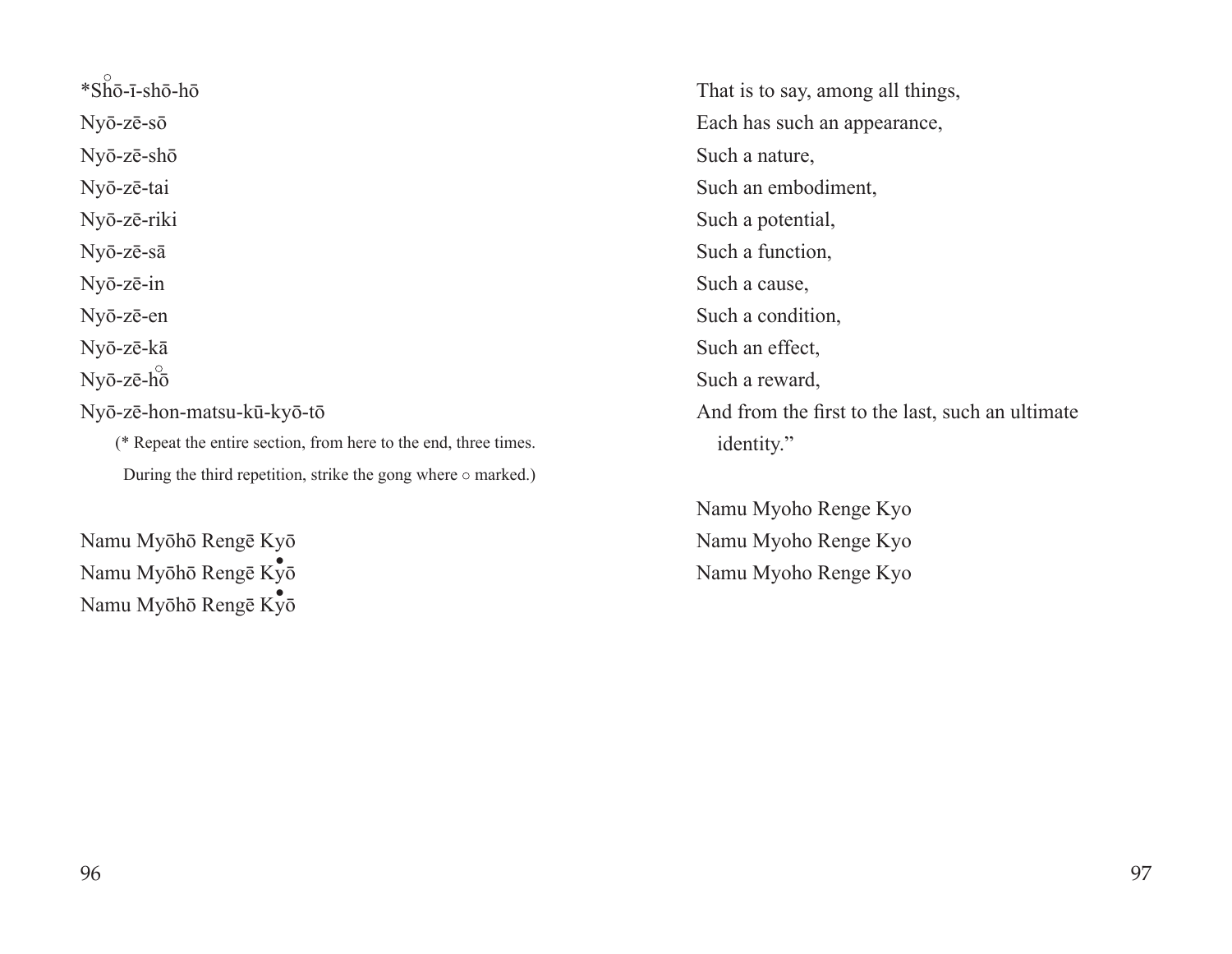*Shō-ī-shō-hō

Nyō-zē-sō

Nyō-zē-shō

Nyō-zē-tai

Nyō-zē-riki

Nyō-zē-sā

Nyō-zē-in

Nyō-zē-en

Nyō-zē-kā

Nyō-zē-hō

Nyō-zē-hon-matsu-kū-kyō-tō

(* Repeat the entire section, from here to the end, three times. During the third repetition, strike the gong where ○ marked.)

Namu Myōhō Rengē Kyō

Namu Myōhō Rengē Kyō

Namu Myōhō Rengē Kyō

That is to say, among all things,

Each has such an appearance,

Such a nature,

Such an embodiment,

Such a potential,

Such a function,

Such a cause,

Such a condition,

Such an effect,

Such a reward,

And from the first to the last, such an ultimate identity."

Namu Myoho Renge Kyo

Namu Myoho Renge Kyo

Namu Myoho Renge Kyo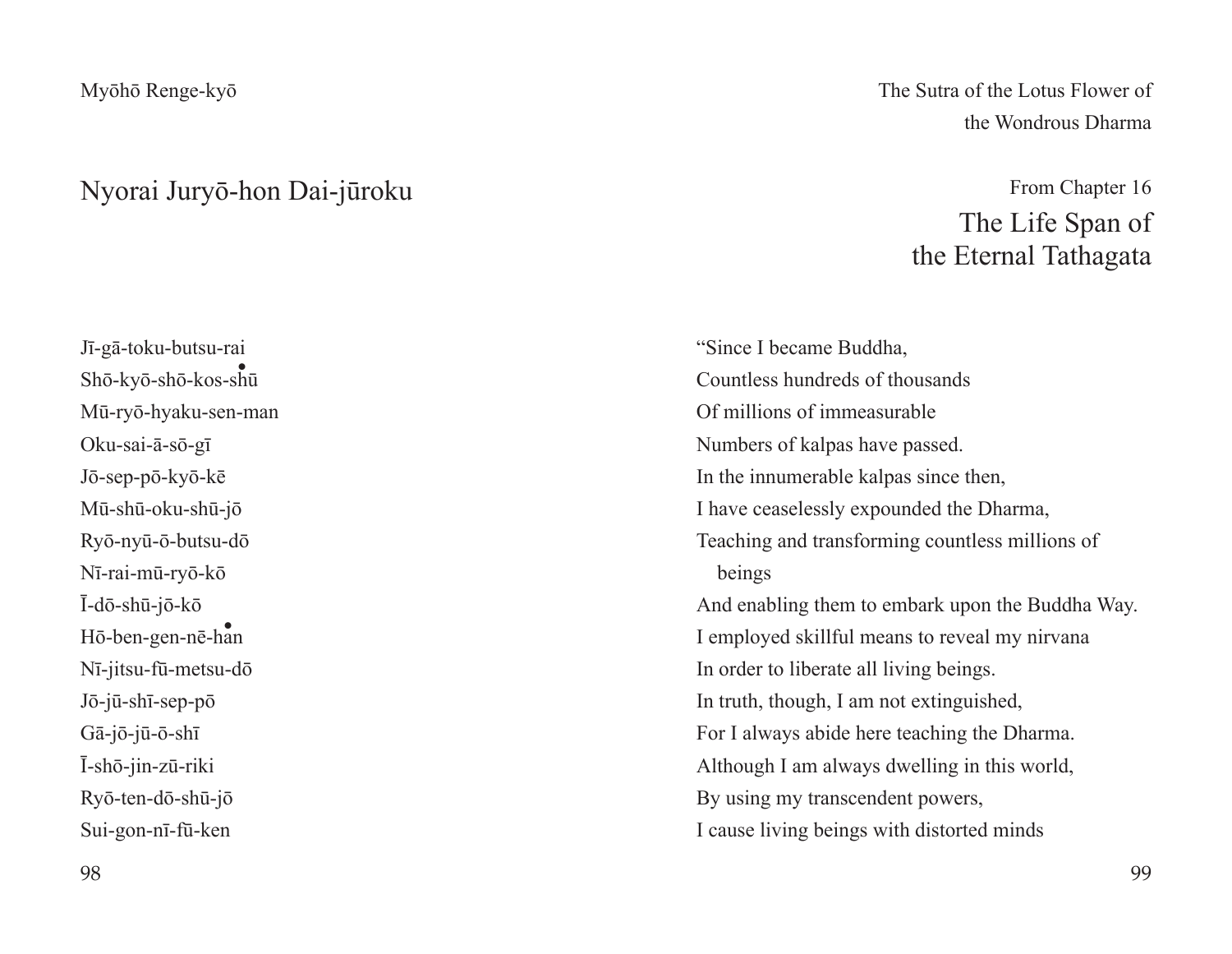Myōhō Renge-kyō

The Sutra of the Lotus Flower of the Wondrous Dharma

## Nyorai Juryō-hon Dai-jūroku

From Chapter 16

## The Life Span of the Eternal Tathagata

Jī-gā-toku-butsu-rai
Shō-kyō-shō-kos-shū
Mū-ryō-hyaku-sen-man
Oku-sai-ā-sō-gī
Jō-sep-pō-kyō-kē
Mū-shū-oku-shū-jō
Ryō-nyū-ō-butsu-dō
Nī-rai-mū-ryō-kō
Ī-dō-shū-jō-kō
Hō-ben-gen-nē-han
Nī-jitsu-fū-metsu-dō
Jō-jū-shī-sep-pō
Gā-jō-jū-ō-shī
Ī-shō-jin-zū-riki
Ryō-ten-dō-shū-jō
Sui-gon-nī-fū-ken

"Since I became Buddha,
Countless hundreds of thousands
Of millions of immeasurable
Numbers of kalpas have passed.
In the innumerable kalpas since then,
I have ceaselessly expounded the Dharma,
Teaching and transforming countless millions of beings
And enabling them to embark upon the Buddha Way.
I employed skillful means to reveal my nirvana
In order to liberate all living beings.
In truth, though, I am not extinguished,
For I always abide here teaching the Dharma.
Although I am always dwelling in this world,
By using my transcendent powers,
I cause living beings with distorted minds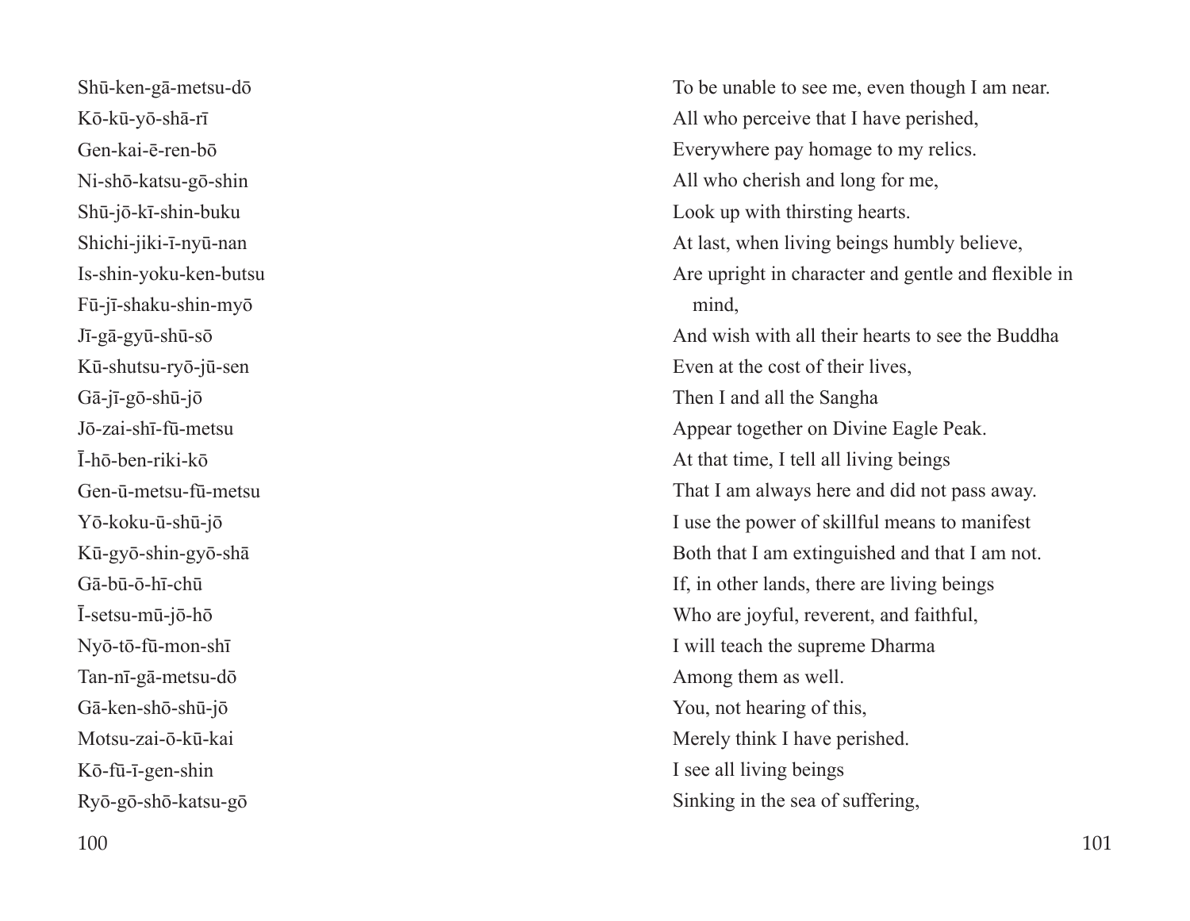Shū-ken-gā-metsu-dō
Kō-kū-yō-shā-rī
Gen-kai-ē-ren-bō
Ni-shō-katsu-gō-shin
Shū-jō-kī-shin-buku
Shichi-jiki-ī-nyū-nan
Is-shin-yoku-ken-butsu
Fū-jī-shaku-shin-myō
Jī-gā-gyū-shū-sō
Kū-shutsu-ryō-jū-sen
Gā-jī-gō-shū-jō
Jō-zai-shī-fū-metsu
Ī-hō-ben-riki-kō
Gen-ū-metsu-fū-metsu
Yō-koku-ū-shū-jō
Kū-gyō-shin-gyō-shā
Gā-bū-ō-hī-chū
Ī-setsu-mū-jō-hō
Nyō-tō-fū-mon-shī
Tan-nī-gā-metsu-dō
Gā-ken-shō-shū-jō
Motsu-zai-ō-kū-kai
Kō-fū-ī-gen-shin
Ryō-gō-shō-katsu-gō

To be unable to see me, even though I am near.
All who perceive that I have perished,
Everywhere pay homage to my relics.
All who cherish and long for me,
Look up with thirsting hearts.
At last, when living beings humbly believe,
Are upright in character and gentle and flexible in mind,
And wish with all their hearts to see the Buddha
Even at the cost of their lives,
Then I and all the Sangha
Appear together on Divine Eagle Peak.
At that time, I tell all living beings
That I am always here and did not pass away.
I use the power of skillful means to manifest
Both that I am extinguished and that I am not.
If, in other lands, there are living beings
Who are joyful, reverent, and faithful,
I will teach the supreme Dharma
Among them as well.
You, not hearing of this,
Merely think I have perished.
I see all living beings
Sinking in the sea of suffering,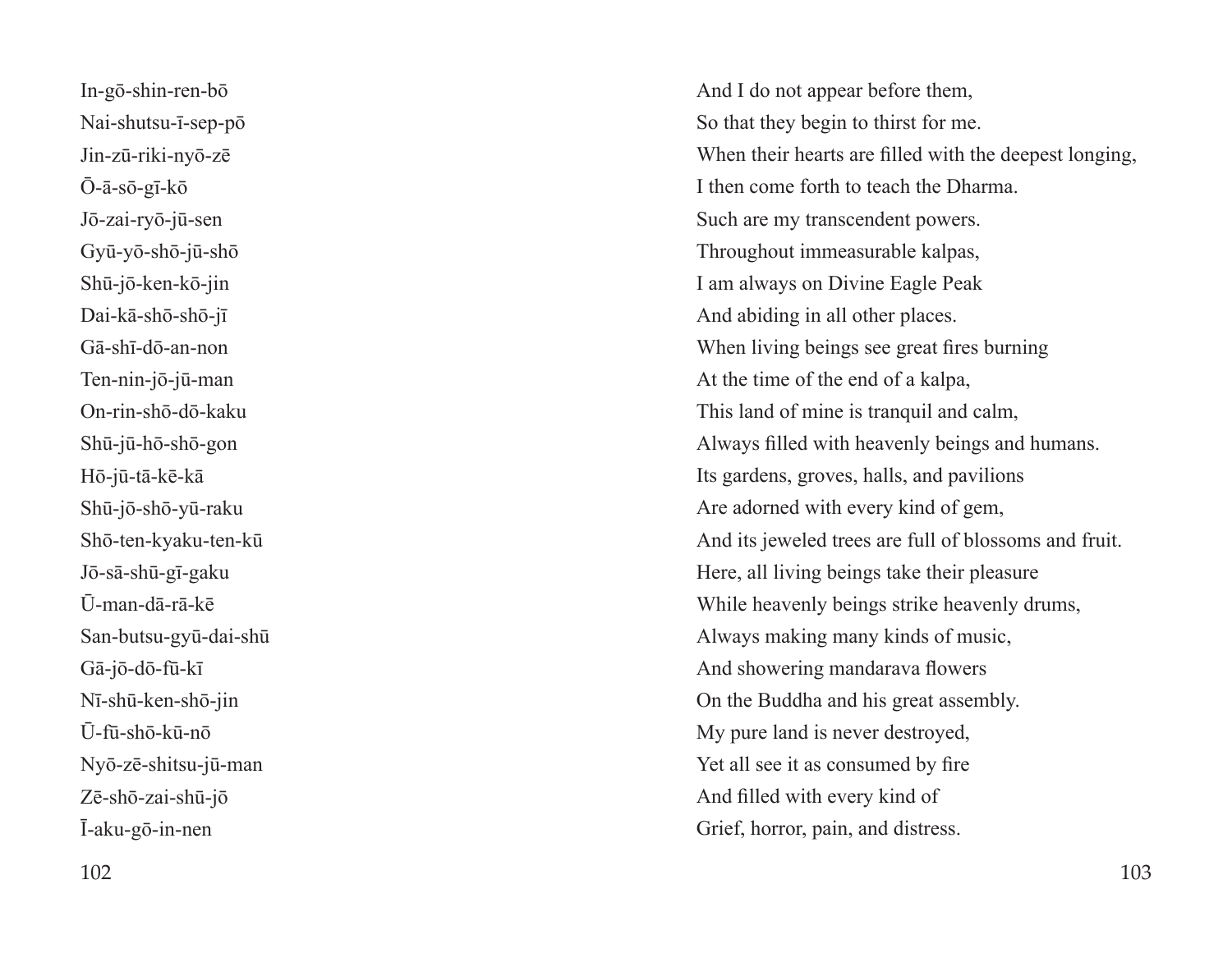In-gō-shin-ren-bō
Nai-shutsu-ī-sep-pō
Jin-zū-riki-nyō-zē
Ō-ā-sō-gī-kō
Jō-zai-ryō-jū-sen
Gyū-yō-shō-jū-shō
Shū-jō-ken-kō-jin
Dai-kā-shō-shō-jī
Gā-shī-dō-an-non
Ten-nin-jō-jū-man
On-rin-shō-dō-kaku
Shū-jū-hō-shō-gon
Hō-jū-tā-kē-kā
Shū-jō-shō-yū-raku
Shō-ten-kyaku-ten-kū
Jō-sā-shū-gī-gaku
Ū-man-dā-rā-kē
San-butsu-gyū-dai-shū
Gā-jō-dō-fū-kī
Nī-shū-ken-shō-jin
Ū-fū-shō-kū-nō
Nyō-zē-shitsu-jū-man
Zē-shō-zai-shū-jō
Ī-aku-gō-in-nen

And I do not appear before them,
So that they begin to thirst for me.
When their hearts are filled with the deepest longing,
I then come forth to teach the Dharma.
Such are my transcendent powers.
Throughout immeasurable kalpas,
I am always on Divine Eagle Peak
And abiding in all other places.
When living beings see great fires burning
At the time of the end of a kalpa,
This land of mine is tranquil and calm,
Always filled with heavenly beings and humans.
Its gardens, groves, halls, and pavilions
Are adorned with every kind of gem,
And its jeweled trees are full of blossoms and fruit.
Here, all living beings take their pleasure
While heavenly beings strike heavenly drums,
Always making many kinds of music,
And showering mandarava flowers
On the Buddha and his great assembly.
My pure land is never destroyed,
Yet all see it as consumed by fire
And filled with every kind of
Grief, horror, pain, and distress.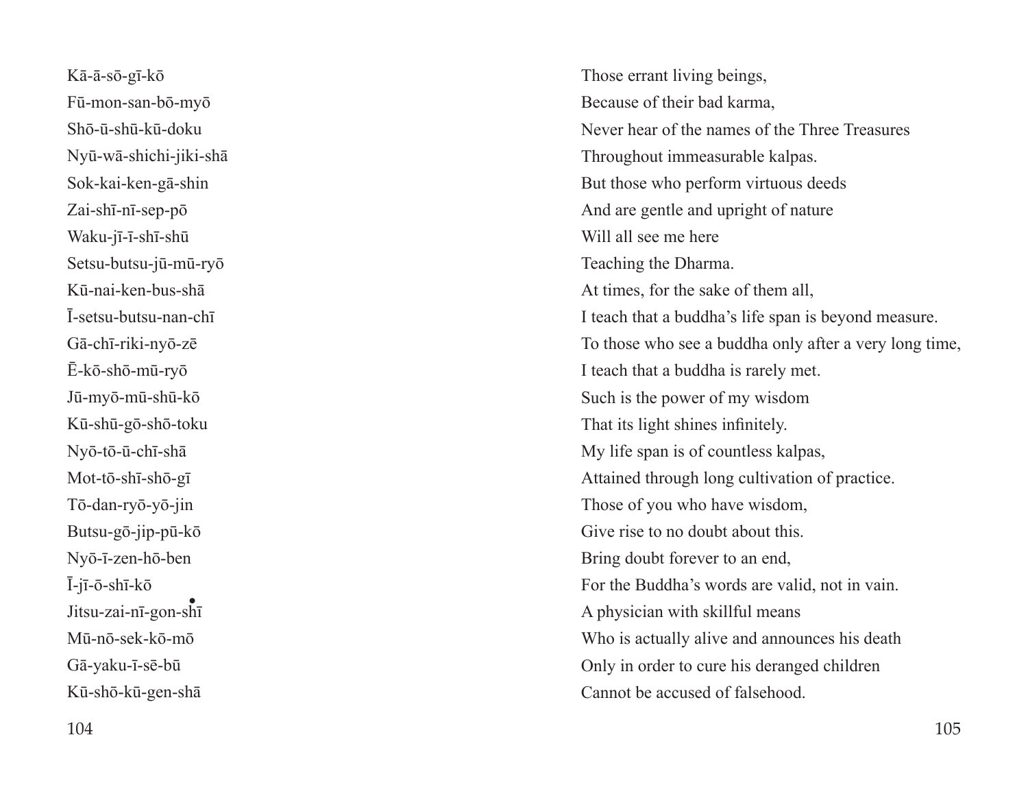Kā-ā-sō-gī-kō
Fū-mon-san-bō-myō
Shō-ū-shū-kū-doku
Nyū-wā-shichi-jiki-shā
Sok-kai-ken-gā-shin
Zai-shī-nī-sep-pō
Waku-jī-ī-shī-shū
Setsu-butsu-jū-mū-ryō
Kū-nai-ken-bus-shā
Ī-setsu-butsu-nan-chī
Gā-chī-riki-nyō-zē
Ē-kō-shō-mū-ryō
Jū-myō-mū-shū-kō
Kū-shū-gō-shō-toku
Nyō-tō-ū-chī-shā
Mot-tō-shī-shō-gī
Tō-dan-ryō-yō-jin
Butsu-gō-jip-pū-kō
Nyō-ī-zen-hō-ben
Ī-jī-ō-shī-kō
Jitsu-zai-nī-gon-shī
Mū-nō-sek-kō-mō
Gā-yaku-ī-sē-bū
Kū-shō-kū-gen-shā

Those errant living beings,
Because of their bad karma,
Never hear of the names of the Three Treasures
Throughout immeasurable kalpas.
But those who perform virtuous deeds
And are gentle and upright of nature
Will all see me here
Teaching the Dharma.
At times, for the sake of them all,
I teach that a buddha's life span is beyond measure.
To those who see a buddha only after a very long time,
I teach that a buddha is rarely met.
Such is the power of my wisdom
That its light shines infinitely.
My life span is of countless kalpas,
Attained through long cultivation of practice.
Those of you who have wisdom,
Give rise to no doubt about this.
Bring doubt forever to an end,
For the Buddha's words are valid, not in vain.
A physician with skillful means
Who is actually alive and announces his death
Only in order to cure his deranged children
Cannot be accused of falsehood.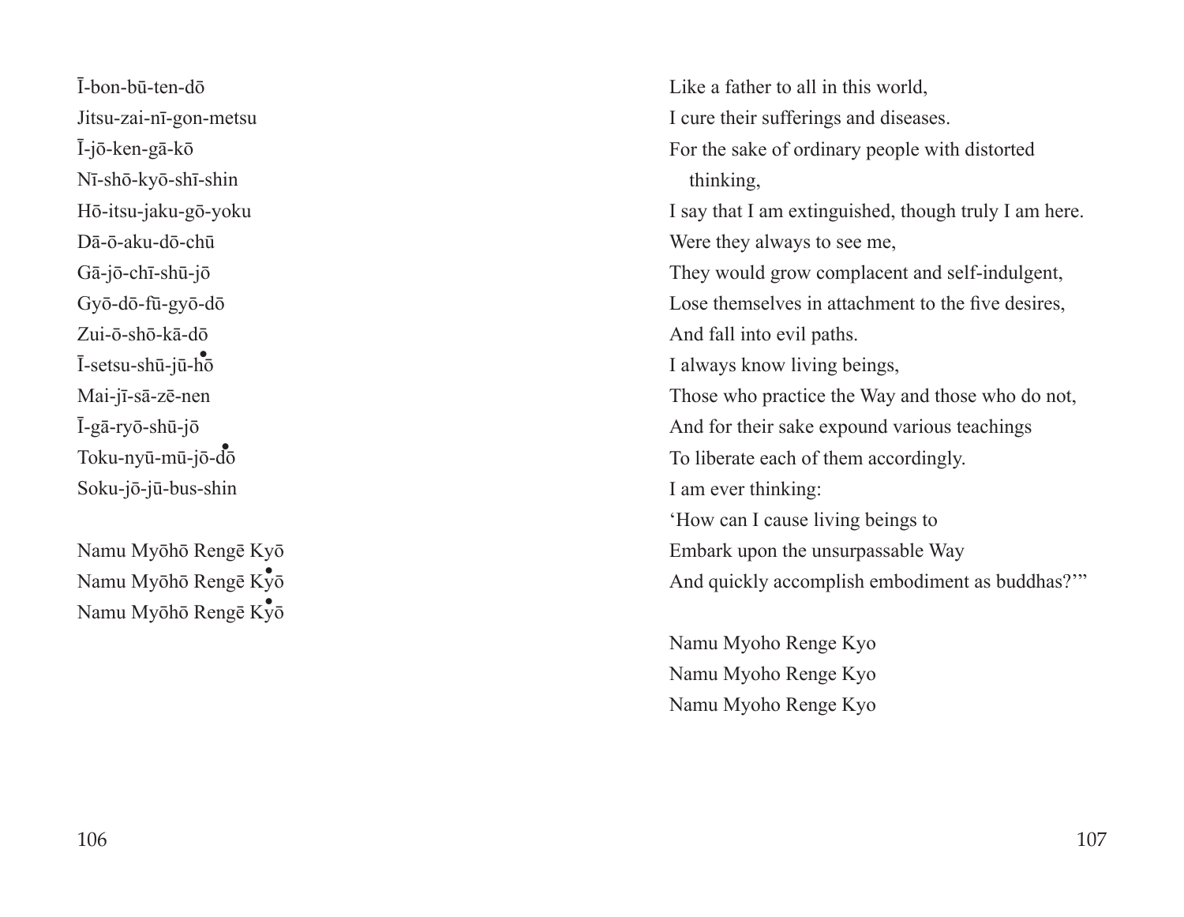Ī-bon-bū-ten-dō
Jitsu-zai-nī-gon-metsu
Ī-jō-ken-gā-kō
Nī-shō-kyō-shī-shin
Hō-itsu-jaku-gō-yoku
Dā-ō-aku-dō-chū
Gā-jō-chī-shū-jō
Gyō-dō-fū-gyō-dō
Zui-ō-shō-kā-dō
Ī-setsu-shū-jū-hō
Mai-jī-sā-zē-nen
Ī-gā-ryō-shū-jō
Toku-nyū-mū-jō-dō
Soku-jō-jū-bus-shin

Namu Myōhō Rengē Kyō
Namu Myōhō Rengē Kyō
Namu Myōhō Rengē Kyō

Like a father to all in this world,
I cure their sufferings and diseases.
For the sake of ordinary people with distorted thinking,
I say that I am extinguished, though truly I am here.
Were they always to see me,
They would grow complacent and self-indulgent,
Lose themselves in attachment to the five desires,
And fall into evil paths.
I always know living beings,
Those who practice the Way and those who do not,
And for their sake expound various teachings
To liberate each of them accordingly.
I am ever thinking:
'How can I cause living beings to
Embark upon the unsurpassable Way
And quickly accomplish embodiment as buddhas?'"

Namu Myoho Renge Kyo
Namu Myoho Renge Kyo
Namu Myoho Renge Kyo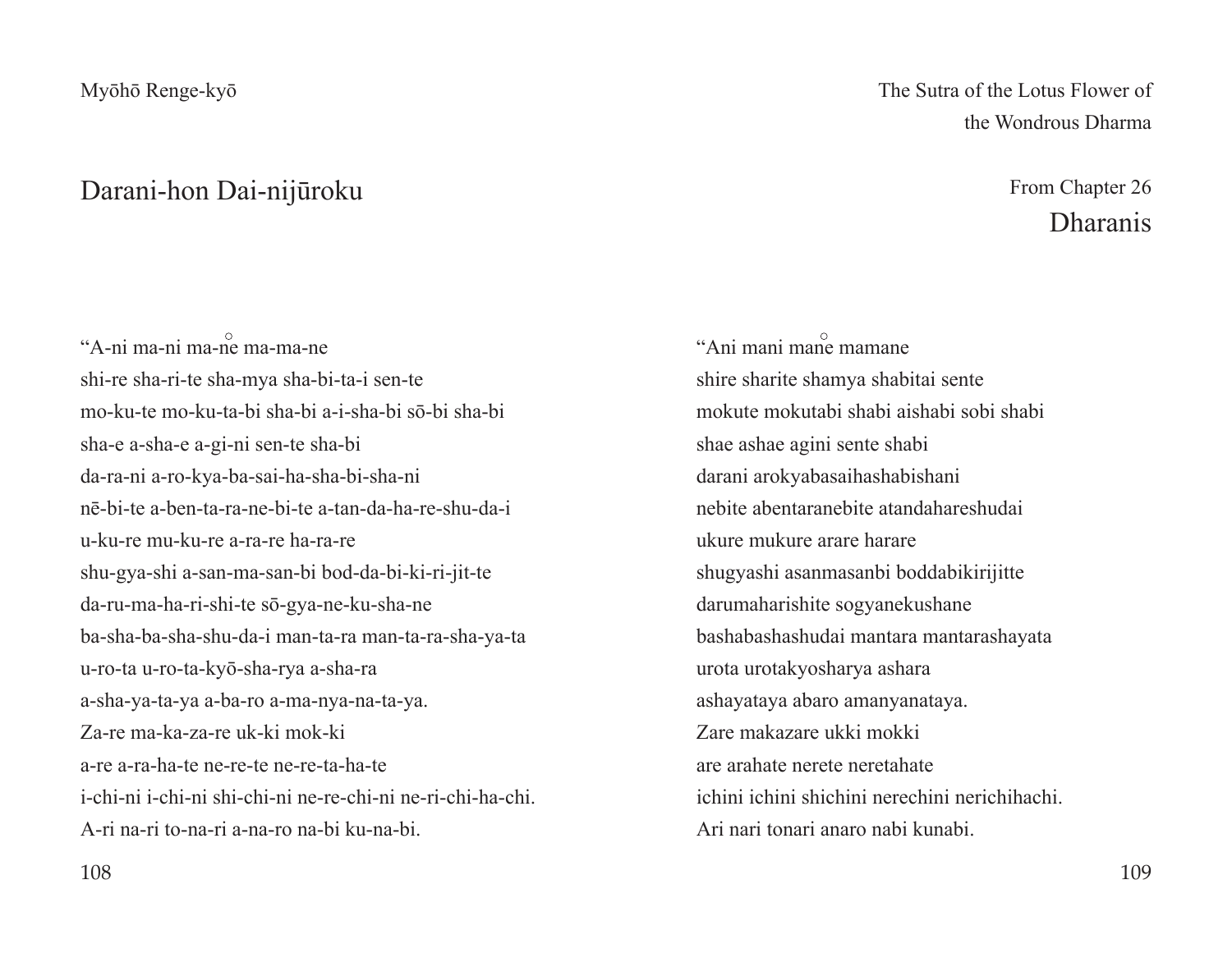Myōhō Renge-kyō

## Darani-hon Dai-nijūroku

"A-ni ma-ni ma-ne̊ ma-ma-ne
shi-re sha-ri-te sha-mya sha-bi-ta-i sen-te
mo-ku-te mo-ku-ta-bi sha-bi a-i-sha-bi sō-bi sha-bi
sha-e a-sha-e a-gi-ni sen-te sha-bi
da-ra-ni a-ro-kya-ba-sai-ha-sha-bi-sha-ni
nē-bi-te a-ben-ta-ra-ne-bi-te a-tan-da-ha-re-shu-da-i
u-ku-re mu-ku-re a-ra-re ha-ra-re
shu-gya-shi a-san-ma-san-bi bod-da-bi-ki-ri-jit-te
da-ru-ma-ha-ri-shi-te sō-gya-ne-ku-sha-ne
ba-sha-ba-sha-shu-da-i man-ta-ra man-ta-ra-sha-ya-ta
u-ro-ta u-ro-ta-kyō-sha-rya a-sha-ra
a-sha-ya-ta-ya a-ba-ro a-ma-nya-na-ta-ya.
Za-re ma-ka-za-re uk-ki mok-ki
a-re a-ra-ha-te ne-re-te ne-re-ta-ha-te
i-chi-ni i-chi-ni shi-chi-ni ne-re-chi-ni ne-ri-chi-ha-chi.
A-ri na-ri to-na-ri a-na-ro na-bi ku-na-bi.

The Sutra of the Lotus Flower of the Wondrous Dharma

From Chapter 26

## Dharanis

"Ani mani mane̊ mamane
shire sharite shamya shabitai sente
mokute mokutabi shabi aishabi sobi shabi
shae ashae agini sente shabi
darani arokyabasaihashabishani
nebite abentaranebite atandahareshudai
ukure mukure arare harare
shugyashi asanmasanbi boddabikirijitte
darumaharishite sogyanekushane
bashabashashudai mantara mantarashayata
urota urotakyosharya ashara
ashayataya abaro amanyanataya.
Zare makazare ukki mokki
are arahate nerete neretahate
ichini ichini shichini nerechini nerichihachi.
Ari nari tonari anaro nabi kunabi.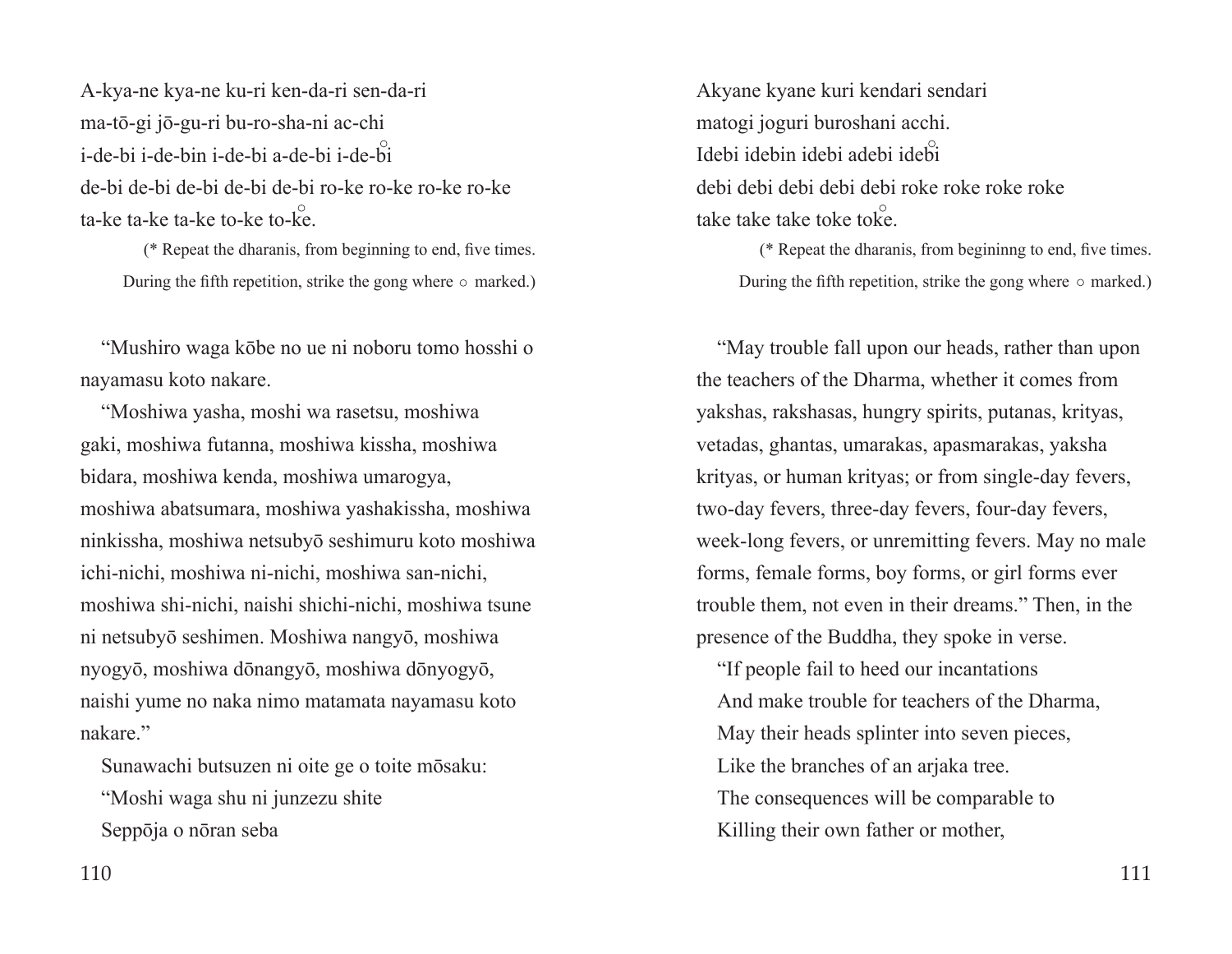A-kya-ne kya-ne ku-ri ken-da-ri sen-da-ri
ma-tō-gi jō-gu-ri bu-ro-sha-ni ac-chi
i-de-bi i-de-bin i-de-bi a-de-bi i-de-b̊i
de-bi de-bi de-bi de-bi de-bi ro-ke ro-ke ro-ke ro-ke
ta-ke ta-ke ta-ke to-ke to-k̊e.

(* Repeat the dharanis, from beginning to end, five times.
During the fifth repetition, strike the gong where ○ marked.)

"Mushiro waga kōbe no ue ni noboru tomo hosshi o nayamasu koto nakare.

"Moshiwa yasha, moshi wa rasetsu, moshiwa gaki, moshiwa futanna, moshiwa kissha, moshiwa bidara, moshiwa kenda, moshiwa umarogya, moshiwa abatsumara, moshiwa yashakissha, moshiwa ninkissha, moshiwa netsubyō seshimuru koto moshiwa ichi-nichi, moshiwa ni-nichi, moshiwa san-nichi, moshiwa shi-nichi, naishi shichi-nichi, moshiwa tsune ni netsubyō seshimen. Moshiwa nangyō, moshiwa nyogyō, moshiwa dōnangyō, moshiwa dōnyogyō, naishi yume no naka nimo matamata nayamasu koto nakare."

Sunawachi butsuzen ni oite ge o toite mōsaku:

"Moshi waga shu ni junzezu shite
Seppōja o nōran seba

Akyane kyane kuri kendari sendari
matogi joguri buroshani acchi.
Idebi idebin idebi adebi ideb̊i
debi debi debi debi debi roke roke roke roke
take take take toke tok̊e.

(* Repeat the dharanis, from begininng to end, five times.
During the fifth repetition, strike the gong where ○ marked.)

"May trouble fall upon our heads, rather than upon the teachers of the Dharma, whether it comes from yakshas, rakshasas, hungry spirits, putanas, krityas, vetadas, ghantas, umarakas, apasmarakas, yaksha krityas, or human krityas; or from single-day fevers, two-day fevers, three-day fevers, four-day fevers, week-long fevers, or unremitting fevers. May no male forms, female forms, boy forms, or girl forms ever trouble them, not even in their dreams." Then, in the presence of the Buddha, they spoke in verse.

"If people fail to heed our incantations
And make trouble for teachers of the Dharma,
May their heads splinter into seven pieces,
Like the branches of an arjaka tree.
The consequences will be comparable to
Killing their own father or mother,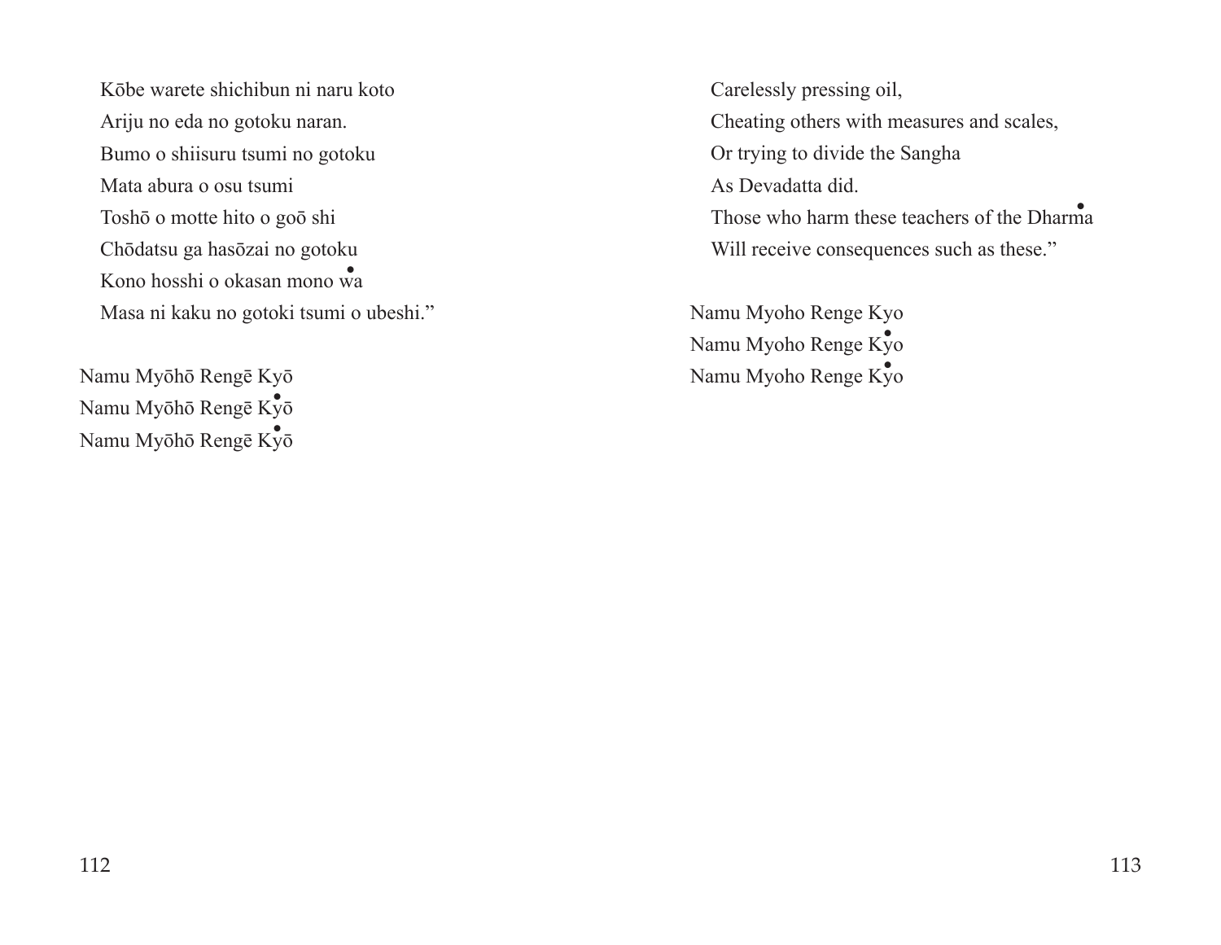Kōbe warete shichibun ni naru koto
Ariju no eda no gotoku naran.
Bumo o shiisuru tsumi no gotoku
Mata abura o osu tsumi
Toshō o motte hito o goō shi
Chōdatsu ga hasōzai no gotoku
Kono hosshi o okasan mono wa
Masa ni kaku no gotoki tsumi o ubeshi."

Namu Myōhō Rengē Kyō
Namu Myōhō Rengē Kyō
Namu Myōhō Rengē Kyō

Carelessly pressing oil,
Cheating others with measures and scales,
Or trying to divide the Sangha
As Devadatta did.
Those who harm these teachers of the Dharma
Will receive consequences such as these."

Namu Myoho Renge Kyo
Namu Myoho Renge Kyo
Namu Myoho Renge Kyo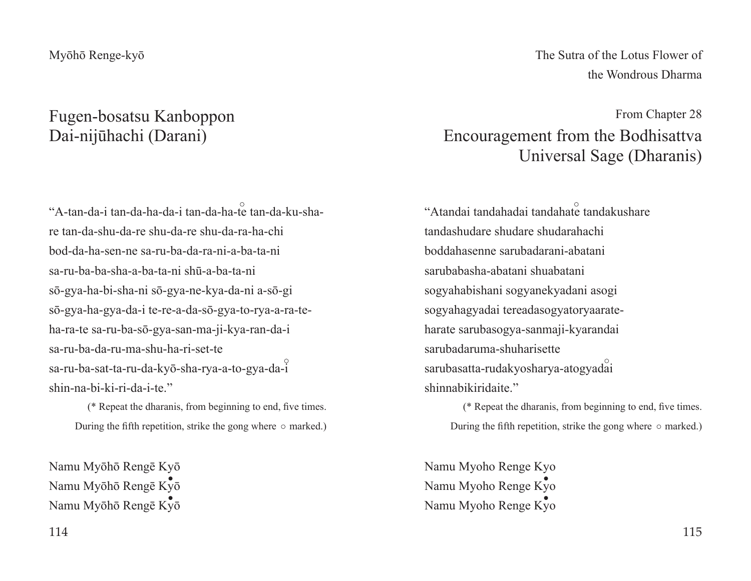## Fugen-bosatsu Kanboppon Dai-nijūhachi (Darani)

"A-tan-da-i tan-da-ha-da-i tan-da-ha-te̊ tan-da-ku-sha-re tan-da-shu-da-re shu-da-re shu-da-ra-ha-chi bod-da-ha-sen-ne sa-ru-ba-da-ra-ni-a-ba-ta-ni sa-ru-ba-ba-sha-a-ba-ta-ni shū-a-ba-ta-ni sō-gya-ha-bi-sha-ni sō-gya-ne-kya-da-ni a-sō-gi sō-gya-ha-gya-da-i te-re-a-da-sō-gya-to-rya-a-ra-te-ha-ra-te sa-ru-ba-sō-gya-san-ma-ji-kya-ran-da-i sa-ru-ba-da-ru-ma-shu-ha-ri-set-te sa-ru-ba-sat-ta-ru-da-kyō-sha-rya-a-to-gya-da-i̊ shin-na-bi-ki-ri-da-i-te."

(* Repeat the dharanis, from beginning to end, five times. During the fifth repetition, strike the gong where ○ marked.)

Namu Myōhō Rengē Kyō
Namu Myōhō Rengē Kyō
Namu Myōhō Rengē Kyō

From Chapter 28

## Encouragement from the Bodhisattva Universal Sage (Dharanis)

"Atandai tandahadai tandahate̊ tandakushare tandashudare shudare shudarahachi boddahasenne sarubadarani-abatani sarubabasha-abatani shuabatani sogyahabishani sogyanekyadani asogi sogyahagyadai tereadasogyatoryaarate-harate sarubasogya-sanmaji-kyarandai sarubadaruma-shuharisette sarubasatta-rudakyosharya-atogyadåi shinnabikiridaite."

(* Repeat the dharanis, from beginning to end, five times. During the fifth repetition, strike the gong where ○ marked.)

Namu Myoho Renge Kyo
Namu Myoho Renge Kyo
Namu Myoho Renge Kyo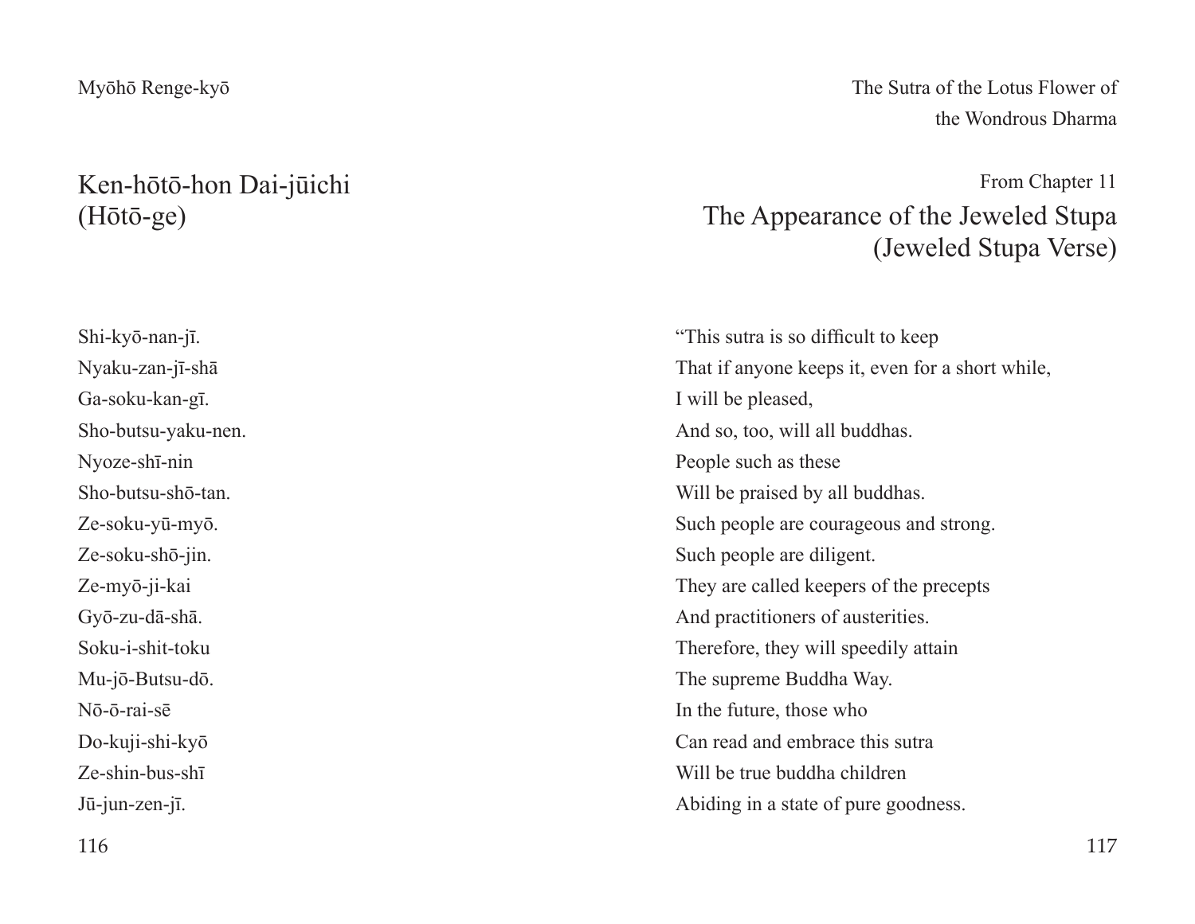## Ken-hōtō-hon Dai-jūichi
## (Hōtō-ge)

Shi-kyō-nan-jī.
Nyaku-zan-jī-shā
Ga-soku-kan-gī.
Sho-butsu-yaku-nen.
Nyoze-shī-nin
Sho-butsu-shō-tan.
Ze-soku-yū-myō.
Ze-soku-shō-jin.
Ze-myō-ji-kai
Gyō-zu-dā-shā.
Soku-i-shit-toku
Mu-jō-Butsu-dō.
Nō-ō-rai-sē
Do-kuji-shi-kyō
Ze-shin-bus-shī
Jū-jun-zen-jī.

From Chapter 11

## The Appearance of the Jeweled Stupa
## (Jeweled Stupa Verse)

"This sutra is so difficult to keep
That if anyone keeps it, even for a short while,
I will be pleased,
And so, too, will all buddhas.
People such as these
Will be praised by all buddhas.
Such people are courageous and strong.
Such people are diligent.
They are called keepers of the precepts
And practitioners of austerities.
Therefore, they will speedily attain
The supreme Buddha Way.
In the future, those who
Can read and embrace this sutra
Will be true buddha children
Abiding in a state of pure goodness.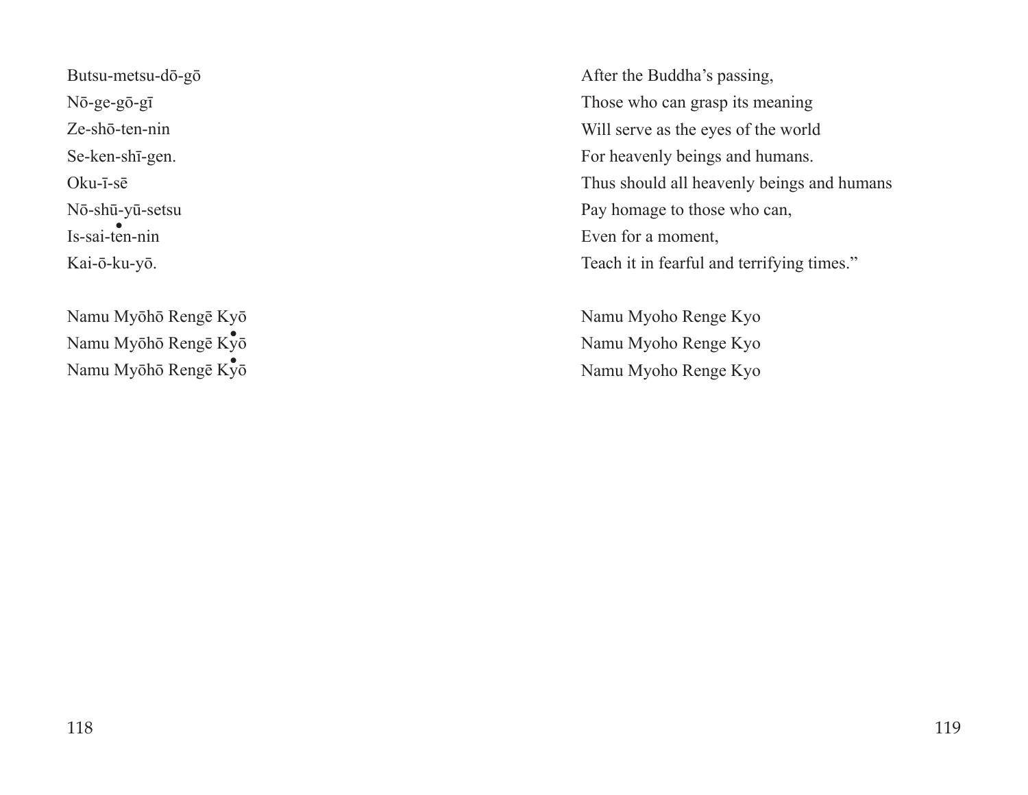Butsu-metsu-dō-gō
Nō-ge-gō-gī
Ze-shō-ten-nin
Se-ken-shī-gen.
Oku-ī-sē
Nō-shū-yū-setsu
Is-sai-ten-nin
Kai-ō-ku-yō.

Namu Myōhō Rengē Kyō
Namu Myōhō Rengē Kyō
Namu Myōhō Rengē Kyō

After the Buddha's passing,
Those who can grasp its meaning
Will serve as the eyes of the world
For heavenly beings and humans.
Thus should all heavenly beings and humans
Pay homage to those who can,
Even for a moment,
Teach it in fearful and terrifying times."

Namu Myoho Renge Kyo
Namu Myoho Renge Kyo
Namu Myoho Renge Kyo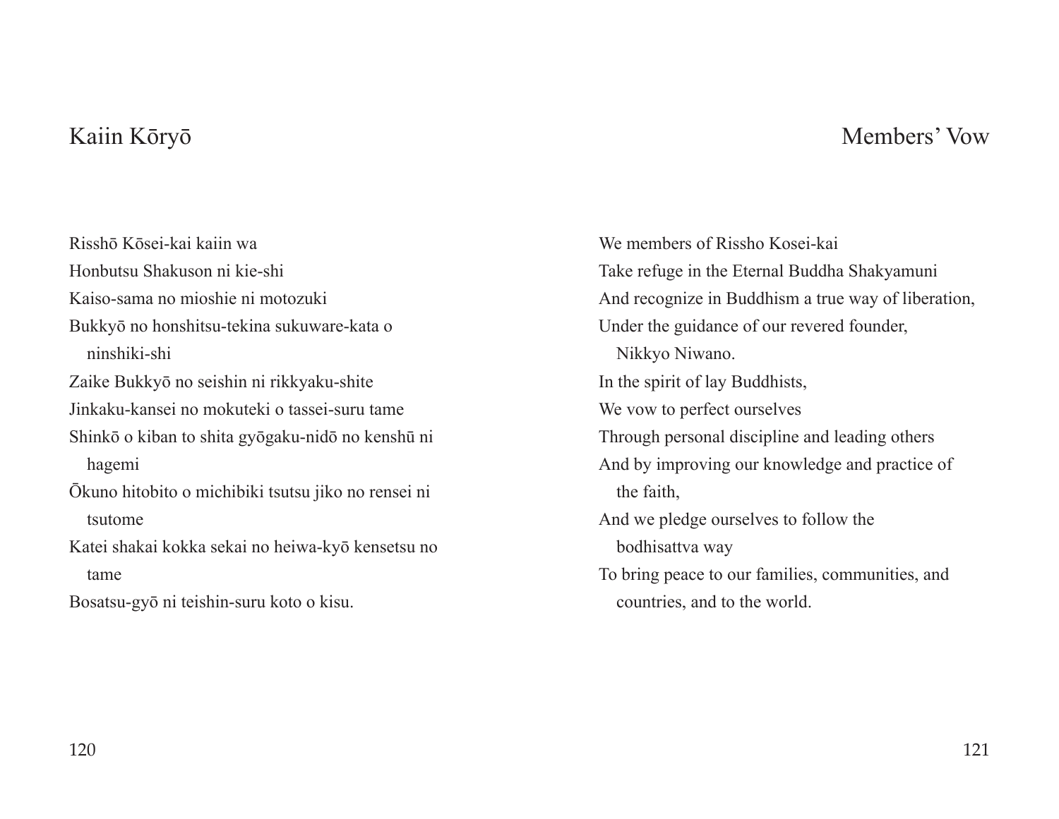## Kaiin Kōryō

Risshō Kōsei-kai kaiin wa
Honbutsu Shakuson ni kie-shi
Kaiso-sama no mioshie ni motozuki
Bukkyō no honshitsu-tekina sukuware-kata o ninshiki-shi
Zaike Bukkyō no seishin ni rikkyaku-shite
Jinkaku-kansei no mokuteki o tassei-suru tame
Shinkō o kiban to shita gyōgaku-nidō no kenshū ni hagemi
Ōkuno hitobito o michibiki tsutsu jiko no rensei ni tsutome
Katei shakai kokka sekai no heiwa-kyō kensetsu no tame
Bosatsu-gyō ni teishin-suru koto o kisu.

## Members' Vow

We members of Rissho Kosei-kai
Take refuge in the Eternal Buddha Shakyamuni
And recognize in Buddhism a true way of liberation,
Under the guidance of our revered founder, Nikkyo Niwano.
In the spirit of lay Buddhists,
We vow to perfect ourselves
Through personal discipline and leading others
And by improving our knowledge and practice of the faith,
And we pledge ourselves to follow the bodhisattva way
To bring peace to our families, communities, and countries, and to the world.